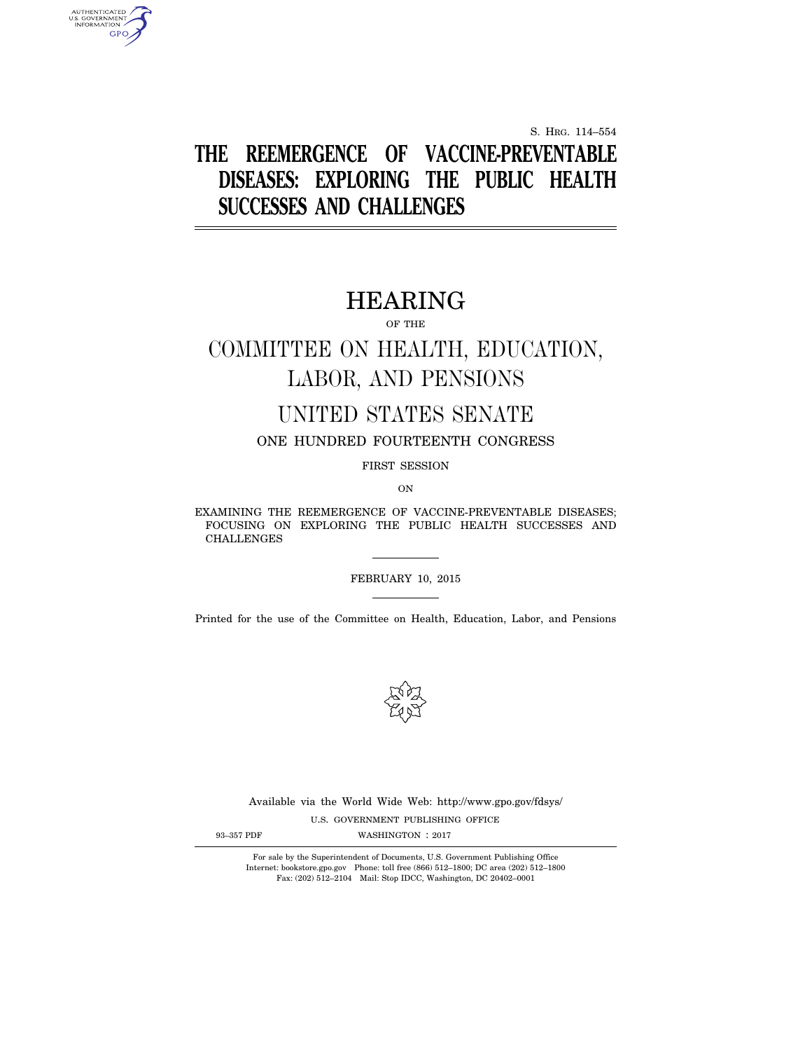S. HRG. 114–554

# THE REEMERGENCE OF VACCINE-PREVENTABLE DISEASES: EXPLORING THE PUBLIC HEALTH SUCCESSES AND CHALLENGES

## HEARING

OF THE

## COMMITTEE ON HEALTH, EDUCATION, LABOR, AND PENSIONS

## UNITED STATES SENATE

ONE HUNDRED FOURTEENTH CONGRESS

FIRST SESSION

ON

EXAMINING THE REEMERGENCE OF VACCINE-PREVENTABLE DISEASES; FOCUSING ON EXPLORING THE PUBLIC HEALTH SUCCESSES AND CHALLENGES

FEBRUARY 10, 2015

Printed for the use of the Committee on Health, Education, Labor, and Pensions

Available via the World Wide Web: http://www.gpo.gov/fdsys/

U.S. GOVERNMENT PUBLISHING OFFICE

93–357 PDF WASHINGTON : 2017

For sale by the Superintendent of Documents, U.S. Government Publishing Office
Internet: bookstore.gpo.gov Phone: toll free (866) 512–1800; DC area (202) 512–1800
Fax: (202) 512–2104 Mail: Stop IDCC, Washington, DC 20402–0001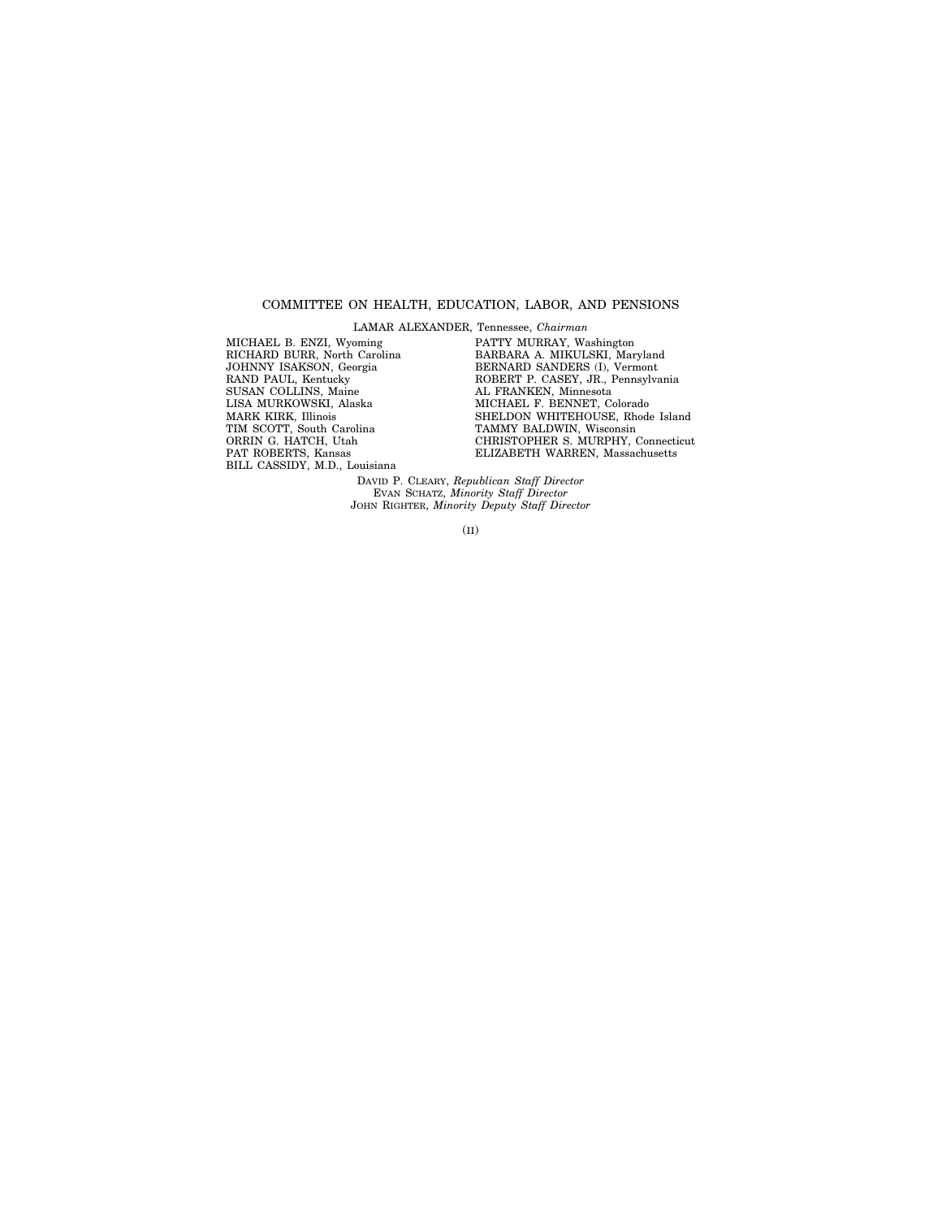## COMMITTEE ON HEALTH, EDUCATION, LABOR, AND PENSIONS

LAMAR ALEXANDER, Tennessee, *Chairman*

MICHAEL B. ENZI, Wyoming
RICHARD BURR, North Carolina
JOHNNY ISAKSON, Georgia
RAND PAUL, Kentucky
SUSAN COLLINS, Maine
LISA MURKOWSKI, Alaska
MARK KIRK, Illinois
TIM SCOTT, South Carolina
ORRIN G. HATCH, Utah
PAT ROBERTS, Kansas
BILL CASSIDY, M.D., Louisiana

PATTY MURRAY, Washington
BARBARA A. MIKULSKI, Maryland
BERNARD SANDERS (I), Vermont
ROBERT P. CASEY, JR., Pennsylvania
AL FRANKEN, Minnesota
MICHAEL F. BENNET, Colorado
SHELDON WHITEHOUSE, Rhode Island
TAMMY BALDWIN, Wisconsin
CHRISTOPHER S. MURPHY, Connecticut
ELIZABETH WARREN, Massachusetts

DAVID P. CLEARY, *Republican Staff Director*
EVAN SCHATZ, *Minority Staff Director*
JOHN RIGHTER, *Minority Deputy Staff Director*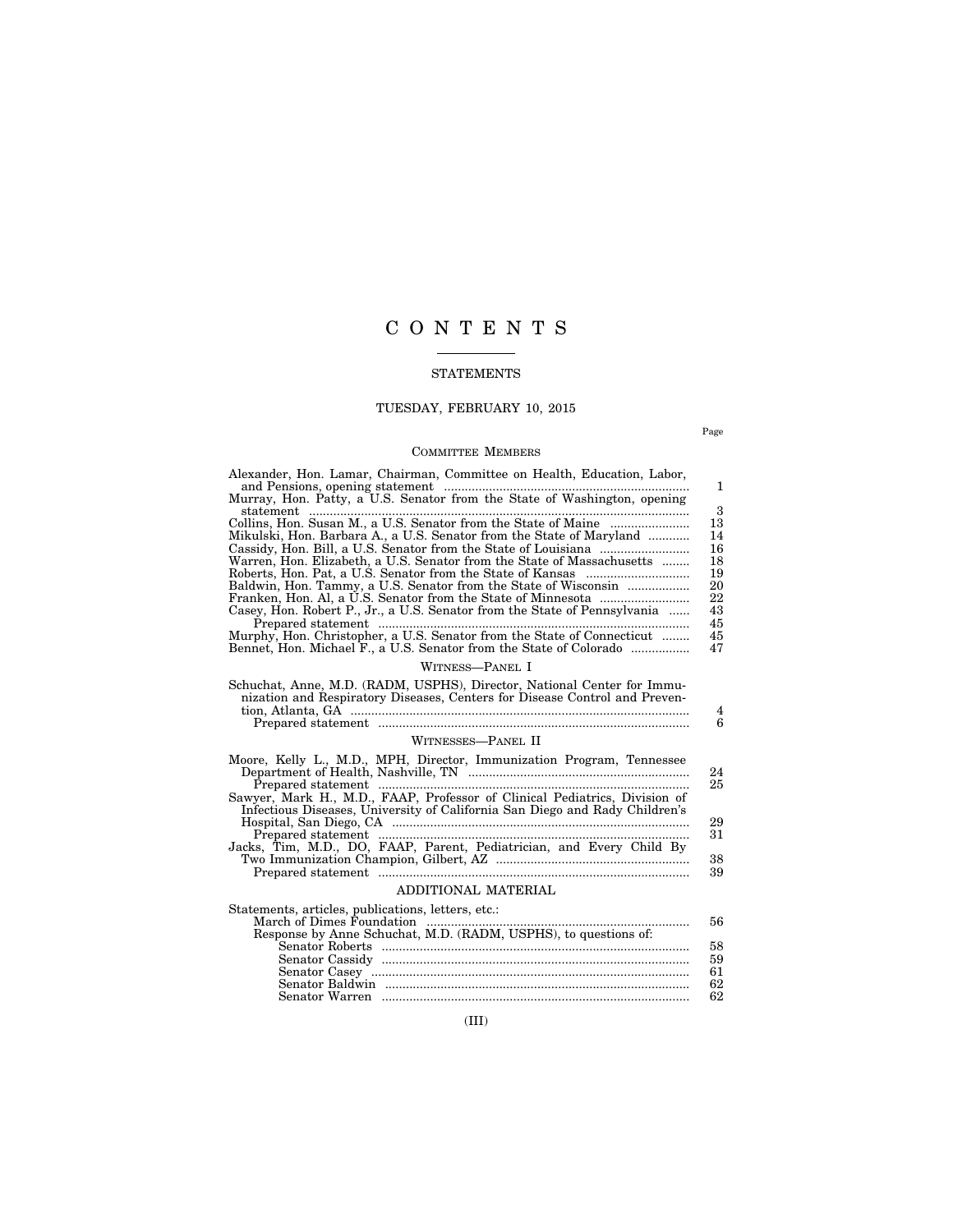# C O N T E N T S

## STATEMENTS

### TUESDAY, FEBRUARY 10, 2015

| | Page |
|---|---|
| **COMMITTEE MEMBERS** | |
| Alexander, Hon. Lamar, Chairman, Committee on Health, Education, Labor, and Pensions, opening statement | 1 |
| Murray, Hon. Patty, a U.S. Senator from the State of Washington, opening statement | 3 |
| Collins, Hon. Susan M., a U.S. Senator from the State of Maine | 13 |
| Mikulski, Hon. Barbara A., a U.S. Senator from the State of Maryland | 14 |
| Cassidy, Hon. Bill, a U.S. Senator from the State of Louisiana | 16 |
| Warren, Hon. Elizabeth, a U.S. Senator from the State of Massachusetts | 18 |
| Roberts, Hon. Pat, a U.S. Senator from the State of Kansas | 19 |
| Baldwin, Hon. Tammy, a U.S. Senator from the State of Wisconsin | 20 |
| Franken, Hon. Al, a U.S. Senator from the State of Minnesota | 22 |
| Casey, Hon. Robert P., Jr., a U.S. Senator from the State of Pennsylvania | 43 |
| Prepared statement | 45 |
| Murphy, Hon. Christopher, a U.S. Senator from the State of Connecticut | 45 |
| Bennet, Hon. Michael F., a U.S. Senator from the State of Colorado | 47 |
| **WITNESS—PANEL I** | |
| Schuchat, Anne, M.D. (RADM, USPHS), Director, National Center for Immunization and Respiratory Diseases, Centers for Disease Control and Prevention, Atlanta, GA | 4 |
| Prepared statement | 6 |
| **WITNESSES—PANEL II** | |
| Moore, Kelly L., M.D., MPH, Director, Immunization Program, Tennessee Department of Health, Nashville, TN | 24 |
| Prepared statement | 25 |
| Sawyer, Mark H., M.D., FAAP, Professor of Clinical Pediatrics, Division of Infectious Diseases, University of California San Diego and Rady Children's Hospital, San Diego, CA | 29 |
| Prepared statement | 31 |
| Jacks, Tim, M.D., DO, FAAP, Parent, Pediatrician, and Every Child By Two Immunization Champion, Gilbert, AZ | 38 |
| Prepared statement | 39 |
| **ADDITIONAL MATERIAL** | |
| Statements, articles, publications, letters, etc.: | |
| March of Dimes Foundation | 56 |
| Response by Anne Schuchat, M.D. (RADM, USPHS), to questions of: | |
| Senator Roberts | 58 |
| Senator Cassidy | 59 |
| Senator Casey | 61 |
| Senator Baldwin | 62 |
| Senator Warren | 62 |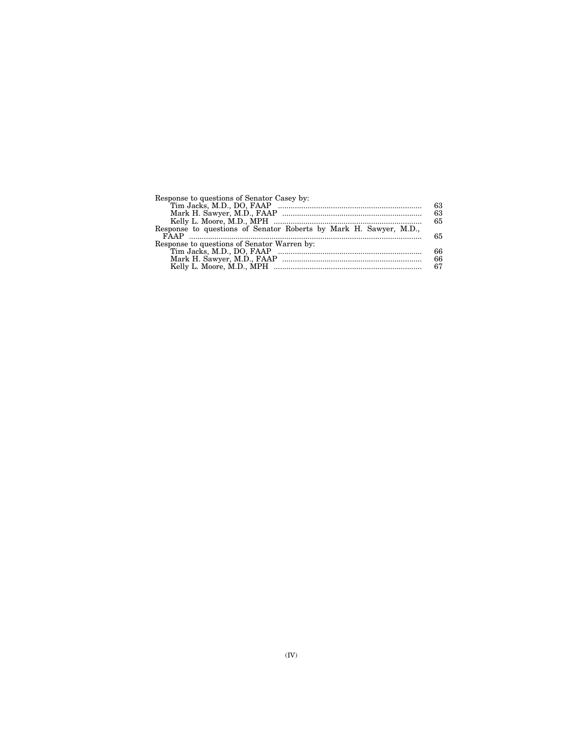Response to questions of Senator Casey by:

- Tim Jacks, M.D., DO, FAAP ..... 63
- Mark H. Sawyer, M.D., FAAP ..... 63
- Kelly L. Moore, M.D., MPH ..... 65

Response to questions of Senator Roberts by Mark H. Sawyer, M.D., FAAP ..... 65

Response to questions of Senator Warren by:

- Tim Jacks, M.D., DO, FAAP ..... 66
- Mark H. Sawyer, M.D., FAAP ..... 66
- Kelly L. Moore, M.D., MPH ..... 67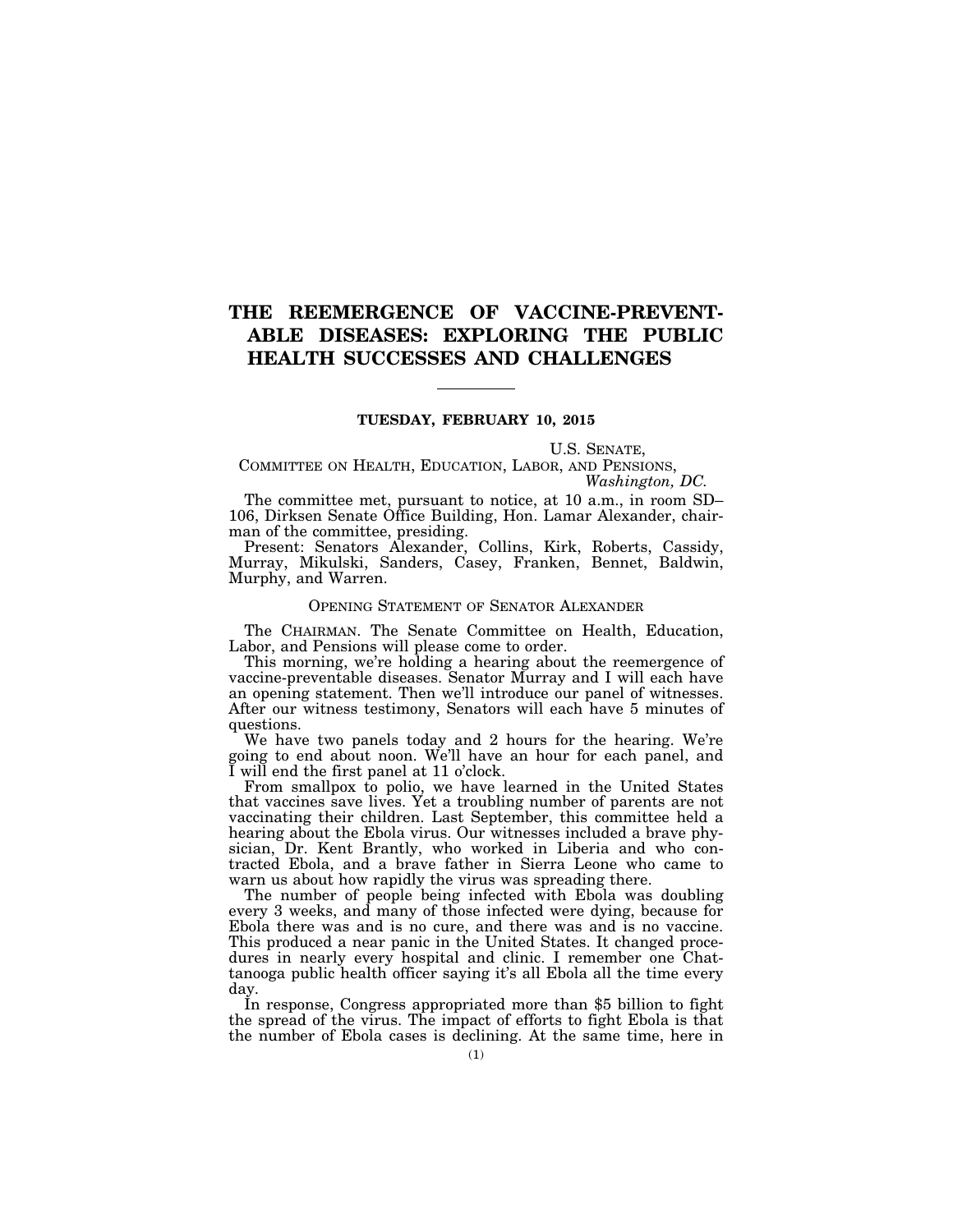# THE REEMERGENCE OF VACCINE-PREVENTABLE DISEASES: EXPLORING THE PUBLIC HEALTH SUCCESSES AND CHALLENGES

---

**TUESDAY, FEBRUARY 10, 2015**

U.S. SENATE,
COMMITTEE ON HEALTH, EDUCATION, LABOR, AND PENSIONS,
*Washington, DC.*

The committee met, pursuant to notice, at 10 a.m., in room SD–106, Dirksen Senate Office Building, Hon. Lamar Alexander, chairman of the committee, presiding.

Present: Senators Alexander, Collins, Kirk, Roberts, Cassidy, Murray, Mikulski, Sanders, Casey, Franken, Bennet, Baldwin, Murphy, and Warren.

## OPENING STATEMENT OF SENATOR ALEXANDER

The CHAIRMAN. The Senate Committee on Health, Education, Labor, and Pensions will please come to order.

This morning, we're holding a hearing about the reemergence of vaccine-preventable diseases. Senator Murray and I will each have an opening statement. Then we'll introduce our panel of witnesses. After our witness testimony, Senators will each have 5 minutes of questions.

We have two panels today and 2 hours for the hearing. We're going to end about noon. We'll have an hour for each panel, and I will end the first panel at 11 o'clock.

From smallpox to polio, we have learned in the United States that vaccines save lives. Yet a troubling number of parents are not vaccinating their children. Last September, this committee held a hearing about the Ebola virus. Our witnesses included a brave physician, Dr. Kent Brantly, who worked in Liberia and who contracted Ebola, and a brave father in Sierra Leone who came to warn us about how rapidly the virus was spreading there.

The number of people being infected with Ebola was doubling every 3 weeks, and many of those infected were dying, because for Ebola there was and is no cure, and there was and is no vaccine. This produced a near panic in the United States. It changed procedures in nearly every hospital and clinic. I remember one Chattanooga public health officer saying it's all Ebola all the time every day.

In response, Congress appropriated more than $5 billion to fight the spread of the virus. The impact of efforts to fight Ebola is that the number of Ebola cases is declining. At the same time, here in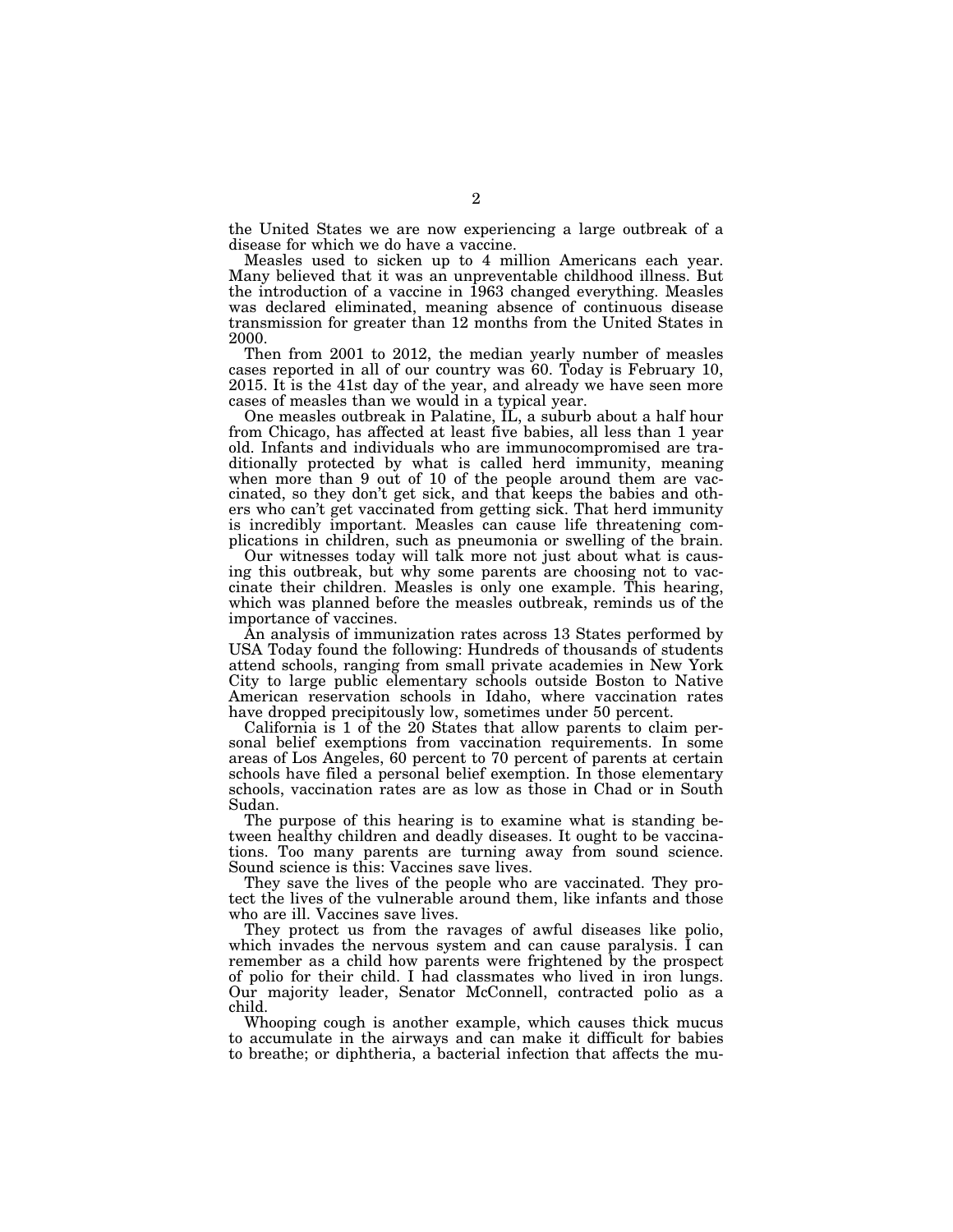the United States we are now experiencing a large outbreak of a disease for which we do have a vaccine.

Measles used to sicken up to 4 million Americans each year. Many believed that it was an unpreventable childhood illness. But the introduction of a vaccine in 1963 changed everything. Measles was declared eliminated, meaning absence of continuous disease transmission for greater than 12 months from the United States in 2000.

Then from 2001 to 2012, the median yearly number of measles cases reported in all of our country was 60. Today is February 10, 2015. It is the 41st day of the year, and already we have seen more cases of measles than we would in a typical year.

One measles outbreak in Palatine, IL, a suburb about a half hour from Chicago, has affected at least five babies, all less than 1 year old. Infants and individuals who are immunocompromised are traditionally protected by what is called herd immunity, meaning when more than 9 out of 10 of the people around them are vaccinated, so they don't get sick, and that keeps the babies and others who can't get vaccinated from getting sick. That herd immunity is incredibly important. Measles can cause life threatening complications in children, such as pneumonia or swelling of the brain.

Our witnesses today will talk more not just about what is causing this outbreak, but why some parents are choosing not to vaccinate their children. Measles is only one example. This hearing, which was planned before the measles outbreak, reminds us of the importance of vaccines.

An analysis of immunization rates across 13 States performed by USA Today found the following: Hundreds of thousands of students attend schools, ranging from small private academies in New York City to large public elementary schools outside Boston to Native American reservation schools in Idaho, where vaccination rates have dropped precipitously low, sometimes under 50 percent.

California is 1 of the 20 States that allow parents to claim personal belief exemptions from vaccination requirements. In some areas of Los Angeles, 60 percent to 70 percent of parents at certain schools have filed a personal belief exemption. In those elementary schools, vaccination rates are as low as those in Chad or in South Sudan.

The purpose of this hearing is to examine what is standing between healthy children and deadly diseases. It ought to be vaccinations. Too many parents are turning away from sound science. Sound science is this: Vaccines save lives.

They save the lives of the people who are vaccinated. They protect the lives of the vulnerable around them, like infants and those who are ill. Vaccines save lives.

They protect us from the ravages of awful diseases like polio, which invades the nervous system and can cause paralysis. I can remember as a child how parents were frightened by the prospect of polio for their child. I had classmates who lived in iron lungs. Our majority leader, Senator McConnell, contracted polio as a child.

Whooping cough is another example, which causes thick mucus to accumulate in the airways and can make it difficult for babies to breathe; or diphtheria, a bacterial infection that affects the mu-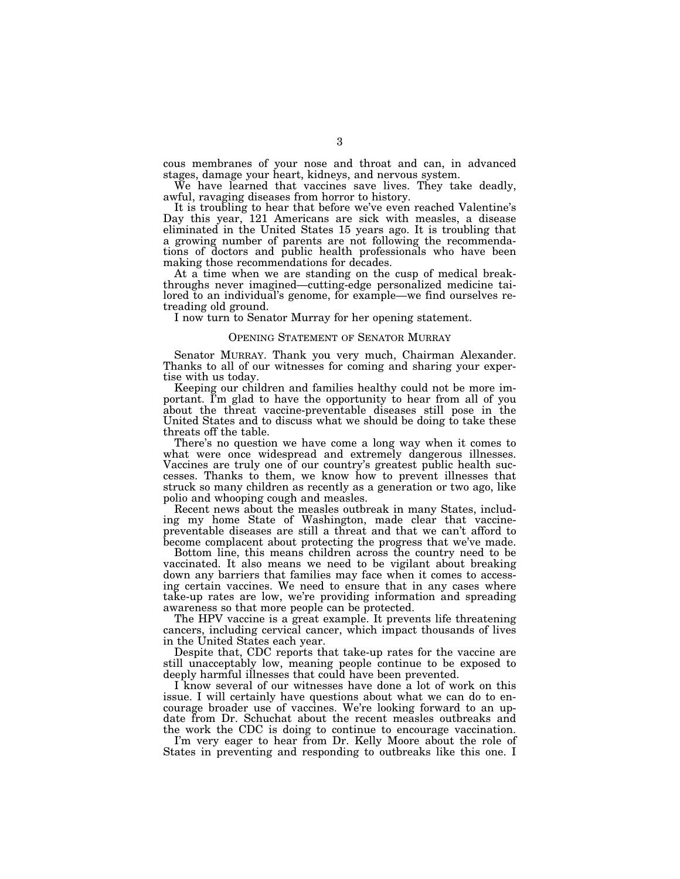cous membranes of your nose and throat and can, in advanced stages, damage your heart, kidneys, and nervous system.

We have learned that vaccines save lives. They take deadly, awful, ravaging diseases from horror to history.

It is troubling to hear that before we've even reached Valentine's Day this year, 121 Americans are sick with measles, a disease eliminated in the United States 15 years ago. It is troubling that a growing number of parents are not following the recommendations of doctors and public health professionals who have been making those recommendations for decades.

At a time when we are standing on the cusp of medical breakthroughs never imagined—cutting-edge personalized medicine tailored to an individual's genome, for example—we find ourselves retreading old ground.

I now turn to Senator Murray for her opening statement.

## OPENING STATEMENT OF SENATOR MURRAY

Senator MURRAY. Thank you very much, Chairman Alexander. Thanks to all of our witnesses for coming and sharing your expertise with us today.

Keeping our children and families healthy could not be more important. I'm glad to have the opportunity to hear from all of you about the threat vaccine-preventable diseases still pose in the United States and to discuss what we should be doing to take these threats off the table.

There's no question we have come a long way when it comes to what were once widespread and extremely dangerous illnesses. Vaccines are truly one of our country's greatest public health successes. Thanks to them, we know how to prevent illnesses that struck so many children as recently as a generation or two ago, like polio and whooping cough and measles.

Recent news about the measles outbreak in many States, including my home State of Washington, made clear that vaccine-preventable diseases are still a threat and that we can't afford to become complacent about protecting the progress that we've made.

Bottom line, this means children across the country need to be vaccinated. It also means we need to be vigilant about breaking down any barriers that families may face when it comes to accessing certain vaccines. We need to ensure that in any cases where take-up rates are low, we're providing information and spreading awareness so that more people can be protected.

The HPV vaccine is a great example. It prevents life threatening cancers, including cervical cancer, which impact thousands of lives in the United States each year.

Despite that, CDC reports that take-up rates for the vaccine are still unacceptably low, meaning people continue to be exposed to deeply harmful illnesses that could have been prevented.

I know several of our witnesses have done a lot of work on this issue. I will certainly have questions about what we can do to encourage broader use of vaccines. We're looking forward to an update from Dr. Schuchat about the recent measles outbreaks and the work the CDC is doing to continue to encourage vaccination.

I'm very eager to hear from Dr. Kelly Moore about the role of States in preventing and responding to outbreaks like this one. I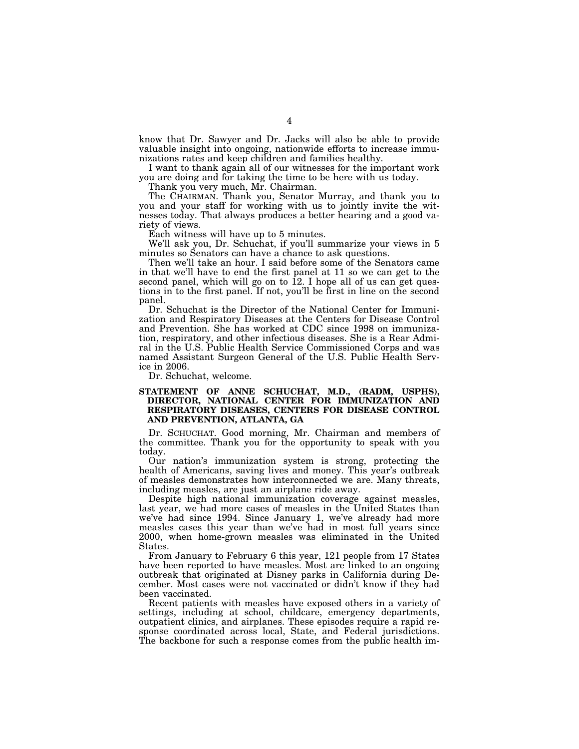know that Dr. Sawyer and Dr. Jacks will also be able to provide valuable insight into ongoing, nationwide efforts to increase immunizations rates and keep children and families healthy.

I want to thank again all of our witnesses for the important work you are doing and for taking the time to be here with us today.

Thank you very much, Mr. Chairman.

The CHAIRMAN. Thank you, Senator Murray, and thank you to you and your staff for working with us to jointly invite the witnesses today. That always produces a better hearing and a good variety of views.

Each witness will have up to 5 minutes.

We'll ask you, Dr. Schuchat, if you'll summarize your views in 5 minutes so Senators can have a chance to ask questions.

Then we'll take an hour. I said before some of the Senators came in that we'll have to end the first panel at 11 so we can get to the second panel, which will go on to 12. I hope all of us can get questions in to the first panel. If not, you'll be first in line on the second panel.

Dr. Schuchat is the Director of the National Center for Immunization and Respiratory Diseases at the Centers for Disease Control and Prevention. She has worked at CDC since 1998 on immunization, respiratory, and other infectious diseases. She is a Rear Admiral in the U.S. Public Health Service Commissioned Corps and was named Assistant Surgeon General of the U.S. Public Health Service in 2006.

Dr. Schuchat, welcome.

## STATEMENT OF ANNE SCHUCHAT, M.D., (RADM, USPHS), DIRECTOR, NATIONAL CENTER FOR IMMUNIZATION AND RESPIRATORY DISEASES, CENTERS FOR DISEASE CONTROL AND PREVENTION, ATLANTA, GA

Dr. SCHUCHAT. Good morning, Mr. Chairman and members of the committee. Thank you for the opportunity to speak with you today.

Our nation's immunization system is strong, protecting the health of Americans, saving lives and money. This year's outbreak of measles demonstrates how interconnected we are. Many threats, including measles, are just an airplane ride away.

Despite high national immunization coverage against measles, last year, we had more cases of measles in the United States than we've had since 1994. Since January 1, we've already had more measles cases this year than we've had in most full years since 2000, when home-grown measles was eliminated in the United States.

From January to February 6 this year, 121 people from 17 States have been reported to have measles. Most are linked to an ongoing outbreak that originated at Disney parks in California during December. Most cases were not vaccinated or didn't know if they had been vaccinated.

Recent patients with measles have exposed others in a variety of settings, including at school, childcare, emergency departments, outpatient clinics, and airplanes. These episodes require a rapid response coordinated across local, State, and Federal jurisdictions. The backbone for such a response comes from the public health im-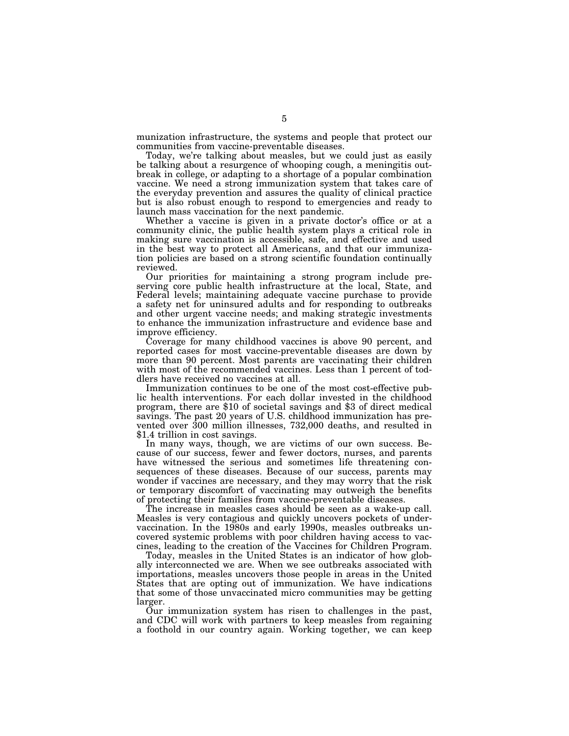munization infrastructure, the systems and people that protect our communities from vaccine-preventable diseases.

Today, we're talking about measles, but we could just as easily be talking about a resurgence of whooping cough, a meningitis outbreak in college, or adapting to a shortage of a popular combination vaccine. We need a strong immunization system that takes care of the everyday prevention and assures the quality of clinical practice but is also robust enough to respond to emergencies and ready to launch mass vaccination for the next pandemic.

Whether a vaccine is given in a private doctor's office or at a community clinic, the public health system plays a critical role in making sure vaccination is accessible, safe, and effective and used in the best way to protect all Americans, and that our immunization policies are based on a strong scientific foundation continually reviewed.

Our priorities for maintaining a strong program include preserving core public health infrastructure at the local, State, and Federal levels; maintaining adequate vaccine purchase to provide a safety net for uninsured adults and for responding to outbreaks and other urgent vaccine needs; and making strategic investments to enhance the immunization infrastructure and evidence base and improve efficiency.

Coverage for many childhood vaccines is above 90 percent, and reported cases for most vaccine-preventable diseases are down by more than 90 percent. Most parents are vaccinating their children with most of the recommended vaccines. Less than 1 percent of toddlers have received no vaccines at all.

Immunization continues to be one of the most cost-effective public health interventions. For each dollar invested in the childhood program, there are $10 of societal savings and $3 of direct medical savings. The past 20 years of U.S. childhood immunization has prevented over 300 million illnesses, 732,000 deaths, and resulted in $1.4 trillion in cost savings.

In many ways, though, we are victims of our own success. Because of our success, fewer and fewer doctors, nurses, and parents have witnessed the serious and sometimes life threatening consequences of these diseases. Because of our success, parents may wonder if vaccines are necessary, and they may worry that the risk or temporary discomfort of vaccinating may outweigh the benefits of protecting their families from vaccine-preventable diseases.

The increase in measles cases should be seen as a wake-up call. Measles is very contagious and quickly uncovers pockets of undervaccination. In the 1980s and early 1990s, measles outbreaks uncovered systemic problems with poor children having access to vaccines, leading to the creation of the Vaccines for Children Program.

Today, measles in the United States is an indicator of how globally interconnected we are. When we see outbreaks associated with importations, measles uncovers those people in areas in the United States that are opting out of immunization. We have indications that some of those unvaccinated micro communities may be getting larger.

Our immunization system has risen to challenges in the past, and CDC will work with partners to keep measles from regaining a foothold in our country again. Working together, we can keep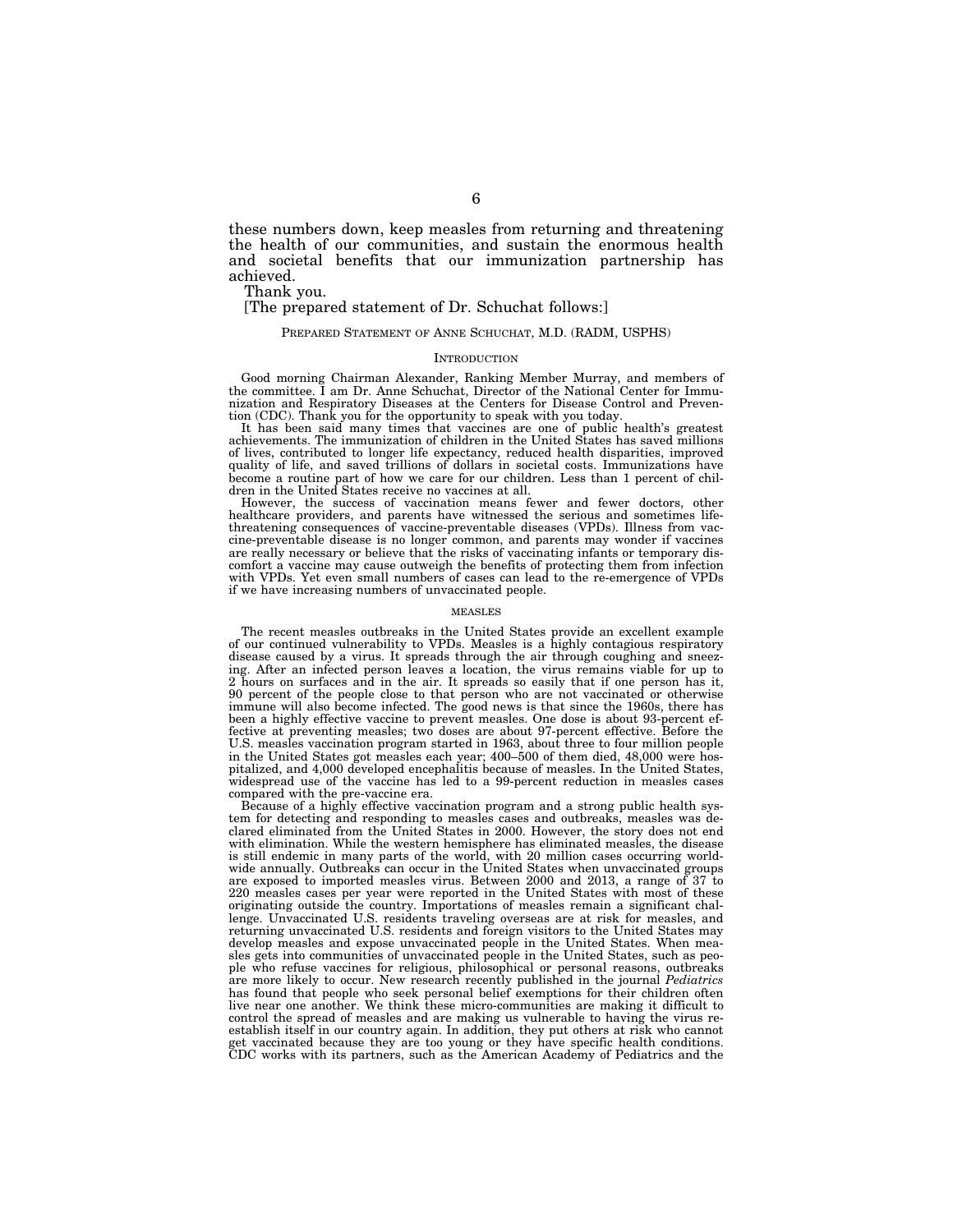these numbers down, keep measles from returning and threatening the health of our communities, and sustain the enormous health and societal benefits that our immunization partnership has achieved.

Thank you.

[The prepared statement of Dr. Schuchat follows:]

PREPARED STATEMENT OF ANNE SCHUCHAT, M.D. (RADM, USPHS)

## INTRODUCTION

Good morning Chairman Alexander, Ranking Member Murray, and members of the committee. I am Dr. Anne Schuchat, Director of the National Center for Immunization and Respiratory Diseases at the Centers for Disease Control and Prevention (CDC). Thank you for the opportunity to speak with you today.

It has been said many times that vaccines are one of public health's greatest achievements. The immunization of children in the United States has saved millions of lives, contributed to longer life expectancy, reduced health disparities, improved quality of life, and saved trillions of dollars in societal costs. Immunizations have become a routine part of how we care for our children. Less than 1 percent of children in the United States receive no vaccines at all.

However, the success of vaccination means fewer and fewer doctors, other healthcare providers, and parents have witnessed the serious and sometimes life-threatening consequences of vaccine-preventable diseases (VPDs). Illness from vaccine-preventable disease is no longer common, and parents may wonder if vaccines are really necessary or believe that the risks of vaccinating infants or temporary discomfort a vaccine may cause outweigh the benefits of protecting them from infection with VPDs. Yet even small numbers of cases can lead to the re-emergence of VPDs if we have increasing numbers of unvaccinated people.

## MEASLES

The recent measles outbreaks in the United States provide an excellent example of our continued vulnerability to VPDs. Measles is a highly contagious respiratory disease caused by a virus. It spreads through the air through coughing and sneezing. After an infected person leaves a location, the virus remains viable for up to 2 hours on surfaces and in the air. It spreads so easily that if one person has it, 90 percent of the people close to that person who are not vaccinated or otherwise immune will also become infected. The good news is that since the 1960s, there has been a highly effective vaccine to prevent measles. One dose is about 93-percent effective at preventing measles; two doses are about 97-percent effective. Before the U.S. measles vaccination program started in 1963, about three to four million people in the United States got measles each year; 400–500 of them died, 48,000 were hospitalized, and 4,000 developed encephalitis because of measles. In the United States, widespread use of the vaccine has led to a 99-percent reduction in measles cases compared with the pre-vaccine era.

Because of a highly effective vaccination program and a strong public health system for detecting and responding to measles cases and outbreaks, measles was declared eliminated from the United States in 2000. However, the story does not end with elimination. While the western hemisphere has eliminated measles, the disease is still endemic in many parts of the world, with 20 million cases occurring worldwide annually. Outbreaks can occur in the United States when unvaccinated groups are exposed to imported measles virus. Between 2000 and 2013, a range of 37 to 220 measles cases per year were reported in the United States with most of these originating outside the country. Importations of measles remain a significant challenge. Unvaccinated U.S. residents traveling overseas are at risk for measles, and returning unvaccinated U.S. residents and foreign visitors to the United States may develop measles and expose unvaccinated people in the United States. When measles gets into communities of unvaccinated people in the United States, such as people who refuse vaccines for religious, philosophical or personal reasons, outbreaks are more likely to occur. New research recently published in the journal *Pediatrics* has found that people who seek personal belief exemptions for their children often live near one another. We think these micro-communities are making it difficult to control the spread of measles and are making us vulnerable to having the virus re-establish itself in our country again. In addition, they put others at risk who cannot get vaccinated because they are too young or they have specific health conditions. CDC works with its partners, such as the American Academy of Pediatrics and the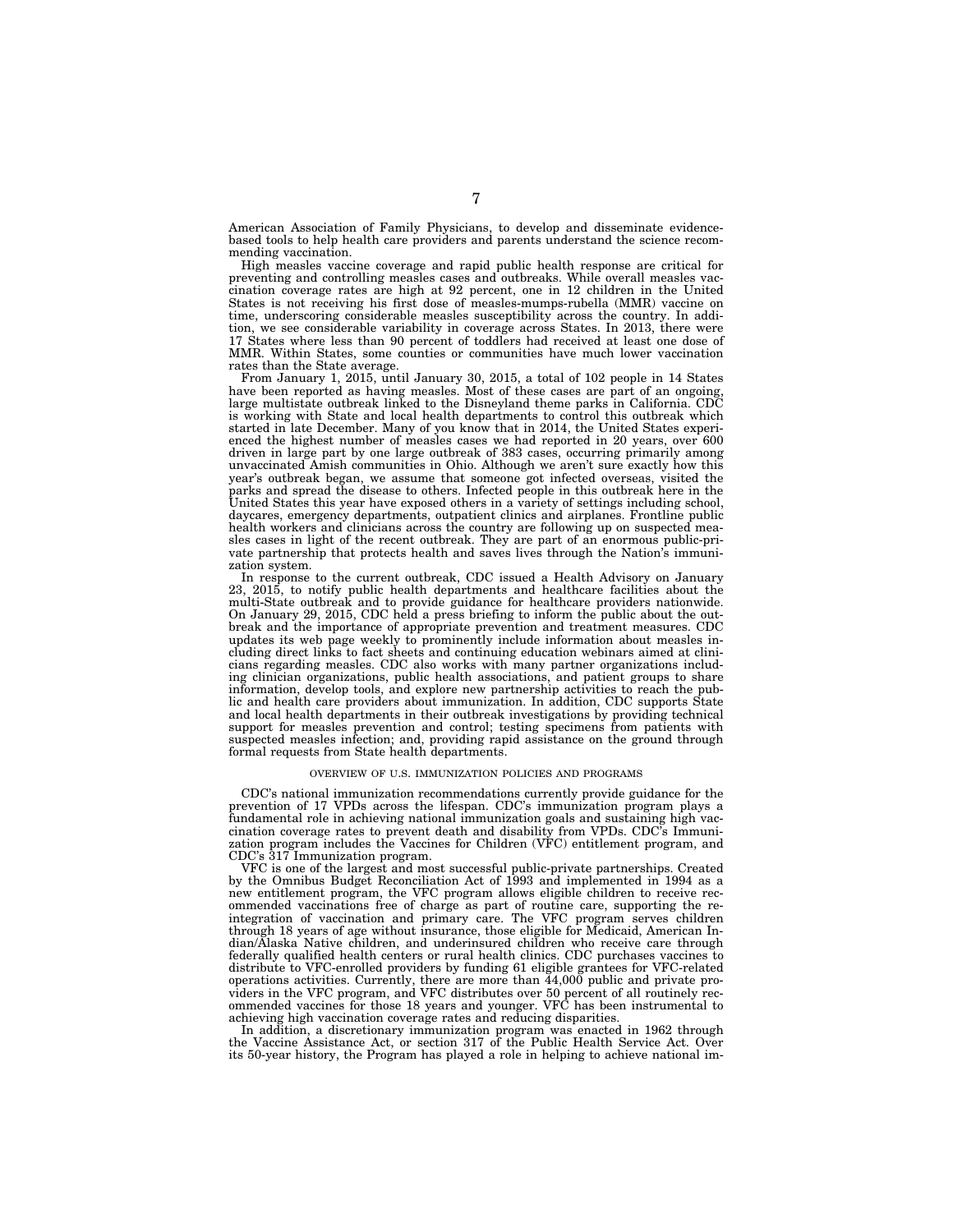American Association of Family Physicians, to develop and disseminate evidence-based tools to help health care providers and parents understand the science recommending vaccination.

High measles vaccine coverage and rapid public health response are critical for preventing and controlling measles cases and outbreaks. While overall measles vaccination coverage rates are high at 92 percent, one in 12 children in the United States is not receiving his first dose of measles-mumps-rubella (MMR) vaccine on time, underscoring considerable measles susceptibility across the country. In addition, we see considerable variability in coverage across States. In 2013, there were 17 States where less than 90 percent of toddlers had received at least one dose of MMR. Within States, some counties or communities have much lower vaccination rates than the State average.

From January 1, 2015, until January 30, 2015, a total of 102 people in 14 States have been reported as having measles. Most of these cases are part of an ongoing, large multistate outbreak linked to the Disneyland theme parks in California. CDC is working with State and local health departments to control this outbreak which started in late December. Many of you know that in 2014, the United States experienced the highest number of measles cases we had reported in 20 years, over 600 driven in large part by one large outbreak of 383 cases, occurring primarily among unvaccinated Amish communities in Ohio. Although we aren't sure exactly how this year's outbreak began, we assume that someone got infected overseas, visited the parks and spread the disease to others. Infected people in this outbreak here in the United States this year have exposed others in a variety of settings including school, daycares, emergency departments, outpatient clinics and airplanes. Frontline public health workers and clinicians across the country are following up on suspected measles cases in light of the recent outbreak. They are part of an enormous public-private partnership that protects health and saves lives through the Nation's immunization system.

In response to the current outbreak, CDC issued a Health Advisory on January 23, 2015, to notify public health departments and healthcare facilities about the multi-State outbreak and to provide guidance for healthcare providers nationwide. On January 29, 2015, CDC held a press briefing to inform the public about the outbreak and the importance of appropriate prevention and treatment measures. CDC updates its web page weekly to prominently include information about measles including direct links to fact sheets and continuing education webinars aimed at clinicians regarding measles. CDC also works with many partner organizations including clinician organizations, public health associations, and patient groups to share information, develop tools, and explore new partnership activities to reach the public and health care providers about immunization. In addition, CDC supports State and local health departments in their outbreak investigations by providing technical support for measles prevention and control; testing specimens from patients with suspected measles infection; and, providing rapid assistance on the ground through formal requests from State health departments.

## OVERVIEW OF U.S. IMMUNIZATION POLICIES AND PROGRAMS

CDC's national immunization recommendations currently provide guidance for the prevention of 17 VPDs across the lifespan. CDC's immunization program plays a fundamental role in achieving national immunization goals and sustaining high vaccination coverage rates to prevent death and disability from VPDs. CDC's Immunization program includes the Vaccines for Children (VFC) entitlement program, and CDC's 317 Immunization program.

VFC is one of the largest and most successful public-private partnerships. Created by the Omnibus Budget Reconciliation Act of 1993 and implemented in 1994 as a new entitlement program, the VFC program allows eligible children to receive recommended vaccinations free of charge as part of routine care, supporting the re-integration of vaccination and primary care. The VFC program serves children through 18 years of age without insurance, those eligible for Medicaid, American Indian/Alaska Native children, and underinsured children who receive care through federally qualified health centers or rural health clinics. CDC purchases vaccines to distribute to VFC-enrolled providers by funding 61 eligible grantees for VFC-related operations activities. Currently, there are more than 44,000 public and private providers in the VFC program, and VFC distributes over 50 percent of all routinely recommended vaccines for those 18 years and younger. VFC has been instrumental to achieving high vaccination coverage rates and reducing disparities.

In addition, a discretionary immunization program was enacted in 1962 through the Vaccine Assistance Act, or section 317 of the Public Health Service Act. Over its 50-year history, the Program has played a role in helping to achieve national im-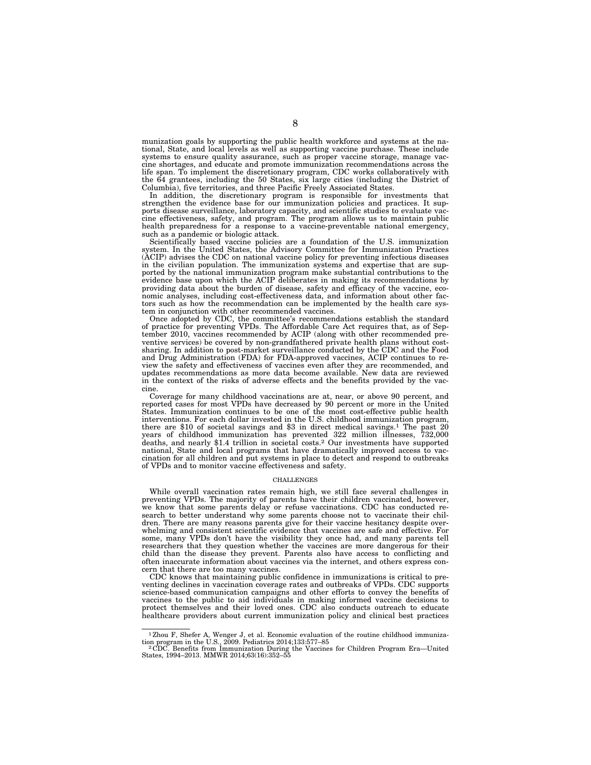munization goals by supporting the public health workforce and systems at the national, State, and local levels as well as supporting vaccine purchase. These include systems to ensure quality assurance, such as proper vaccine storage, manage vaccine shortages, and educate and promote immunization recommendations across the life span. To implement the discretionary program, CDC works collaboratively with the 64 grantees, including the 50 States, six large cities (including the District of Columbia), five territories, and three Pacific Freely Associated States.

In addition, the discretionary program is responsible for investments that strengthen the evidence base for our immunization policies and practices. It supports disease surveillance, laboratory capacity, and scientific studies to evaluate vaccine effectiveness, safety, and program. The program allows us to maintain public health preparedness for a response to a vaccine-preventable national emergency, such as a pandemic or biologic attack.

Scientifically based vaccine policies are a foundation of the U.S. immunization system. In the United States, the Advisory Committee for Immunization Practices (ACIP) advises the CDC on national vaccine policy for preventing infectious diseases in the civilian population. The immunization systems and expertise that are supported by the national immunization program make substantial contributions to the evidence base upon which the ACIP deliberates in making its recommendations by providing data about the burden of disease, safety and efficacy of the vaccine, economic analyses, including cost-effectiveness data, and information about other factors such as how the recommendation can be implemented by the health care system in conjunction with other recommended vaccines.

Once adopted by CDC, the committee's recommendations establish the standard of practice for preventing VPDs. The Affordable Care Act requires that, as of September 2010, vaccines recommended by ACIP (along with other recommended preventive services) be covered by non-grandfathered private health plans without cost-sharing. In addition to post-market surveillance conducted by the CDC and the Food and Drug Administration (FDA) for FDA-approved vaccines, ACIP continues to review the safety and effectiveness of vaccines even after they are recommended, and updates recommendations as more data become available. New data are reviewed in the context of the risks of adverse effects and the benefits provided by the vaccine.

Coverage for many childhood vaccinations are at, near, or above 90 percent, and reported cases for most VPDs have decreased by 90 percent or more in the United States. Immunization continues to be one of the most cost-effective public health interventions. For each dollar invested in the U.S. childhood immunization program, there are $10 of societal savings and $3 in direct medical savings.[1] The past 20 years of childhood immunization has prevented 322 million illnesses, 732,000 deaths, and nearly $1.4 trillion in societal costs.[2] Our investments have supported national, State and local programs that have dramatically improved access to vaccination for all children and put systems in place to detect and respond to outbreaks of VPDs and to monitor vaccine effectiveness and safety.

## CHALLENGES

While overall vaccination rates remain high, we still face several challenges in preventing VPDs. The majority of parents have their children vaccinated, however, we know that some parents delay or refuse vaccinations. CDC has conducted research to better understand why some parents choose not to vaccinate their children. There are many reasons parents give for their vaccine hesitancy despite overwhelming and consistent scientific evidence that vaccines are safe and effective. For some, many VPDs don't have the visibility they once had, and many parents tell researchers that they question whether the vaccines are more dangerous for their child than the disease they prevent. Parents also have access to conflicting and often inaccurate information about vaccines via the internet, and others express concern that there are too many vaccines.

CDC knows that maintaining public confidence in immunizations is critical to preventing declines in vaccination coverage rates and outbreaks of VPDs. CDC supports science-based communication campaigns and other efforts to convey the benefits of vaccines to the public to aid individuals in making informed vaccine decisions to protect themselves and their loved ones. CDC also conducts outreach to educate healthcare providers about current immunization policy and clinical best practices

---

[1] Zhou F, Shefer A, Wenger J, et al. Economic evaluation of the routine childhood immunization program in the U.S., 2009. Pediatrics 2014;133:577–85

[2] CDC. Benefits from Immunization During the Vaccines for Children Program Era—United States, 1994–2013. MMWR 2014;63(16):352–55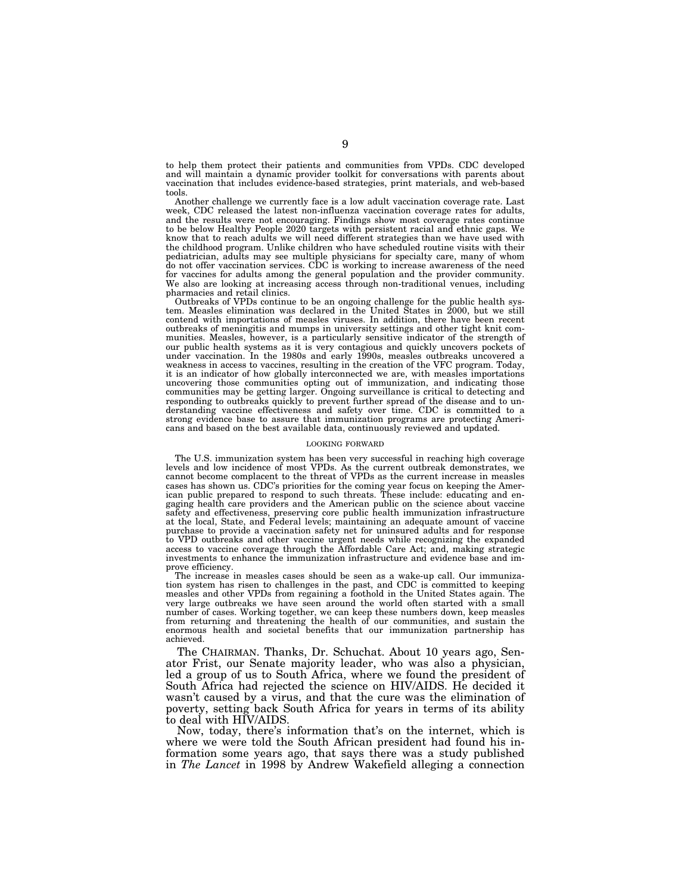to help them protect their patients and communities from VPDs. CDC developed and will maintain a dynamic provider toolkit for conversations with parents about vaccination that includes evidence-based strategies, print materials, and web-based tools.

Another challenge we currently face is a low adult vaccination coverage rate. Last week, CDC released the latest non-influenza vaccination coverage rates for adults, and the results were not encouraging. Findings show most coverage rates continue to be below Healthy People 2020 targets with persistent racial and ethnic gaps. We know that to reach adults we will need different strategies than we have used with the childhood program. Unlike children who have scheduled routine visits with their pediatrician, adults may see multiple physicians for specialty care, many of whom do not offer vaccination services. CDC is working to increase awareness of the need for vaccines for adults among the general population and the provider community. We also are looking at increasing access through non-traditional venues, including pharmacies and retail clinics.

Outbreaks of VPDs continue to be an ongoing challenge for the public health system. Measles elimination was declared in the United States in 2000, but we still contend with importations of measles viruses. In addition, there have been recent outbreaks of meningitis and mumps in university settings and other tight knit communities. Measles, however, is a particularly sensitive indicator of the strength of our public health systems as it is very contagious and quickly uncovers pockets of under vaccination. In the 1980s and early 1990s, measles outbreaks uncovered a weakness in access to vaccines, resulting in the creation of the VFC program. Today, it is an indicator of how globally interconnected we are, with measles importations uncovering those communities opting out of immunization, and indicating those communities may be getting larger. Ongoing surveillance is critical to detecting and responding to outbreaks quickly to prevent further spread of the disease and to understanding vaccine effectiveness and safety over time. CDC is committed to a strong evidence base to assure that immunization programs are protecting Americans and based on the best available data, continuously reviewed and updated.

## LOOKING FORWARD

The U.S. immunization system has been very successful in reaching high coverage levels and low incidence of most VPDs. As the current outbreak demonstrates, we cannot become complacent to the threat of VPDs as the current increase in measles cases has shown us. CDC's priorities for the coming year focus on keeping the American public prepared to respond to such threats. These include: educating and engaging health care providers and the American public on the science about vaccine safety and effectiveness, preserving core public health immunization infrastructure at the local, State, and Federal levels; maintaining an adequate amount of vaccine purchase to provide a vaccination safety net for uninsured adults and for response to VPD outbreaks and other vaccine urgent needs while recognizing the expanded access to vaccine coverage through the Affordable Care Act; and, making strategic investments to enhance the immunization infrastructure and evidence base and improve efficiency.

The increase in measles cases should be seen as a wake-up call. Our immunization system has risen to challenges in the past, and CDC is committed to keeping measles and other VPDs from regaining a foothold in the United States again. The very large outbreaks we have seen around the world often started with a small number of cases. Working together, we can keep these numbers down, keep measles from returning and threatening the health of our communities, and sustain the enormous health and societal benefits that our immunization partnership has achieved.

The CHAIRMAN. Thanks, Dr. Schuchat. About 10 years ago, Senator Frist, our Senate majority leader, who was also a physician, led a group of us to South Africa, where we found the president of South Africa had rejected the science on HIV/AIDS. He decided it wasn't caused by a virus, and that the cure was the elimination of poverty, setting back South Africa for years in terms of its ability to deal with HIV/AIDS.

Now, today, there's information that's on the internet, which is where we were told the South African president had found his information some years ago, that says there was a study published in *The Lancet* in 1998 by Andrew Wakefield alleging a connection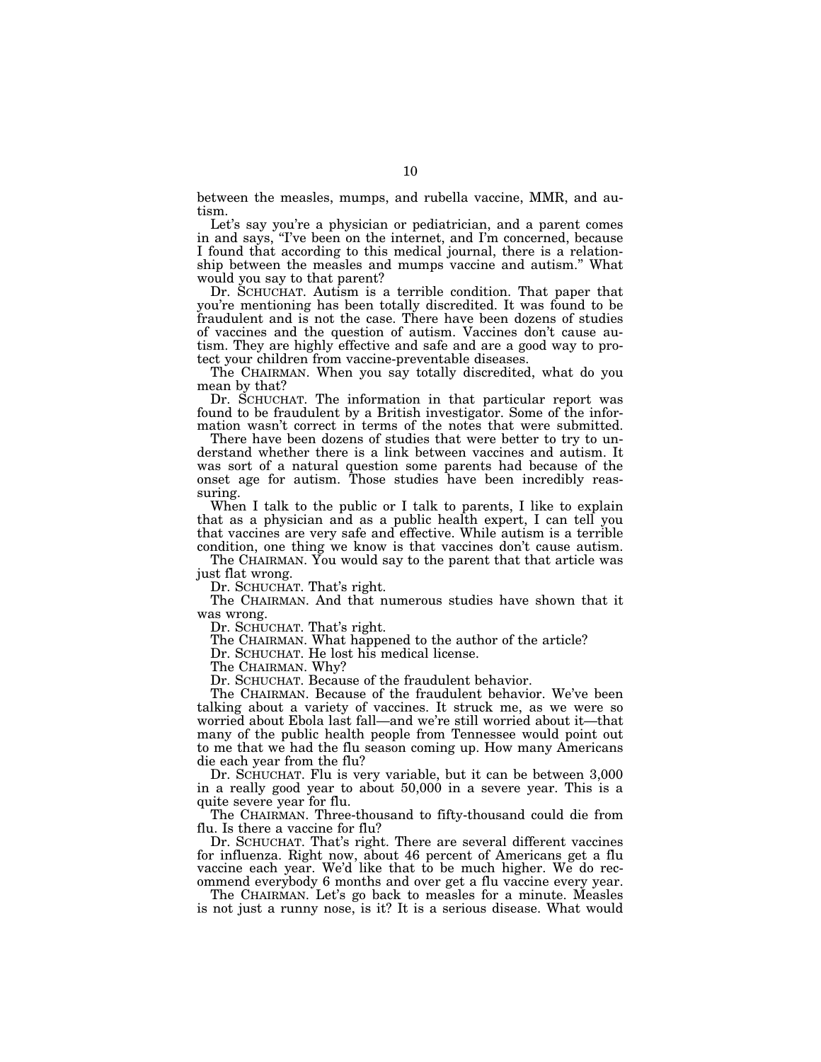between the measles, mumps, and rubella vaccine, MMR, and autism.

Let's say you're a physician or pediatrician, and a parent comes in and says, "I've been on the internet, and I'm concerned, because I found that according to this medical journal, there is a relationship between the measles and mumps vaccine and autism." What would you say to that parent?

Dr. SCHUCHAT. Autism is a terrible condition. That paper that you're mentioning has been totally discredited. It was found to be fraudulent and is not the case. There have been dozens of studies of vaccines and the question of autism. Vaccines don't cause autism. They are highly effective and safe and are a good way to protect your children from vaccine-preventable diseases.

The CHAIRMAN. When you say totally discredited, what do you mean by that?

Dr. SCHUCHAT. The information in that particular report was found to be fraudulent by a British investigator. Some of the information wasn't correct in terms of the notes that were submitted.

There have been dozens of studies that were better to try to understand whether there is a link between vaccines and autism. It was sort of a natural question some parents had because of the onset age for autism. Those studies have been incredibly reassuring.

When I talk to the public or I talk to parents, I like to explain that as a physician and as a public health expert, I can tell you that vaccines are very safe and effective. While autism is a terrible condition, one thing we know is that vaccines don't cause autism.

The CHAIRMAN. You would say to the parent that that article was just flat wrong.

Dr. SCHUCHAT. That's right.

The CHAIRMAN. And that numerous studies have shown that it was wrong.

Dr. SCHUCHAT. That's right.

The CHAIRMAN. What happened to the author of the article?

Dr. SCHUCHAT. He lost his medical license.

The CHAIRMAN. Why?

Dr. SCHUCHAT. Because of the fraudulent behavior.

The CHAIRMAN. Because of the fraudulent behavior. We've been talking about a variety of vaccines. It struck me, as we were so worried about Ebola last fall—and we're still worried about it—that many of the public health people from Tennessee would point out to me that we had the flu season coming up. How many Americans die each year from the flu?

Dr. SCHUCHAT. Flu is very variable, but it can be between 3,000 in a really good year to about 50,000 in a severe year. This is a quite severe year for flu.

The CHAIRMAN. Three-thousand to fifty-thousand could die from flu. Is there a vaccine for flu?

Dr. SCHUCHAT. That's right. There are several different vaccines for influenza. Right now, about 46 percent of Americans get a flu vaccine each year. We'd like that to be much higher. We do recommend everybody 6 months and over get a flu vaccine every year.

The CHAIRMAN. Let's go back to measles for a minute. Measles is not just a runny nose, is it? It is a serious disease. What would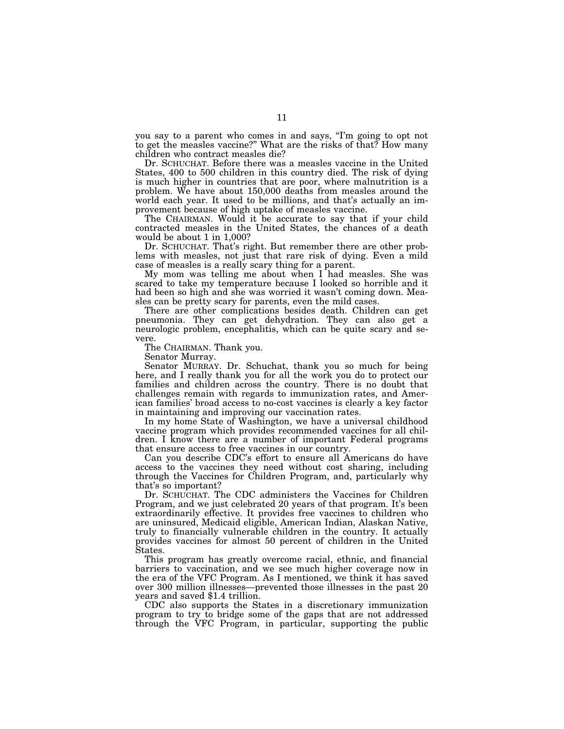you say to a parent who comes in and says, "I'm going to opt not to get the measles vaccine?" What are the risks of that? How many children who contract measles die?

Dr. SCHUCHAT. Before there was a measles vaccine in the United States, 400 to 500 children in this country died. The risk of dying is much higher in countries that are poor, where malnutrition is a problem. We have about 150,000 deaths from measles around the world each year. It used to be millions, and that's actually an improvement because of high uptake of measles vaccine.

The CHAIRMAN. Would it be accurate to say that if your child contracted measles in the United States, the chances of a death would be about 1 in 1,000?

Dr. SCHUCHAT. That's right. But remember there are other problems with measles, not just that rare risk of dying. Even a mild case of measles is a really scary thing for a parent.

My mom was telling me about when I had measles. She was scared to take my temperature because I looked so horrible and it had been so high and she was worried it wasn't coming down. Measles can be pretty scary for parents, even the mild cases.

There are other complications besides death. Children can get pneumonia. They can get dehydration. They can also get a neurologic problem, encephalitis, which can be quite scary and severe.

The CHAIRMAN. Thank you.

Senator Murray.

Senator MURRAY. Dr. Schuchat, thank you so much for being here, and I really thank you for all the work you do to protect our families and children across the country. There is no doubt that challenges remain with regards to immunization rates, and American families' broad access to no-cost vaccines is clearly a key factor in maintaining and improving our vaccination rates.

In my home State of Washington, we have a universal childhood vaccine program which provides recommended vaccines for all children. I know there are a number of important Federal programs that ensure access to free vaccines in our country.

Can you describe CDC's effort to ensure all Americans do have access to the vaccines they need without cost sharing, including through the Vaccines for Children Program, and, particularly why that's so important?

Dr. SCHUCHAT. The CDC administers the Vaccines for Children Program, and we just celebrated 20 years of that program. It's been extraordinarily effective. It provides free vaccines to children who are uninsured, Medicaid eligible, American Indian, Alaskan Native, truly to financially vulnerable children in the country. It actually provides vaccines for almost 50 percent of children in the United States.

This program has greatly overcome racial, ethnic, and financial barriers to vaccination, and we see much higher coverage now in the era of the VFC Program. As I mentioned, we think it has saved over 300 million illnesses—prevented those illnesses in the past 20 years and saved $1.4 trillion.

CDC also supports the States in a discretionary immunization program to try to bridge some of the gaps that are not addressed through the VFC Program, in particular, supporting the public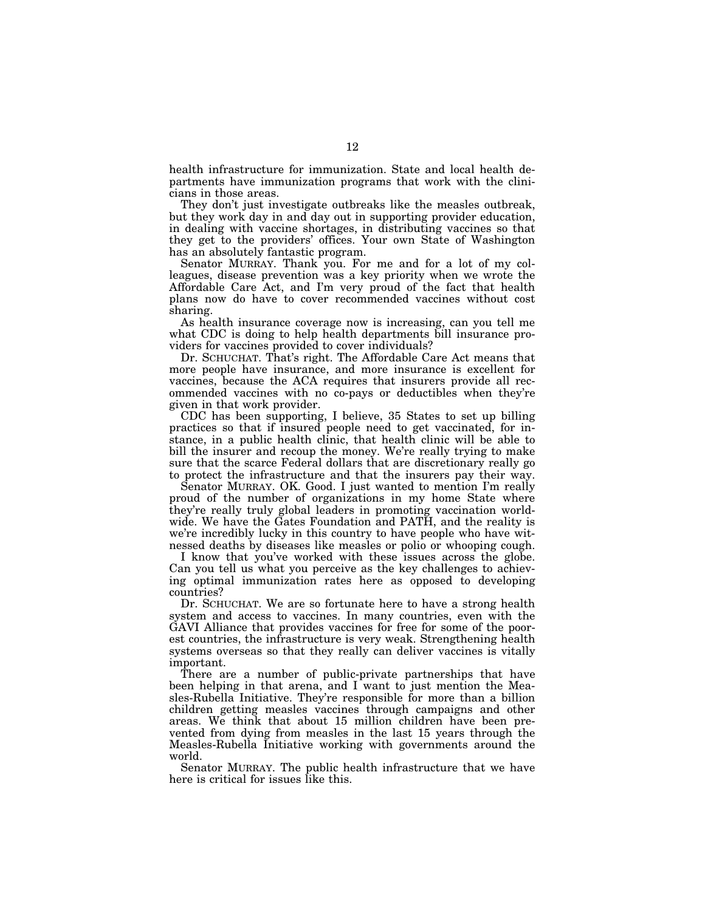health infrastructure for immunization. State and local health departments have immunization programs that work with the clinicians in those areas.

They don't just investigate outbreaks like the measles outbreak, but they work day in and day out in supporting provider education, in dealing with vaccine shortages, in distributing vaccines so that they get to the providers' offices. Your own State of Washington has an absolutely fantastic program.

Senator MURRAY. Thank you. For me and for a lot of my colleagues, disease prevention was a key priority when we wrote the Affordable Care Act, and I'm very proud of the fact that health plans now do have to cover recommended vaccines without cost sharing.

As health insurance coverage now is increasing, can you tell me what CDC is doing to help health departments bill insurance providers for vaccines provided to cover individuals?

Dr. SCHUCHAT. That's right. The Affordable Care Act means that more people have insurance, and more insurance is excellent for vaccines, because the ACA requires that insurers provide all recommended vaccines with no co-pays or deductibles when they're given in that work provider.

CDC has been supporting, I believe, 35 States to set up billing practices so that if insured people need to get vaccinated, for instance, in a public health clinic, that health clinic will be able to bill the insurer and recoup the money. We're really trying to make sure that the scarce Federal dollars that are discretionary really go to protect the infrastructure and that the insurers pay their way.

Senator MURRAY. OK. Good. I just wanted to mention I'm really proud of the number of organizations in my home State where they're really truly global leaders in promoting vaccination worldwide. We have the Gates Foundation and PATH, and the reality is we're incredibly lucky in this country to have people who have witnessed deaths by diseases like measles or polio or whooping cough.

I know that you've worked with these issues across the globe. Can you tell us what you perceive as the key challenges to achieving optimal immunization rates here as opposed to developing countries?

Dr. SCHUCHAT. We are so fortunate here to have a strong health system and access to vaccines. In many countries, even with the GAVI Alliance that provides vaccines for free for some of the poorest countries, the infrastructure is very weak. Strengthening health systems overseas so that they really can deliver vaccines is vitally important.

There are a number of public-private partnerships that have been helping in that arena, and I want to just mention the Measles-Rubella Initiative. They're responsible for more than a billion children getting measles vaccines through campaigns and other areas. We think that about 15 million children have been prevented from dying from measles in the last 15 years through the Measles-Rubella Initiative working with governments around the world.

Senator MURRAY. The public health infrastructure that we have here is critical for issues like this.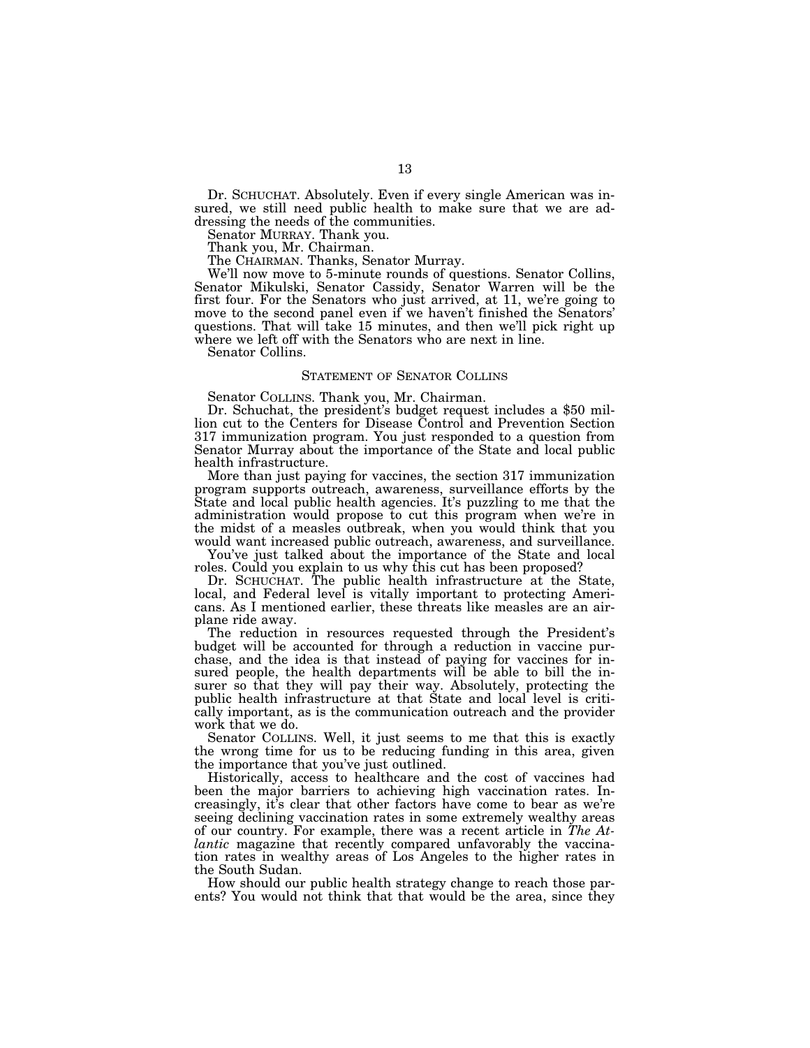Dr. SCHUCHAT. Absolutely. Even if every single American was insured, we still need public health to make sure that we are addressing the needs of the communities.

Senator MURRAY. Thank you.

Thank you, Mr. Chairman.

The CHAIRMAN. Thanks, Senator Murray.

We'll now move to 5-minute rounds of questions. Senator Collins, Senator Mikulski, Senator Cassidy, Senator Warren will be the first four. For the Senators who just arrived, at 11, we're going to move to the second panel even if we haven't finished the Senators' questions. That will take 15 minutes, and then we'll pick right up where we left off with the Senators who are next in line.

Senator Collins.

## STATEMENT OF SENATOR COLLINS

Senator COLLINS. Thank you, Mr. Chairman.

Dr. Schuchat, the president's budget request includes a $50 million cut to the Centers for Disease Control and Prevention Section 317 immunization program. You just responded to a question from Senator Murray about the importance of the State and local public health infrastructure.

More than just paying for vaccines, the section 317 immunization program supports outreach, awareness, surveillance efforts by the State and local public health agencies. It's puzzling to me that the administration would propose to cut this program when we're in the midst of a measles outbreak, when you would think that you would want increased public outreach, awareness, and surveillance.

You've just talked about the importance of the State and local roles. Could you explain to us why this cut has been proposed?

Dr. SCHUCHAT. The public health infrastructure at the State, local, and Federal level is vitally important to protecting Americans. As I mentioned earlier, these threats like measles are an airplane ride away.

The reduction in resources requested through the President's budget will be accounted for through a reduction in vaccine purchase, and the idea is that instead of paying for vaccines for insured people, the health departments will be able to bill the insurer so that they will pay their way. Absolutely, protecting the public health infrastructure at that State and local level is critically important, as is the communication outreach and the provider work that we do.

Senator COLLINS. Well, it just seems to me that this is exactly the wrong time for us to be reducing funding in this area, given the importance that you've just outlined.

Historically, access to healthcare and the cost of vaccines had been the major barriers to achieving high vaccination rates. Increasingly, it's clear that other factors have come to bear as we're seeing declining vaccination rates in some extremely wealthy areas of our country. For example, there was a recent article in *The Atlantic* magazine that recently compared unfavorably the vaccination rates in wealthy areas of Los Angeles to the higher rates in the South Sudan.

How should our public health strategy change to reach those parents? You would not think that that would be the area, since they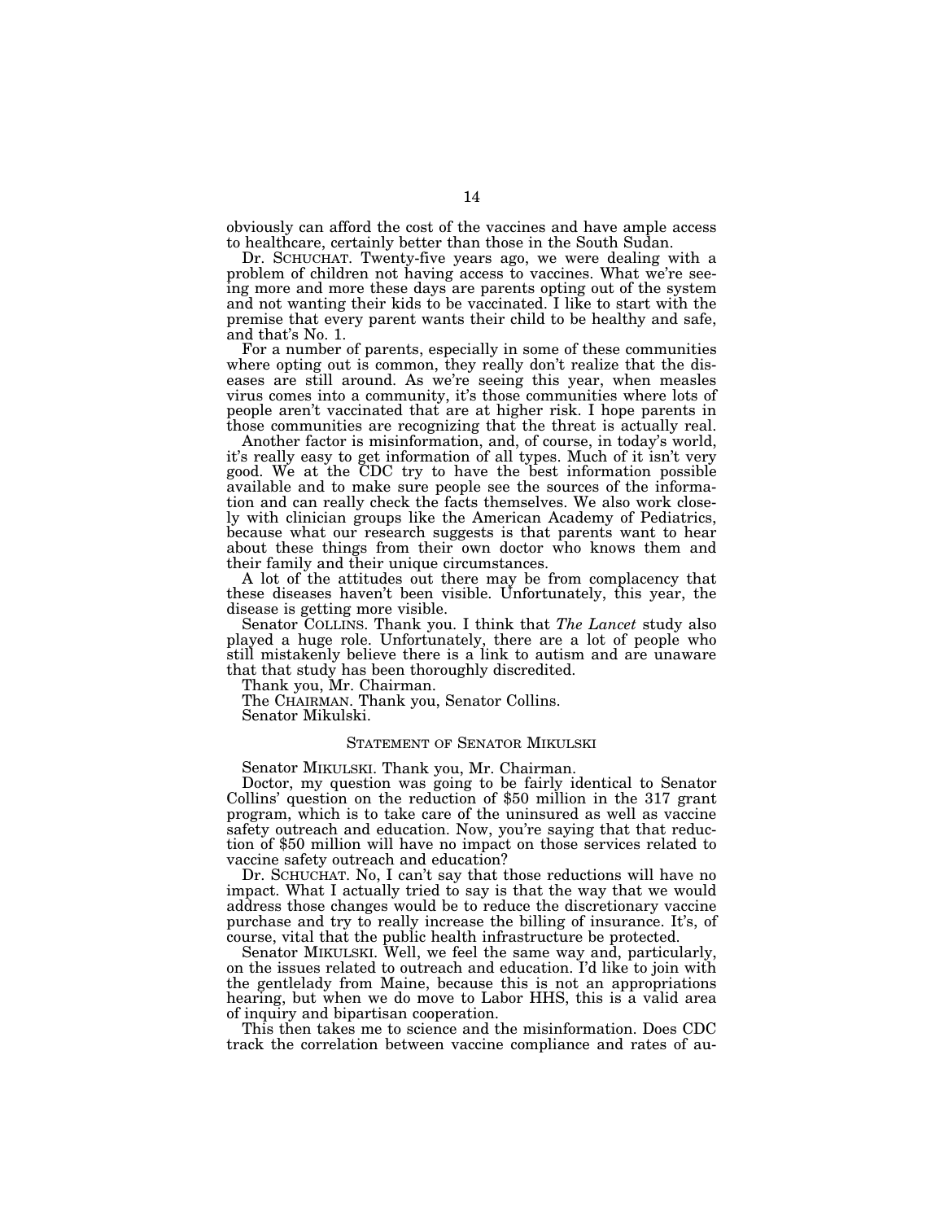obviously can afford the cost of the vaccines and have ample access to healthcare, certainly better than those in the South Sudan.

Dr. SCHUCHAT. Twenty-five years ago, we were dealing with a problem of children not having access to vaccines. What we're seeing more and more these days are parents opting out of the system and not wanting their kids to be vaccinated. I like to start with the premise that every parent wants their child to be healthy and safe, and that's No. 1.

For a number of parents, especially in some of these communities where opting out is common, they really don't realize that the diseases are still around. As we're seeing this year, when measles virus comes into a community, it's those communities where lots of people aren't vaccinated that are at higher risk. I hope parents in those communities are recognizing that the threat is actually real.

Another factor is misinformation, and, of course, in today's world, it's really easy to get information of all types. Much of it isn't very good. We at the CDC try to have the best information possible available and to make sure people see the sources of the information and can really check the facts themselves. We also work closely with clinician groups like the American Academy of Pediatrics, because what our research suggests is that parents want to hear about these things from their own doctor who knows them and their family and their unique circumstances.

A lot of the attitudes out there may be from complacency that these diseases haven't been visible. Unfortunately, this year, the disease is getting more visible.

Senator COLLINS. Thank you. I think that *The Lancet* study also played a huge role. Unfortunately, there are a lot of people who still mistakenly believe there is a link to autism and are unaware that that study has been thoroughly discredited.

Thank you, Mr. Chairman.

The CHAIRMAN. Thank you, Senator Collins.

Senator Mikulski.

## STATEMENT OF SENATOR MIKULSKI

Senator MIKULSKI. Thank you, Mr. Chairman.

Doctor, my question was going to be fairly identical to Senator Collins' question on the reduction of $50 million in the 317 grant program, which is to take care of the uninsured as well as vaccine safety outreach and education. Now, you're saying that that reduction of $50 million will have no impact on those services related to vaccine safety outreach and education?

Dr. SCHUCHAT. No, I can't say that those reductions will have no impact. What I actually tried to say is that the way that we would address those changes would be to reduce the discretionary vaccine purchase and try to really increase the billing of insurance. It's, of course, vital that the public health infrastructure be protected.

Senator MIKULSKI. Well, we feel the same way and, particularly, on the issues related to outreach and education. I'd like to join with the gentlelady from Maine, because this is not an appropriations hearing, but when we do move to Labor HHS, this is a valid area of inquiry and bipartisan cooperation.

This then takes me to science and the misinformation. Does CDC track the correlation between vaccine compliance and rates of au-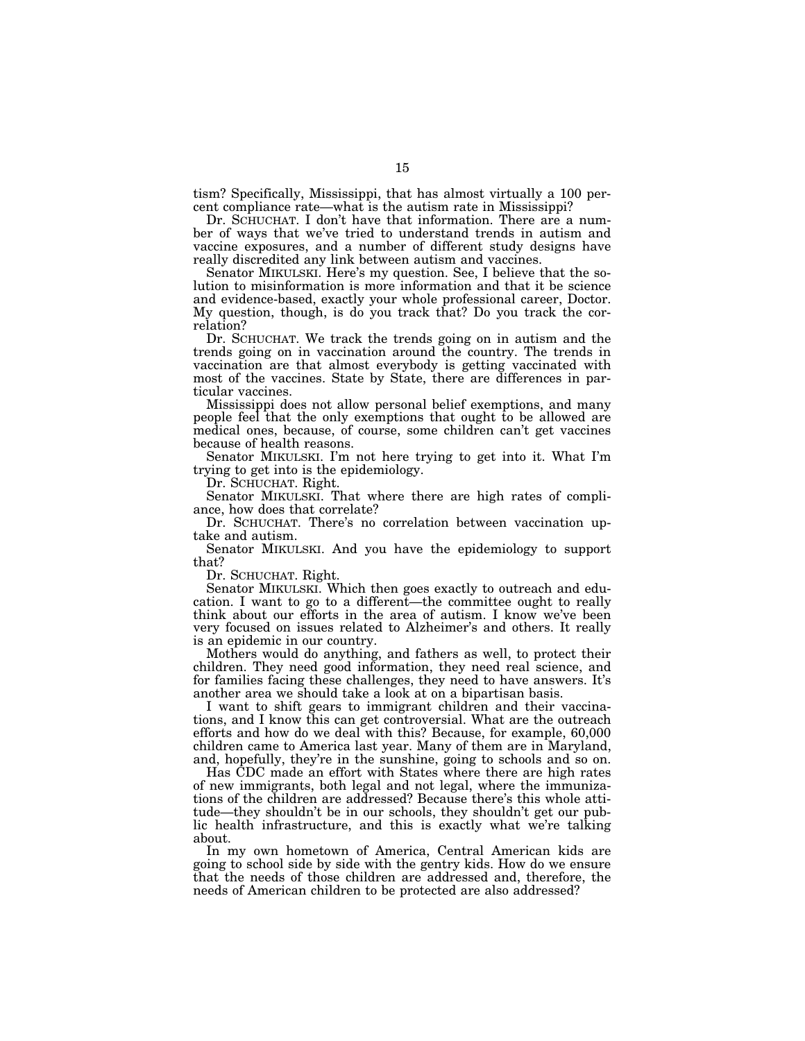tism? Specifically, Mississippi, that has almost virtually a 100 percent compliance rate—what is the autism rate in Mississippi?

Dr. SCHUCHAT. I don't have that information. There are a number of ways that we've tried to understand trends in autism and vaccine exposures, and a number of different study designs have really discredited any link between autism and vaccines.

Senator MIKULSKI. Here's my question. See, I believe that the solution to misinformation is more information and that it be science and evidence-based, exactly your whole professional career, Doctor. My question, though, is do you track that? Do you track the correlation?

Dr. SCHUCHAT. We track the trends going on in autism and the trends going on in vaccination around the country. The trends in vaccination are that almost everybody is getting vaccinated with most of the vaccines. State by State, there are differences in particular vaccines.

Mississippi does not allow personal belief exemptions, and many people feel that the only exemptions that ought to be allowed are medical ones, because, of course, some children can't get vaccines because of health reasons.

Senator MIKULSKI. I'm not here trying to get into it. What I'm trying to get into is the epidemiology.

Dr. SCHUCHAT. Right.

Senator MIKULSKI. That where there are high rates of compliance, how does that correlate?

Dr. SCHUCHAT. There's no correlation between vaccination uptake and autism.

Senator MIKULSKI. And you have the epidemiology to support that?

Dr. SCHUCHAT. Right.

Senator MIKULSKI. Which then goes exactly to outreach and education. I want to go to a different—the committee ought to really think about our efforts in the area of autism. I know we've been very focused on issues related to Alzheimer's and others. It really is an epidemic in our country.

Mothers would do anything, and fathers as well, to protect their children. They need good information, they need real science, and for families facing these challenges, they need to have answers. It's another area we should take a look at on a bipartisan basis.

I want to shift gears to immigrant children and their vaccinations, and I know this can get controversial. What are the outreach efforts and how do we deal with this? Because, for example, 60,000 children came to America last year. Many of them are in Maryland, and, hopefully, they're in the sunshine, going to schools and so on.

Has CDC made an effort with States where there are high rates of new immigrants, both legal and not legal, where the immunizations of the children are addressed? Because there's this whole attitude—they shouldn't be in our schools, they shouldn't get our public health infrastructure, and this is exactly what we're talking about.

In my own hometown of America, Central American kids are going to school side by side with the gentry kids. How do we ensure that the needs of those children are addressed and, therefore, the needs of American children to be protected are also addressed?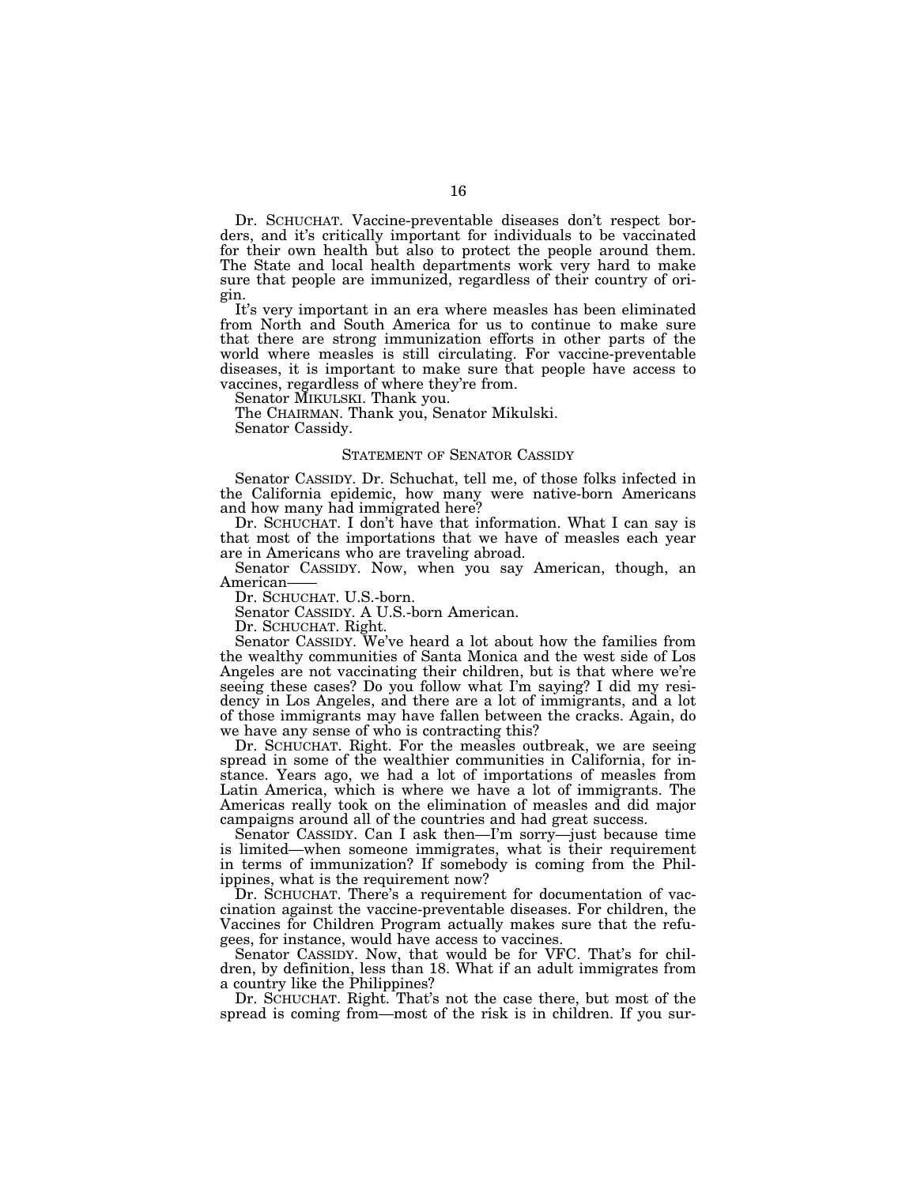Dr. SCHUCHAT. Vaccine-preventable diseases don't respect borders, and it's critically important for individuals to be vaccinated for their own health but also to protect the people around them. The State and local health departments work very hard to make sure that people are immunized, regardless of their country of origin.

It's very important in an era where measles has been eliminated from North and South America for us to continue to make sure that there are strong immunization efforts in other parts of the world where measles is still circulating. For vaccine-preventable diseases, it is important to make sure that people have access to vaccines, regardless of where they're from.

Senator MIKULSKI. Thank you.

The CHAIRMAN. Thank you, Senator Mikulski.

Senator Cassidy.

## STATEMENT OF SENATOR CASSIDY

Senator CASSIDY. Dr. Schuchat, tell me, of those folks infected in the California epidemic, how many were native-born Americans and how many had immigrated here?

Dr. SCHUCHAT. I don't have that information. What I can say is that most of the importations that we have of measles each year are in Americans who are traveling abroad.

Senator CASSIDY. Now, when you say American, though, an American——

Dr. SCHUCHAT. U.S.-born.

Senator CASSIDY. A U.S.-born American.

Dr. SCHUCHAT. Right.

Senator CASSIDY. We've heard a lot about how the families from the wealthy communities of Santa Monica and the west side of Los Angeles are not vaccinating their children, but is that where we're seeing these cases? Do you follow what I'm saying? I did my residency in Los Angeles, and there are a lot of immigrants, and a lot of those immigrants may have fallen between the cracks. Again, do we have any sense of who is contracting this?

Dr. SCHUCHAT. Right. For the measles outbreak, we are seeing spread in some of the wealthier communities in California, for instance. Years ago, we had a lot of importations of measles from Latin America, which is where we have a lot of immigrants. The Americas really took on the elimination of measles and did major campaigns around all of the countries and had great success.

Senator CASSIDY. Can I ask then—I'm sorry—just because time is limited—when someone immigrates, what is their requirement in terms of immunization? If somebody is coming from the Philippines, what is the requirement now?

Dr. SCHUCHAT. There's a requirement for documentation of vaccination against the vaccine-preventable diseases. For children, the Vaccines for Children Program actually makes sure that the refugees, for instance, would have access to vaccines.

Senator CASSIDY. Now, that would be for VFC. That's for children, by definition, less than 18. What if an adult immigrates from a country like the Philippines?

Dr. SCHUCHAT. Right. That's not the case there, but most of the spread is coming from—most of the risk is in children. If you sur-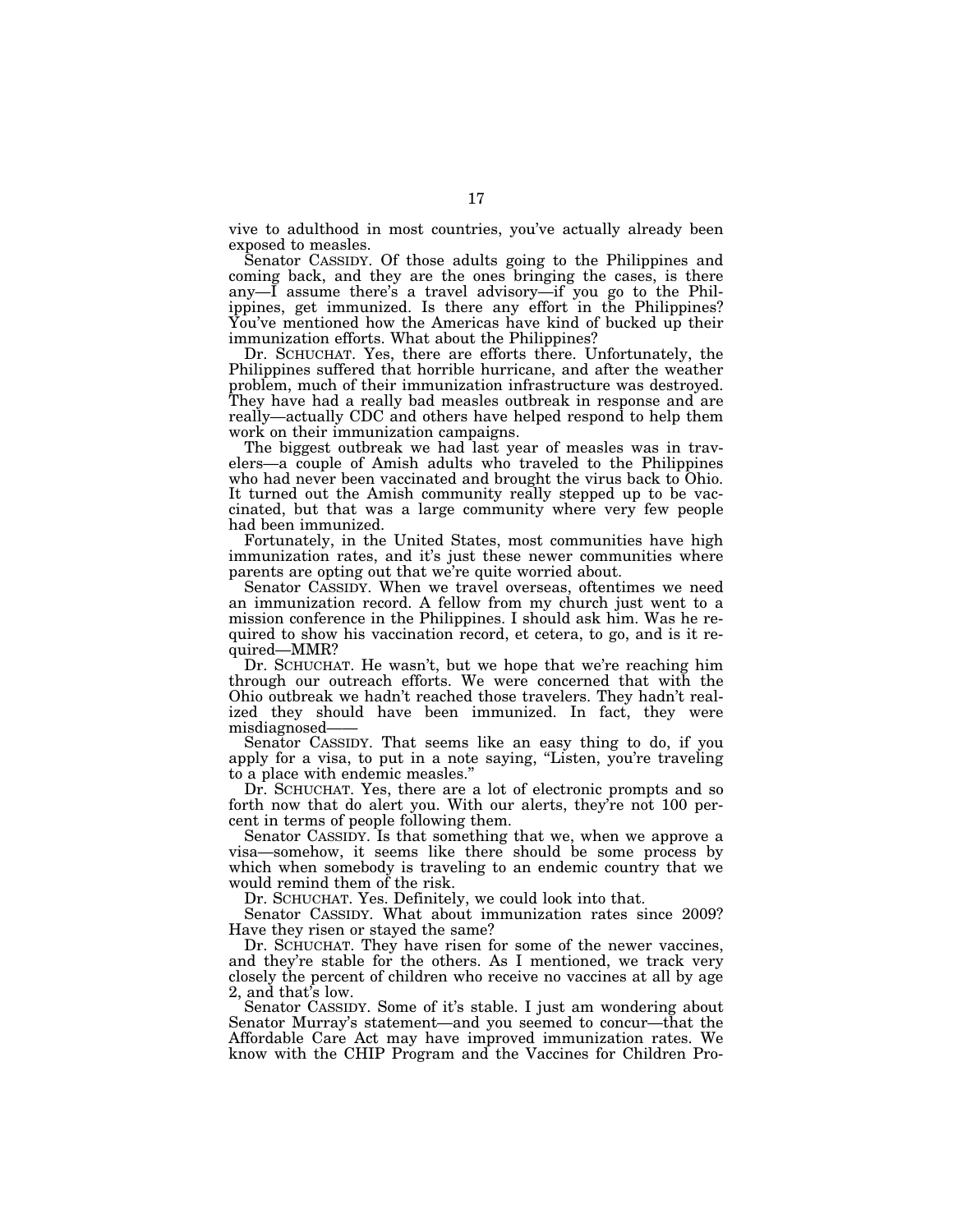vive to adulthood in most countries, you've actually already been exposed to measles.

Senator CASSIDY. Of those adults going to the Philippines and coming back, and they are the ones bringing the cases, is there any—I assume there's a travel advisory—if you go to the Philippines, get immunized. Is there any effort in the Philippines? You've mentioned how the Americas have kind of bucked up their immunization efforts. What about the Philippines?

Dr. SCHUCHAT. Yes, there are efforts there. Unfortunately, the Philippines suffered that horrible hurricane, and after the weather problem, much of their immunization infrastructure was destroyed. They have had a really bad measles outbreak in response and are really—actually CDC and others have helped respond to help them work on their immunization campaigns.

The biggest outbreak we had last year of measles was in travelers—a couple of Amish adults who traveled to the Philippines who had never been vaccinated and brought the virus back to Ohio. It turned out the Amish community really stepped up to be vaccinated, but that was a large community where very few people had been immunized.

Fortunately, in the United States, most communities have high immunization rates, and it's just these newer communities where parents are opting out that we're quite worried about.

Senator CASSIDY. When we travel overseas, oftentimes we need an immunization record. A fellow from my church just went to a mission conference in the Philippines. I should ask him. Was he required to show his vaccination record, et cetera, to go, and is it required—MMR?

Dr. SCHUCHAT. He wasn't, but we hope that we're reaching him through our outreach efforts. We were concerned that with the Ohio outbreak we hadn't reached those travelers. They hadn't realized they should have been immunized. In fact, they were misdiagnosed——

Senator CASSIDY. That seems like an easy thing to do, if you apply for a visa, to put in a note saying, "Listen, you're traveling to a place with endemic measles."

Dr. SCHUCHAT. Yes, there are a lot of electronic prompts and so forth now that do alert you. With our alerts, they're not 100 percent in terms of people following them.

Senator CASSIDY. Is that something that we, when we approve a visa—somehow, it seems like there should be some process by which when somebody is traveling to an endemic country that we would remind them of the risk.

Dr. SCHUCHAT. Yes. Definitely, we could look into that.

Senator CASSIDY. What about immunization rates since 2009? Have they risen or stayed the same?

Dr. SCHUCHAT. They have risen for some of the newer vaccines, and they're stable for the others. As I mentioned, we track very closely the percent of children who receive no vaccines at all by age 2, and that's low.

Senator CASSIDY. Some of it's stable. I just am wondering about Senator Murray's statement—and you seemed to concur—that the Affordable Care Act may have improved immunization rates. We know with the CHIP Program and the Vaccines for Children Pro-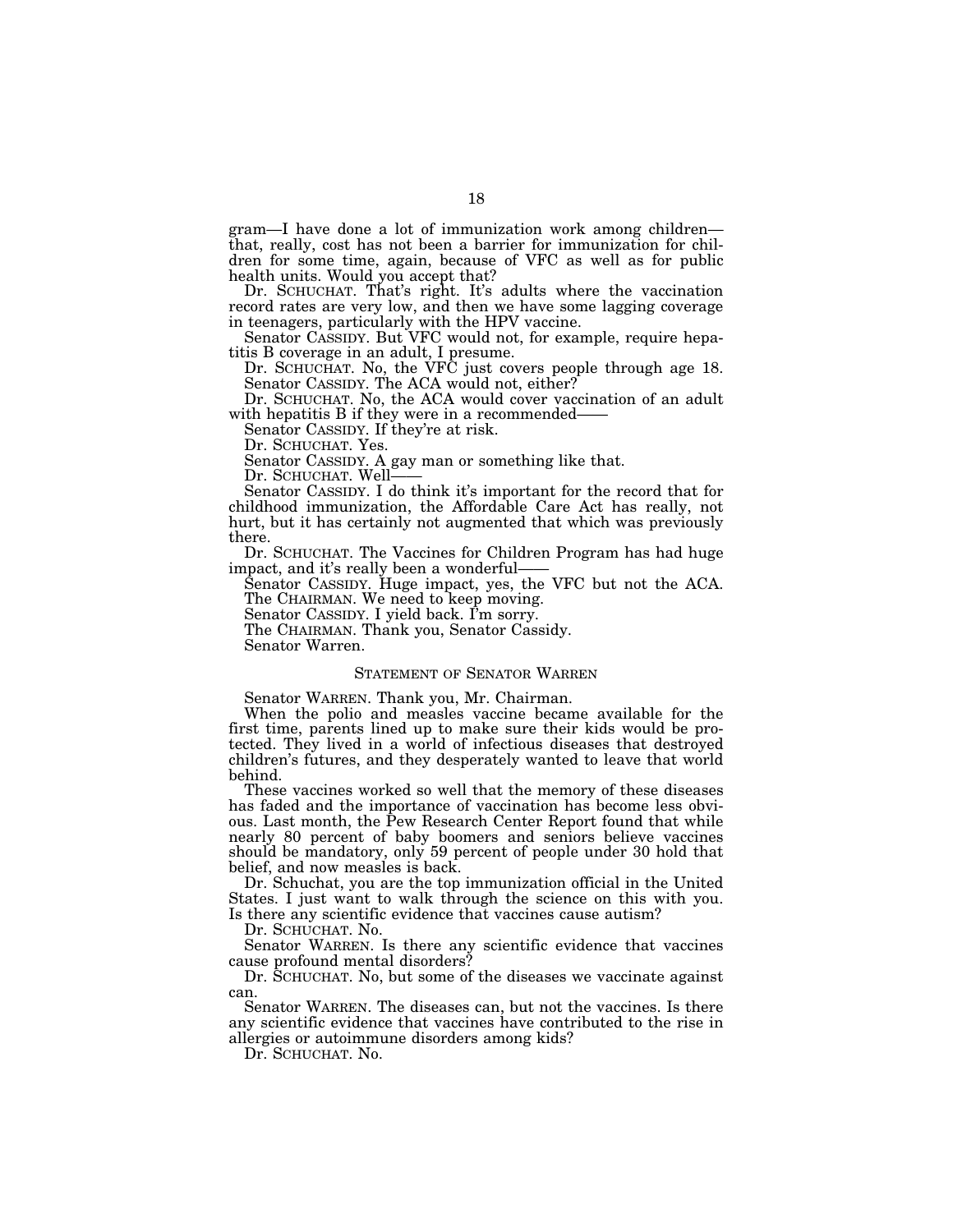gram—I have done a lot of immunization work among children—that, really, cost has not been a barrier for immunization for children for some time, again, because of VFC as well as for public health units. Would you accept that?

Dr. SCHUCHAT. That's right. It's adults where the vaccination record rates are very low, and then we have some lagging coverage in teenagers, particularly with the HPV vaccine.

Senator CASSIDY. But VFC would not, for example, require hepatitis B coverage in an adult, I presume.

Dr. SCHUCHAT. No, the VFC just covers people through age 18.

Senator CASSIDY. The ACA would not, either?

Dr. SCHUCHAT. No, the ACA would cover vaccination of an adult with hepatitis B if they were in a recommended——

Senator CASSIDY. If they're at risk.

Dr. SCHUCHAT. Yes.

Senator CASSIDY. A gay man or something like that.

Dr. SCHUCHAT. Well——

Senator CASSIDY. I do think it's important for the record that for childhood immunization, the Affordable Care Act has really, not hurt, but it has certainly not augmented that which was previously there.

Dr. SCHUCHAT. The Vaccines for Children Program has had huge impact, and it's really been a wonderful——

Senator CASSIDY. Huge impact, yes, the VFC but not the ACA.

The CHAIRMAN. We need to keep moving.

Senator CASSIDY. I yield back. I'm sorry.

The CHAIRMAN. Thank you, Senator Cassidy.

Senator Warren.

## STATEMENT OF SENATOR WARREN

Senator WARREN. Thank you, Mr. Chairman.

When the polio and measles vaccine became available for the first time, parents lined up to make sure their kids would be protected. They lived in a world of infectious diseases that destroyed children's futures, and they desperately wanted to leave that world behind.

These vaccines worked so well that the memory of these diseases has faded and the importance of vaccination has become less obvious. Last month, the Pew Research Center Report found that while nearly 80 percent of baby boomers and seniors believe vaccines should be mandatory, only 59 percent of people under 30 hold that belief, and now measles is back.

Dr. Schuchat, you are the top immunization official in the United States. I just want to walk through the science on this with you. Is there any scientific evidence that vaccines cause autism?

Dr. SCHUCHAT. No.

Senator WARREN. Is there any scientific evidence that vaccines cause profound mental disorders?

Dr. SCHUCHAT. No, but some of the diseases we vaccinate against can.

Senator WARREN. The diseases can, but not the vaccines. Is there any scientific evidence that vaccines have contributed to the rise in allergies or autoimmune disorders among kids?

Dr. SCHUCHAT. No.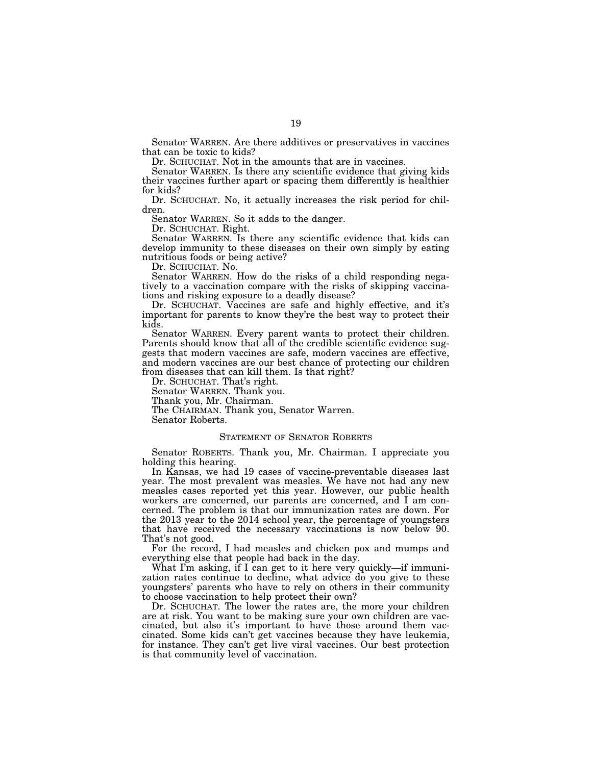Senator WARREN. Are there additives or preservatives in vaccines that can be toxic to kids?

Dr. SCHUCHAT. Not in the amounts that are in vaccines.

Senator WARREN. Is there any scientific evidence that giving kids their vaccines further apart or spacing them differently is healthier for kids?

Dr. SCHUCHAT. No, it actually increases the risk period for children.

Senator WARREN. So it adds to the danger.

Dr. SCHUCHAT. Right.

Senator WARREN. Is there any scientific evidence that kids can develop immunity to these diseases on their own simply by eating nutritious foods or being active?

Dr. SCHUCHAT. No.

Senator WARREN. How do the risks of a child responding negatively to a vaccination compare with the risks of skipping vaccinations and risking exposure to a deadly disease?

Dr. SCHUCHAT. Vaccines are safe and highly effective, and it's important for parents to know they're the best way to protect their kids.

Senator WARREN. Every parent wants to protect their children. Parents should know that all of the credible scientific evidence suggests that modern vaccines are safe, modern vaccines are effective, and modern vaccines are our best chance of protecting our children from diseases that can kill them. Is that right?

Dr. SCHUCHAT. That's right.

Senator WARREN. Thank you.

Thank you, Mr. Chairman.

The CHAIRMAN. Thank you, Senator Warren.

Senator Roberts.

## STATEMENT OF SENATOR ROBERTS

Senator ROBERTS. Thank you, Mr. Chairman. I appreciate you holding this hearing.

In Kansas, we had 19 cases of vaccine-preventable diseases last year. The most prevalent was measles. We have not had any new measles cases reported yet this year. However, our public health workers are concerned, our parents are concerned, and I am concerned. The problem is that our immunization rates are down. For the 2013 year to the 2014 school year, the percentage of youngsters that have received the necessary vaccinations is now below 90. That's not good.

For the record, I had measles and chicken pox and mumps and everything else that people had back in the day.

What I'm asking, if I can get to it here very quickly—if immunization rates continue to decline, what advice do you give to these youngsters' parents who have to rely on others in their community to choose vaccination to help protect their own?

Dr. SCHUCHAT. The lower the rates are, the more your children are at risk. You want to be making sure your own children are vaccinated, but also it's important to have those around them vaccinated. Some kids can't get vaccines because they have leukemia, for instance. They can't get live viral vaccines. Our best protection is that community level of vaccination.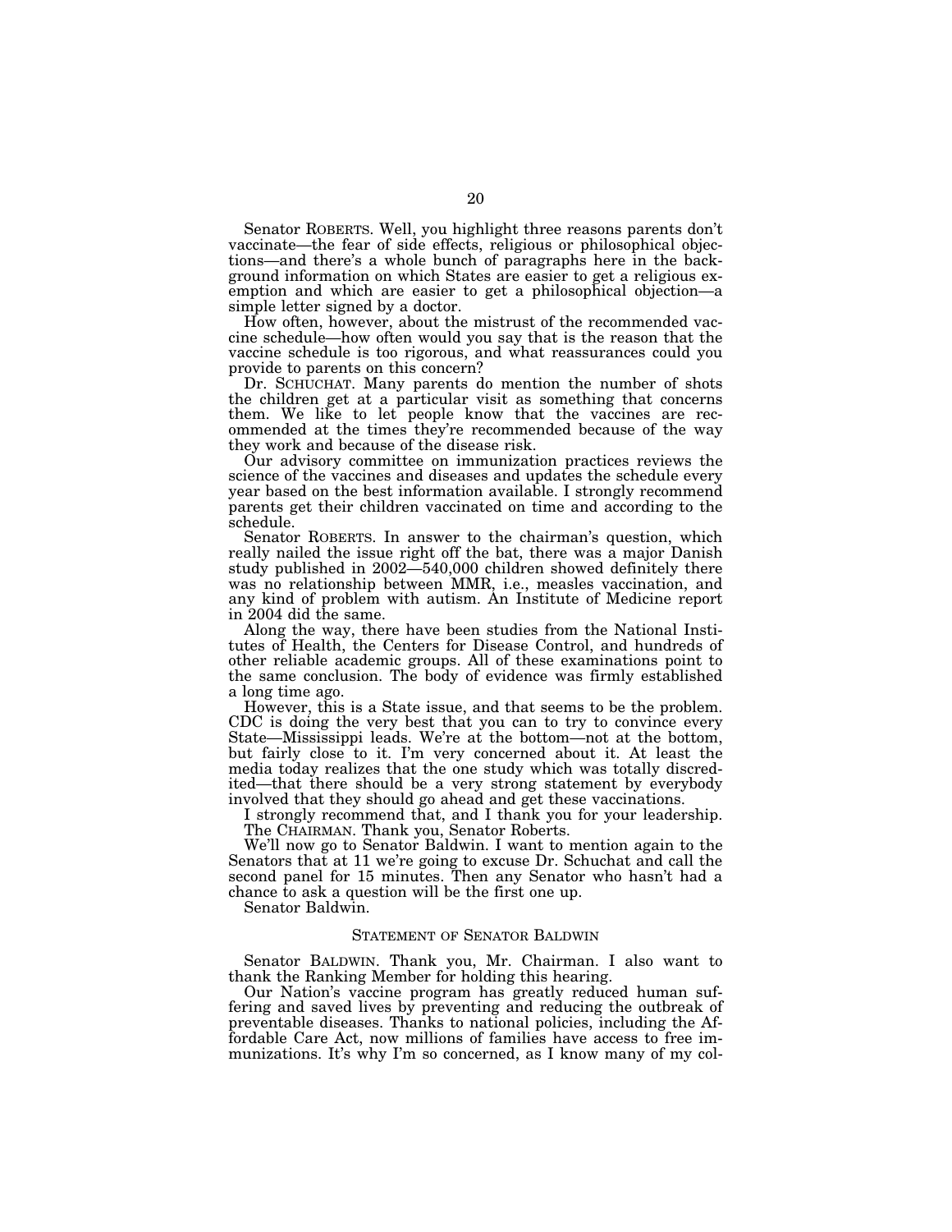Senator ROBERTS. Well, you highlight three reasons parents don't vaccinate—the fear of side effects, religious or philosophical objections—and there's a whole bunch of paragraphs here in the background information on which States are easier to get a religious exemption and which are easier to get a philosophical objection—a simple letter signed by a doctor.

How often, however, about the mistrust of the recommended vaccine schedule—how often would you say that is the reason that the vaccine schedule is too rigorous, and what reassurances could you provide to parents on this concern?

Dr. SCHUCHAT. Many parents do mention the number of shots the children get at a particular visit as something that concerns them. We like to let people know that the vaccines are recommended at the times they're recommended because of the way they work and because of the disease risk.

Our advisory committee on immunization practices reviews the science of the vaccines and diseases and updates the schedule every year based on the best information available. I strongly recommend parents get their children vaccinated on time and according to the schedule.

Senator ROBERTS. In answer to the chairman's question, which really nailed the issue right off the bat, there was a major Danish study published in 2002—540,000 children showed definitely there was no relationship between MMR, i.e., measles vaccination, and any kind of problem with autism. An Institute of Medicine report in 2004 did the same.

Along the way, there have been studies from the National Institutes of Health, the Centers for Disease Control, and hundreds of other reliable academic groups. All of these examinations point to the same conclusion. The body of evidence was firmly established a long time ago.

However, this is a State issue, and that seems to be the problem. CDC is doing the very best that you can to try to convince every State—Mississippi leads. We're at the bottom—not at the bottom, but fairly close to it. I'm very concerned about it. At least the media today realizes that the one study which was totally discredited—that there should be a very strong statement by everybody involved that they should go ahead and get these vaccinations.

I strongly recommend that, and I thank you for your leadership.

The CHAIRMAN. Thank you, Senator Roberts.

We'll now go to Senator Baldwin. I want to mention again to the Senators that at 11 we're going to excuse Dr. Schuchat and call the second panel for 15 minutes. Then any Senator who hasn't had a chance to ask a question will be the first one up.

Senator Baldwin.

## STATEMENT OF SENATOR BALDWIN

Senator BALDWIN. Thank you, Mr. Chairman. I also want to thank the Ranking Member for holding this hearing.

Our Nation's vaccine program has greatly reduced human suffering and saved lives by preventing and reducing the outbreak of preventable diseases. Thanks to national policies, including the Affordable Care Act, now millions of families have access to free immunizations. It's why I'm so concerned, as I know many of my col-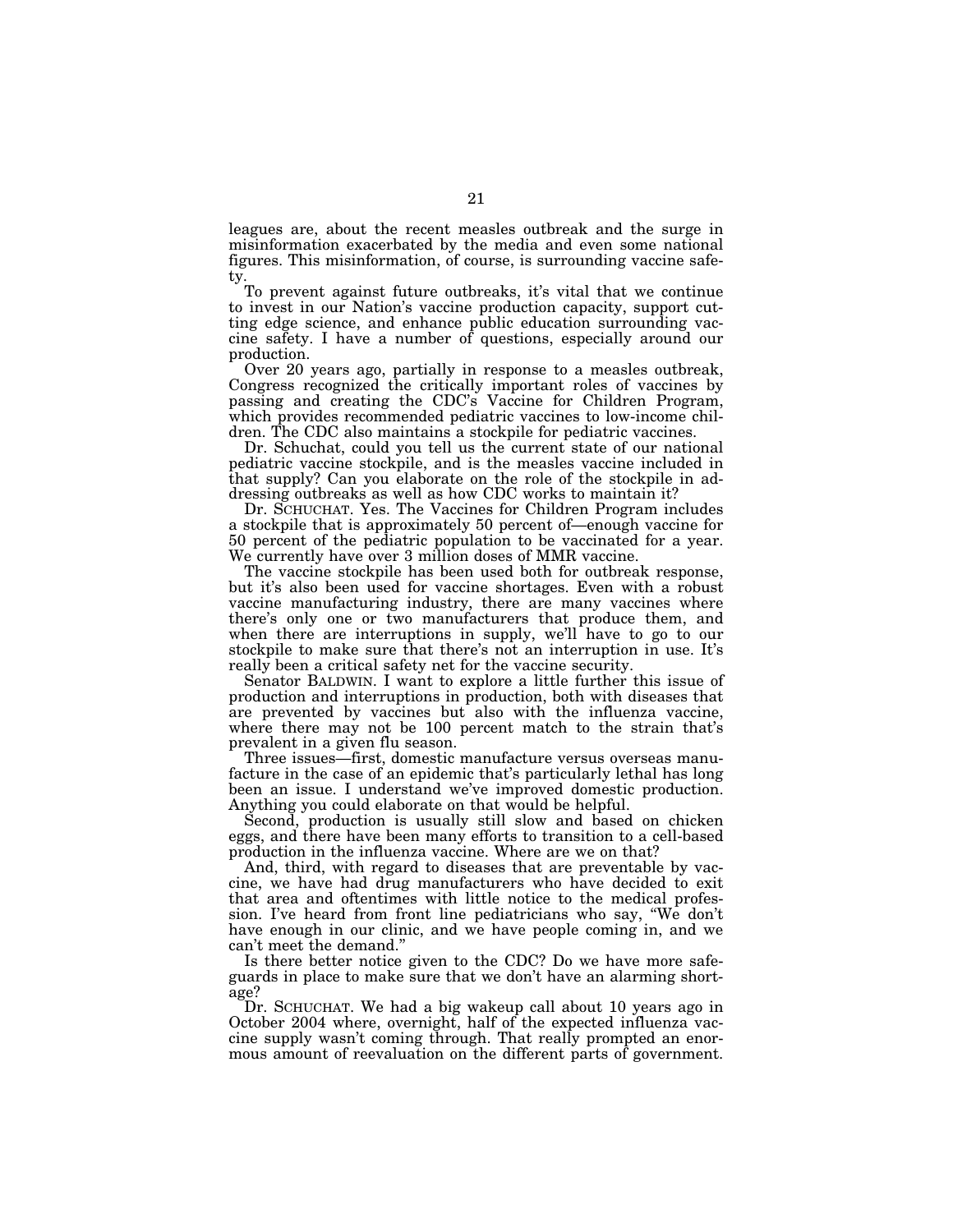leagues are, about the recent measles outbreak and the surge in misinformation exacerbated by the media and even some national figures. This misinformation, of course, is surrounding vaccine safety.

To prevent against future outbreaks, it's vital that we continue to invest in our Nation's vaccine production capacity, support cutting edge science, and enhance public education surrounding vaccine safety. I have a number of questions, especially around our production.

Over 20 years ago, partially in response to a measles outbreak, Congress recognized the critically important roles of vaccines by passing and creating the CDC's Vaccine for Children Program, which provides recommended pediatric vaccines to low-income children. The CDC also maintains a stockpile for pediatric vaccines.

Dr. Schuchat, could you tell us the current state of our national pediatric vaccine stockpile, and is the measles vaccine included in that supply? Can you elaborate on the role of the stockpile in addressing outbreaks as well as how CDC works to maintain it?

Dr. SCHUCHAT. Yes. The Vaccines for Children Program includes a stockpile that is approximately 50 percent of—enough vaccine for 50 percent of the pediatric population to be vaccinated for a year. We currently have over 3 million doses of MMR vaccine.

The vaccine stockpile has been used both for outbreak response, but it's also been used for vaccine shortages. Even with a robust vaccine manufacturing industry, there are many vaccines where there's only one or two manufacturers that produce them, and when there are interruptions in supply, we'll have to go to our stockpile to make sure that there's not an interruption in use. It's really been a critical safety net for the vaccine security.

Senator BALDWIN. I want to explore a little further this issue of production and interruptions in production, both with diseases that are prevented by vaccines but also with the influenza vaccine, where there may not be 100 percent match to the strain that's prevalent in a given flu season.

Three issues—first, domestic manufacture versus overseas manufacture in the case of an epidemic that's particularly lethal has long been an issue. I understand we've improved domestic production. Anything you could elaborate on that would be helpful.

Second, production is usually still slow and based on chicken eggs, and there have been many efforts to transition to a cell-based production in the influenza vaccine. Where are we on that?

And, third, with regard to diseases that are preventable by vaccine, we have had drug manufacturers who have decided to exit that area and oftentimes with little notice to the medical profession. I've heard from front line pediatricians who say, "We don't have enough in our clinic, and we have people coming in, and we can't meet the demand."

Is there better notice given to the CDC? Do we have more safeguards in place to make sure that we don't have an alarming shortage?

Dr. SCHUCHAT. We had a big wakeup call about 10 years ago in October 2004 where, overnight, half of the expected influenza vaccine supply wasn't coming through. That really prompted an enormous amount of reevaluation on the different parts of government.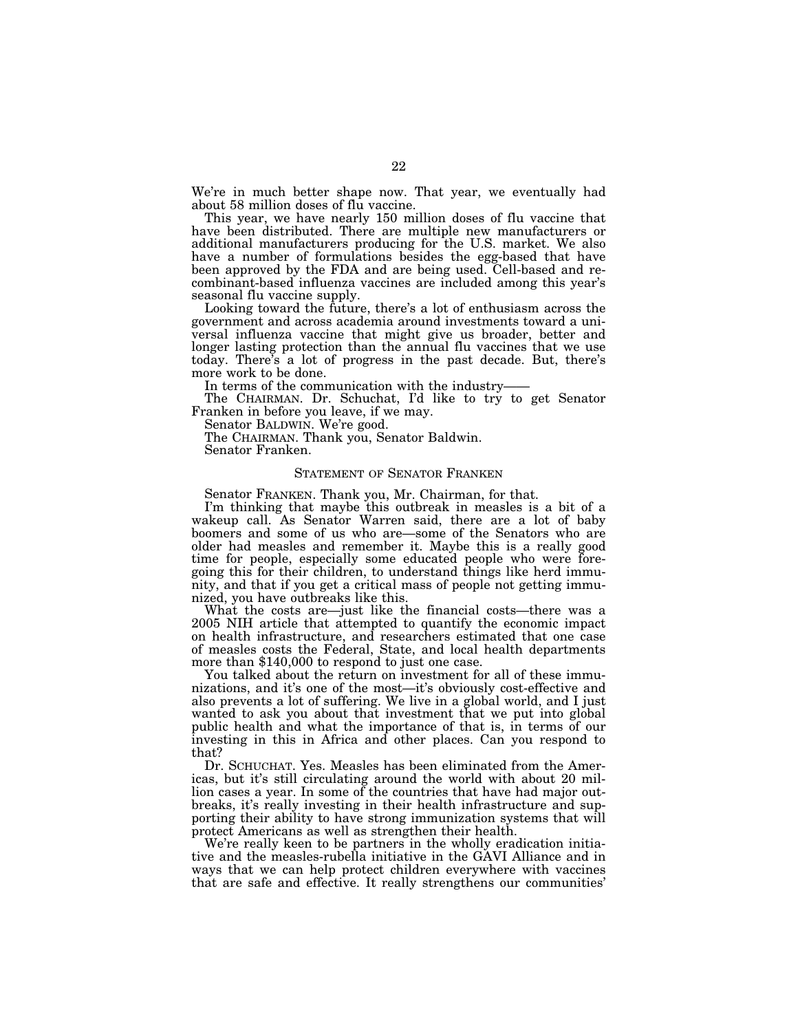We're in much better shape now. That year, we eventually had about 58 million doses of flu vaccine.

This year, we have nearly 150 million doses of flu vaccine that have been distributed. There are multiple new manufacturers or additional manufacturers producing for the U.S. market. We also have a number of formulations besides the egg-based that have been approved by the FDA and are being used. Cell-based and recombinant-based influenza vaccines are included among this year's seasonal flu vaccine supply.

Looking toward the future, there's a lot of enthusiasm across the government and across academia around investments toward a universal influenza vaccine that might give us broader, better and longer lasting protection than the annual flu vaccines that we use today. There's a lot of progress in the past decade. But, there's more work to be done.

In terms of the communication with the industry——

The CHAIRMAN. Dr. Schuchat, I'd like to try to get Senator Franken in before you leave, if we may.

Senator BALDWIN. We're good.

The CHAIRMAN. Thank you, Senator Baldwin.

Senator Franken.

## STATEMENT OF SENATOR FRANKEN

Senator FRANKEN. Thank you, Mr. Chairman, for that.

I'm thinking that maybe this outbreak in measles is a bit of a wakeup call. As Senator Warren said, there are a lot of baby boomers and some of us who are—some of the Senators who are older had measles and remember it. Maybe this is a really good time for people, especially some educated people who were foregoing this for their children, to understand things like herd immunity, and that if you get a critical mass of people not getting immunized, you have outbreaks like this.

What the costs are—just like the financial costs—there was a 2005 NIH article that attempted to quantify the economic impact on health infrastructure, and researchers estimated that one case of measles costs the Federal, State, and local health departments more than $140,000 to respond to just one case.

You talked about the return on investment for all of these immunizations, and it's one of the most—it's obviously cost-effective and also prevents a lot of suffering. We live in a global world, and I just wanted to ask you about that investment that we put into global public health and what the importance of that is, in terms of our investing in this in Africa and other places. Can you respond to that?

Dr. SCHUCHAT. Yes. Measles has been eliminated from the Americas, but it's still circulating around the world with about 20 million cases a year. In some of the countries that have had major outbreaks, it's really investing in their health infrastructure and supporting their ability to have strong immunization systems that will protect Americans as well as strengthen their health.

We're really keen to be partners in the wholly eradication initiative and the measles-rubella initiative in the GAVI Alliance and in ways that we can help protect children everywhere with vaccines that are safe and effective. It really strengthens our communities'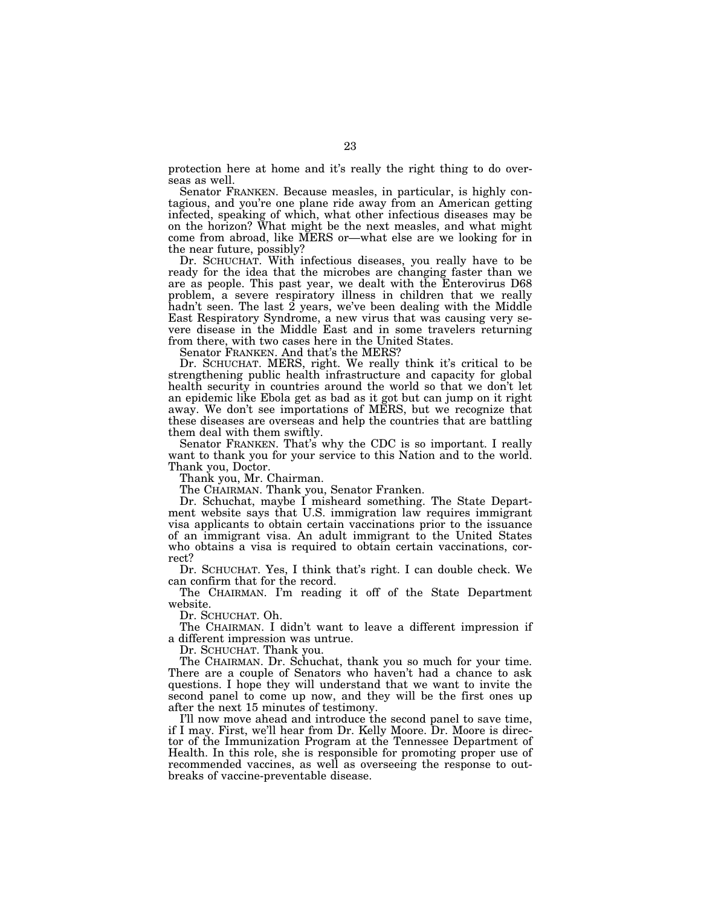protection here at home and it's really the right thing to do overseas as well.

Senator FRANKEN. Because measles, in particular, is highly contagious, and you're one plane ride away from an American getting infected, speaking of which, what other infectious diseases may be on the horizon? What might be the next measles, and what might come from abroad, like MERS or—what else are we looking for in the near future, possibly?

Dr. SCHUCHAT. With infectious diseases, you really have to be ready for the idea that the microbes are changing faster than we are as people. This past year, we dealt with the Enterovirus D68 problem, a severe respiratory illness in children that we really hadn't seen. The last 2 years, we've been dealing with the Middle East Respiratory Syndrome, a new virus that was causing very severe disease in the Middle East and in some travelers returning from there, with two cases here in the United States.

Senator FRANKEN. And that's the MERS?

Dr. SCHUCHAT. MERS, right. We really think it's critical to be strengthening public health infrastructure and capacity for global health security in countries around the world so that we don't let an epidemic like Ebola get as bad as it got but can jump on it right away. We don't see importations of MERS, but we recognize that these diseases are overseas and help the countries that are battling them deal with them swiftly.

Senator FRANKEN. That's why the CDC is so important. I really want to thank you for your service to this Nation and to the world. Thank you, Doctor.

Thank you, Mr. Chairman.

The CHAIRMAN. Thank you, Senator Franken.

Dr. Schuchat, maybe I misheard something. The State Department website says that U.S. immigration law requires immigrant visa applicants to obtain certain vaccinations prior to the issuance of an immigrant visa. An adult immigrant to the United States who obtains a visa is required to obtain certain vaccinations, correct?

Dr. SCHUCHAT. Yes, I think that's right. I can double check. We can confirm that for the record.

The CHAIRMAN. I'm reading it off of the State Department website.

Dr. SCHUCHAT. Oh.

The CHAIRMAN. I didn't want to leave a different impression if a different impression was untrue.

Dr. SCHUCHAT. Thank you.

The CHAIRMAN. Dr. Schuchat, thank you so much for your time. There are a couple of Senators who haven't had a chance to ask questions. I hope they will understand that we want to invite the second panel to come up now, and they will be the first ones up after the next 15 minutes of testimony.

I'll now move ahead and introduce the second panel to save time, if I may. First, we'll hear from Dr. Kelly Moore. Dr. Moore is director of the Immunization Program at the Tennessee Department of Health. In this role, she is responsible for promoting proper use of recommended vaccines, as well as overseeing the response to outbreaks of vaccine-preventable disease.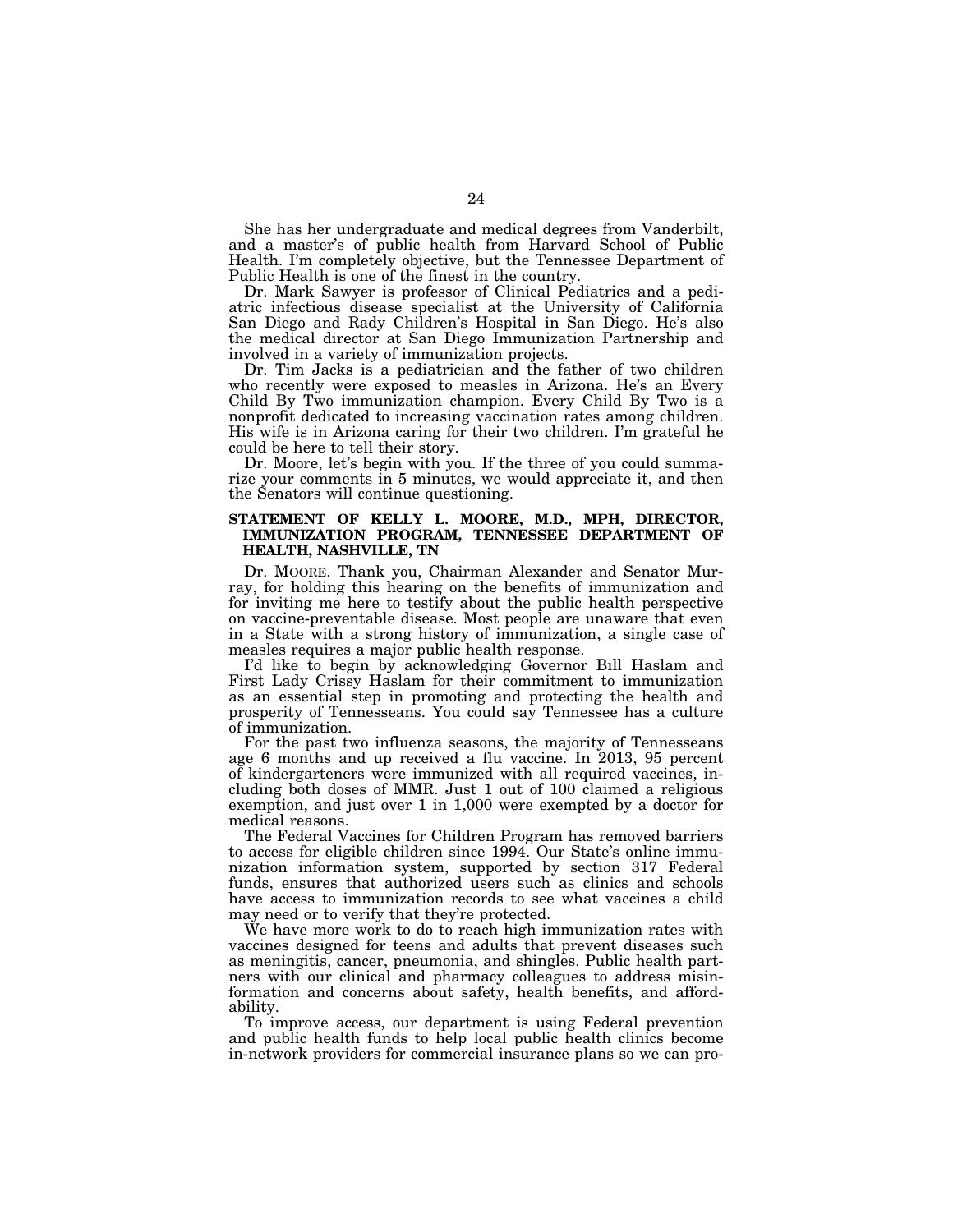She has her undergraduate and medical degrees from Vanderbilt, and a master's of public health from Harvard School of Public Health. I'm completely objective, but the Tennessee Department of Public Health is one of the finest in the country.

Dr. Mark Sawyer is professor of Clinical Pediatrics and a pediatric infectious disease specialist at the University of California San Diego and Rady Children's Hospital in San Diego. He's also the medical director at San Diego Immunization Partnership and involved in a variety of immunization projects.

Dr. Tim Jacks is a pediatrician and the father of two children who recently were exposed to measles in Arizona. He's an Every Child By Two immunization champion. Every Child By Two is a nonprofit dedicated to increasing vaccination rates among children. His wife is in Arizona caring for their two children. I'm grateful he could be here to tell their story.

Dr. Moore, let's begin with you. If the three of you could summarize your comments in 5 minutes, we would appreciate it, and then the Senators will continue questioning.

## STATEMENT OF KELLY L. MOORE, M.D., MPH, DIRECTOR, IMMUNIZATION PROGRAM, TENNESSEE DEPARTMENT OF HEALTH, NASHVILLE, TN

Dr. MOORE. Thank you, Chairman Alexander and Senator Murray, for holding this hearing on the benefits of immunization and for inviting me here to testify about the public health perspective on vaccine-preventable disease. Most people are unaware that even in a State with a strong history of immunization, a single case of measles requires a major public health response.

I'd like to begin by acknowledging Governor Bill Haslam and First Lady Crissy Haslam for their commitment to immunization as an essential step in promoting and protecting the health and prosperity of Tennesseans. You could say Tennessee has a culture of immunization.

For the past two influenza seasons, the majority of Tennesseans age 6 months and up received a flu vaccine. In 2013, 95 percent of kindergarteners were immunized with all required vaccines, including both doses of MMR. Just 1 out of 100 claimed a religious exemption, and just over 1 in 1,000 were exempted by a doctor for medical reasons.

The Federal Vaccines for Children Program has removed barriers to access for eligible children since 1994. Our State's online immunization information system, supported by section 317 Federal funds, ensures that authorized users such as clinics and schools have access to immunization records to see what vaccines a child may need or to verify that they're protected.

We have more work to do to reach high immunization rates with vaccines designed for teens and adults that prevent diseases such as meningitis, cancer, pneumonia, and shingles. Public health partners with our clinical and pharmacy colleagues to address misinformation and concerns about safety, health benefits, and affordability.

To improve access, our department is using Federal prevention and public health funds to help local public health clinics become in-network providers for commercial insurance plans so we can pro-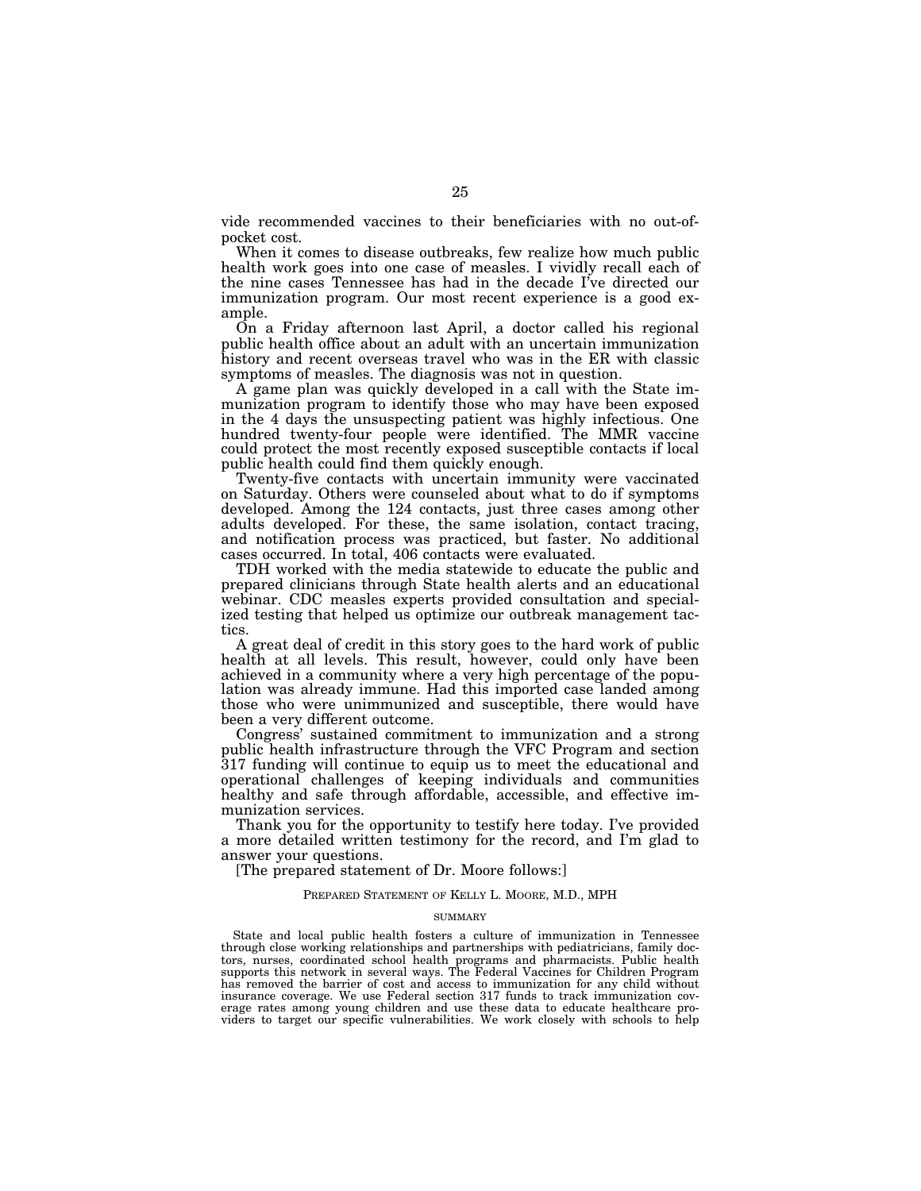vide recommended vaccines to their beneficiaries with no out-of-pocket cost.

When it comes to disease outbreaks, few realize how much public health work goes into one case of measles. I vividly recall each of the nine cases Tennessee has had in the decade I've directed our immunization program. Our most recent experience is a good example.

On a Friday afternoon last April, a doctor called his regional public health office about an adult with an uncertain immunization history and recent overseas travel who was in the ER with classic symptoms of measles. The diagnosis was not in question.

A game plan was quickly developed in a call with the State immunization program to identify those who may have been exposed in the 4 days the unsuspecting patient was highly infectious. One hundred twenty-four people were identified. The MMR vaccine could protect the most recently exposed susceptible contacts if local public health could find them quickly enough.

Twenty-five contacts with uncertain immunity were vaccinated on Saturday. Others were counseled about what to do if symptoms developed. Among the 124 contacts, just three cases among other adults developed. For these, the same isolation, contact tracing, and notification process was practiced, but faster. No additional cases occurred. In total, 406 contacts were evaluated.

TDH worked with the media statewide to educate the public and prepared clinicians through State health alerts and an educational webinar. CDC measles experts provided consultation and specialized testing that helped us optimize our outbreak management tactics.

A great deal of credit in this story goes to the hard work of public health at all levels. This result, however, could only have been achieved in a community where a very high percentage of the population was already immune. Had this imported case landed among those who were unimmunized and susceptible, there would have been a very different outcome.

Congress' sustained commitment to immunization and a strong public health infrastructure through the VFC Program and section 317 funding will continue to equip us to meet the educational and operational challenges of keeping individuals and communities healthy and safe through affordable, accessible, and effective immunization services.

Thank you for the opportunity to testify here today. I've provided a more detailed written testimony for the record, and I'm glad to answer your questions.

[The prepared statement of Dr. Moore follows:]

PREPARED STATEMENT OF KELLY L. MOORE, M.D., MPH

SUMMARY

State and local public health fosters a culture of immunization in Tennessee through close working relationships and partnerships with pediatricians, family doctors, nurses, coordinated school health programs and pharmacists. Public health supports this network in several ways. The Federal Vaccines for Children Program has removed the barrier of cost and access to immunization for any child without insurance coverage. We use Federal section 317 funds to track immunization coverage rates among young children and use these data to educate healthcare providers to target our specific vulnerabilities. We work closely with schools to help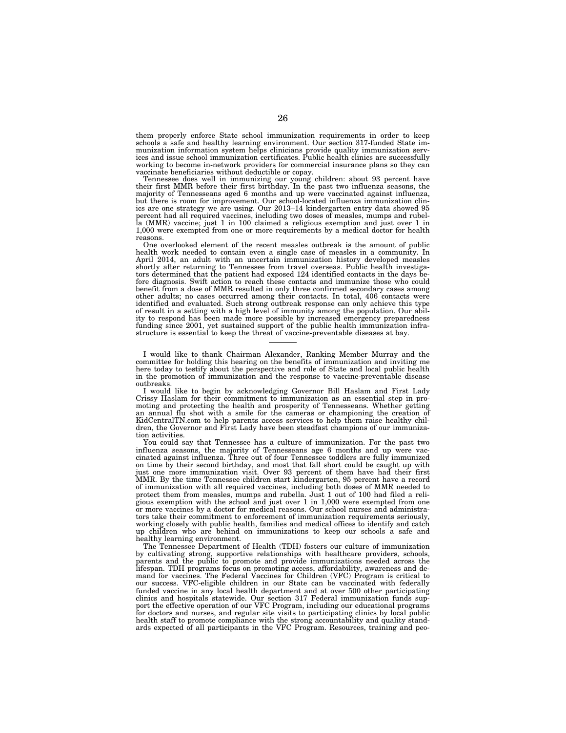them properly enforce State school immunization requirements in order to keep schools a safe and healthy learning environment. Our section 317-funded State immunization information system helps clinicians provide quality immunization services and issue school immunization certificates. Public health clinics are successfully working to become in-network providers for commercial insurance plans so they can vaccinate beneficiaries without deductible or copay.

Tennessee does well in immunizing our young children: about 93 percent have their first MMR before their first birthday. In the past two influenza seasons, the majority of Tennesseans aged 6 months and up were vaccinated against influenza, but there is room for improvement. Our school-located influenza immunization clinics are one strategy we are using. Our 2013–14 kindergarten entry data showed 95 percent had all required vaccines, including two doses of measles, mumps and rubella (MMR) vaccine; just 1 in 100 claimed a religious exemption and just over 1 in 1,000 were exempted from one or more requirements by a medical doctor for health reasons.

One overlooked element of the recent measles outbreak is the amount of public health work needed to contain even a single case of measles in a community. In April 2014, an adult with an uncertain immunization history developed measles shortly after returning to Tennessee from travel overseas. Public health investigators determined that the patient had exposed 124 identified contacts in the days before diagnosis. Swift action to reach these contacts and immunize those who could benefit from a dose of MMR resulted in only three confirmed secondary cases among other adults; no cases occurred among their contacts. In total, 406 contacts were identified and evaluated. Such strong outbreak response can only achieve this type of result in a setting with a high level of immunity among the population. Our ability to respond has been made more possible by increased emergency preparedness funding since 2001, yet sustained support of the public health immunization infrastructure is essential to keep the threat of vaccine-preventable diseases at bay.

---

I would like to thank Chairman Alexander, Ranking Member Murray and the committee for holding this hearing on the benefits of immunization and inviting me here today to testify about the perspective and role of State and local public health in the promotion of immunization and the response to vaccine-preventable disease outbreaks.

I would like to begin by acknowledging Governor Bill Haslam and First Lady Crissy Haslam for their commitment to immunization as an essential step in promoting and protecting the health and prosperity of Tennesseans. Whether getting an annual flu shot with a smile for the cameras or championing the creation of KidCentralTN.com to help parents access services to help them raise healthy children, the Governor and First Lady have been steadfast champions of our immunization activities.

You could say that Tennessee has a culture of immunization. For the past two influenza seasons, the majority of Tennesseans age 6 months and up were vaccinated against influenza. Three out of four Tennessee toddlers are fully immunized on time by their second birthday, and most that fall short could be caught up with just one more immunization visit. Over 93 percent of them have had their first MMR. By the time Tennessee children start kindergarten, 95 percent have a record of immunization with all required vaccines, including both doses of MMR needed to protect them from measles, mumps and rubella. Just 1 out of 100 had filed a religious exemption with the school and just over 1 in 1,000 were exempted from one or more vaccines by a doctor for medical reasons. Our school nurses and administrators take their commitment to enforcement of immunization requirements seriously, working closely with public health, families and medical offices to identify and catch up children who are behind on immunizations to keep our schools a safe and healthy learning environment.

The Tennessee Department of Health (TDH) fosters our culture of immunization by cultivating strong, supportive relationships with healthcare providers, schools, parents and the public to promote and provide immunizations needed across the lifespan. TDH programs focus on promoting access, affordability, awareness and demand for vaccines. The Federal Vaccines for Children (VFC) Program is critical to our success. VFC-eligible children in our State can be vaccinated with federally funded vaccine in any local health department and at over 500 other participating clinics and hospitals statewide. Our section 317 Federal immunization funds support the effective operation of our VFC Program, including our educational programs for doctors and nurses, and regular site visits to participating clinics by local public health staff to promote compliance with the strong accountability and quality standards expected of all participants in the VFC Program. Resources, training and peo-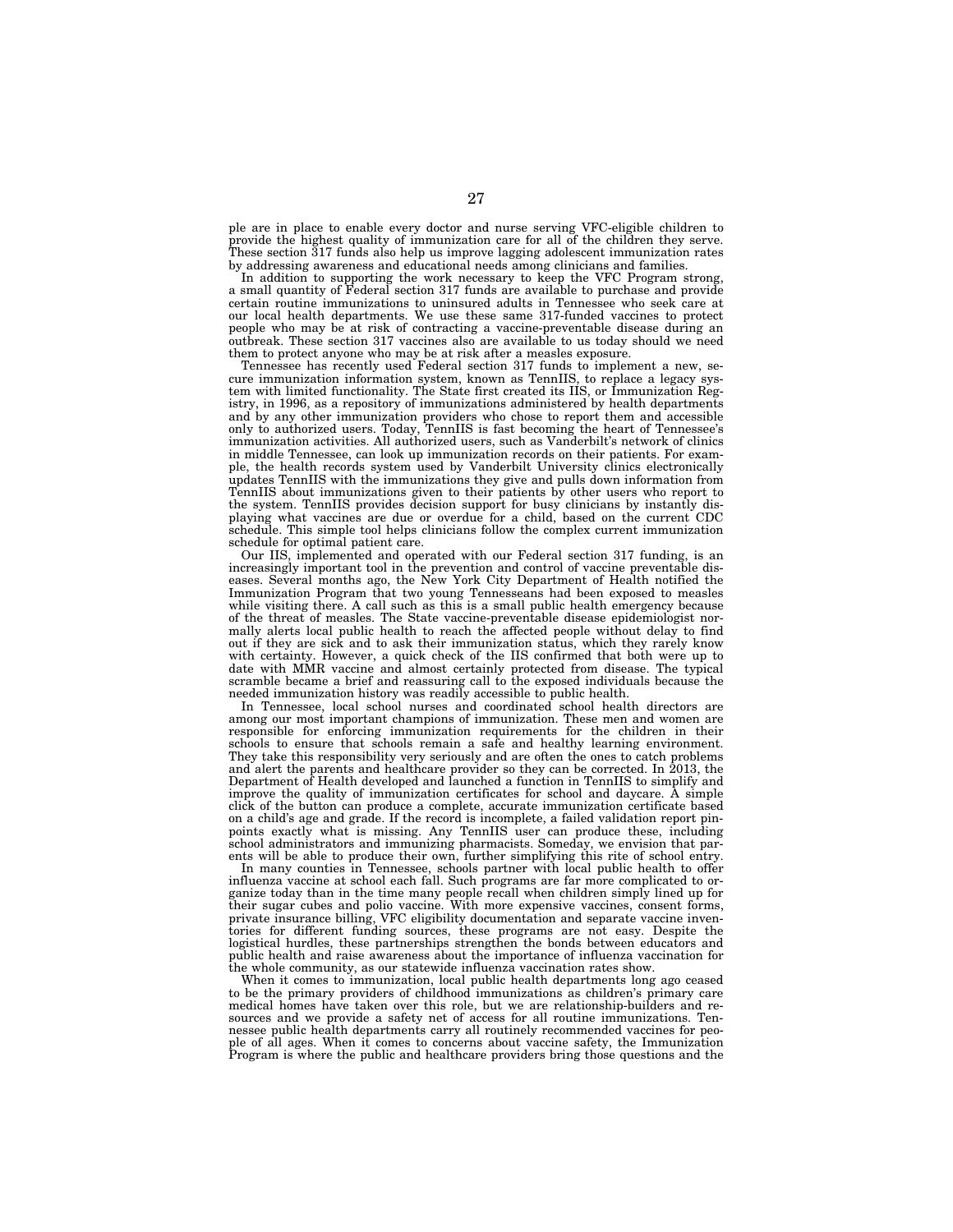ple are in place to enable every doctor and nurse serving VFC-eligible children to provide the highest quality of immunization care for all of the children they serve. These section 317 funds also help us improve lagging adolescent immunization rates by addressing awareness and educational needs among clinicians and families.

In addition to supporting the work necessary to keep the VFC Program strong, a small quantity of Federal section 317 funds are available to purchase and provide certain routine immunizations to uninsured adults in Tennessee who seek care at our local health departments. We use these same 317-funded vaccines to protect people who may be at risk of contracting a vaccine-preventable disease during an outbreak. These section 317 vaccines also are available to us today should we need them to protect anyone who may be at risk after a measles exposure.

Tennessee has recently used Federal section 317 funds to implement a new, secure immunization information system, known as TennIIS, to replace a legacy system with limited functionality. The State first created its IIS, or Immunization Registry, in 1996, as a repository of immunizations administered by health departments and by any other immunization providers who chose to report them and accessible only to authorized users. Today, TennIIS is fast becoming the heart of Tennessee's immunization activities. All authorized users, such as Vanderbilt's network of clinics in middle Tennessee, can look up immunization records on their patients. For example, the health records system used by Vanderbilt University clinics electronically updates TennIIS with the immunizations they give and pulls down information from TennIIS about immunizations given to their patients by other users who report to the system. TennIIS provides decision support for busy clinicians by instantly displaying what vaccines are due or overdue for a child, based on the current CDC schedule. This simple tool helps clinicians follow the complex current immunization schedule for optimal patient care.

Our IIS, implemented and operated with our Federal section 317 funding, is an increasingly important tool in the prevention and control of vaccine preventable diseases. Several months ago, the New York City Department of Health notified the Immunization Program that two young Tennesseans had been exposed to measles while visiting there. A call such as this is a small public health emergency because of the threat of measles. The State vaccine-preventable disease epidemiologist normally alerts local public health to reach the affected people without delay to find out if they are sick and to ask their immunization status, which they rarely know with certainty. However, a quick check of the IIS confirmed that both were up to date with MMR vaccine and almost certainly protected from disease. The typical scramble became a brief and reassuring call to the exposed individuals because the needed immunization history was readily accessible to public health.

In Tennessee, local school nurses and coordinated school health directors are among our most important champions of immunization. These men and women are responsible for enforcing immunization requirements for the children in their schools to ensure that schools remain a safe and healthy learning environment. They take this responsibility very seriously and are often the ones to catch problems and alert the parents and healthcare provider so they can be corrected. In 2013, the Department of Health developed and launched a function in TennIIS to simplify and improve the quality of immunization certificates for school and daycare. A simple click of the button can produce a complete, accurate immunization certificate based on a child's age and grade. If the record is incomplete, a failed validation report pinpoints exactly what is missing. Any TennIIS user can produce these, including school administrators and immunizing pharmacists. Someday, we envision that parents will be able to produce their own, further simplifying this rite of school entry.

In many counties in Tennessee, schools partner with local public health to offer influenza vaccine at school each fall. Such programs are far more complicated to organize today than in the time many people recall when children simply lined up for their sugar cubes and polio vaccine. With more expensive vaccines, consent forms, private insurance billing, VFC eligibility documentation and separate vaccine inventories for different funding sources, these programs are not easy. Despite the logistical hurdles, these partnerships strengthen the bonds between educators and public health and raise awareness about the importance of influenza vaccination for the whole community, as our statewide influenza vaccination rates show.

When it comes to immunization, local public health departments long ago ceased to be the primary providers of childhood immunizations as children's primary care medical homes have taken over this role, but we are relationship-builders and resources and we provide a safety net of access for all routine immunizations. Tennessee public health departments carry all routinely recommended vaccines for people of all ages. When it comes to concerns about vaccine safety, the Immunization Program is where the public and healthcare providers bring those questions and the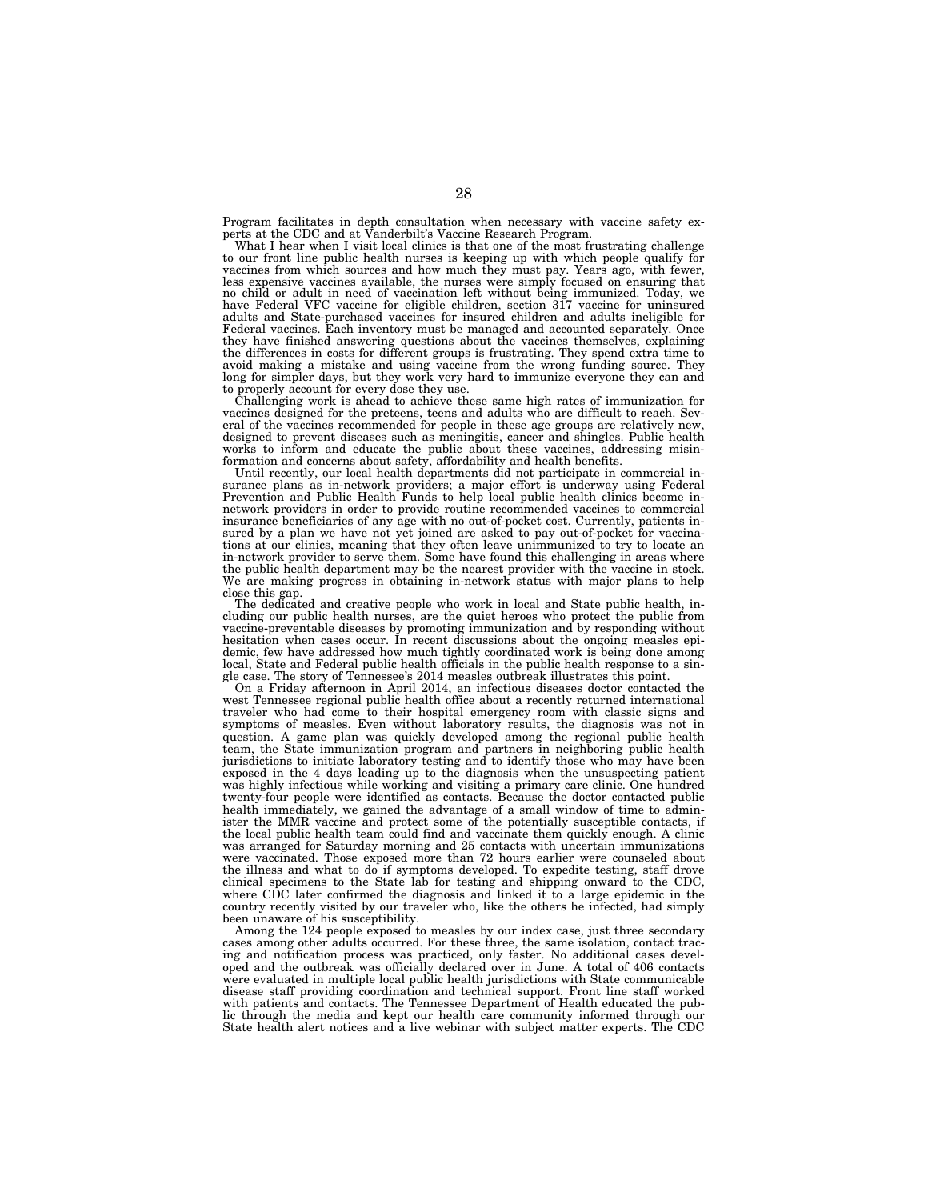Program facilitates in depth consultation when necessary with vaccine safety experts at the CDC and at Vanderbilt's Vaccine Research Program.

What I hear when I visit local clinics is that one of the most frustrating challenge to our front line public health nurses is keeping up with which people qualify for vaccines from which sources and how much they must pay. Years ago, with fewer, less expensive vaccines available, the nurses were simply focused on ensuring that no child or adult in need of vaccination left without being immunized. Today, we have Federal VFC vaccine for eligible children, section 317 vaccine for uninsured adults and State-purchased vaccines for insured children and adults ineligible for Federal vaccines. Each inventory must be managed and accounted separately. Once they have finished answering questions about the vaccines themselves, explaining the differences in costs for different groups is frustrating. They spend extra time to avoid making a mistake and using vaccine from the wrong funding source. They long for simpler days, but they work very hard to immunize everyone they can and to properly account for every dose they use.

Challenging work is ahead to achieve these same high rates of immunization for vaccines designed for the preteens, teens and adults who are difficult to reach. Several of the vaccines recommended for people in these age groups are relatively new, designed to prevent diseases such as meningitis, cancer and shingles. Public health works to inform and educate the public about these vaccines, addressing misinformation and concerns about safety, affordability and health benefits.

Until recently, our local health departments did not participate in commercial insurance plans as in-network providers; a major effort is underway using Federal Prevention and Public Health Funds to help local public health clinics become in-network providers in order to provide routine recommended vaccines to commercial insurance beneficiaries of any age with no out-of-pocket cost. Currently, patients insured by a plan we have not yet joined are asked to pay out-of-pocket for vaccinations at our clinics, meaning that they often leave unimmunized to try to locate an in-network provider to serve them. Some have found this challenging in areas where the public health department may be the nearest provider with the vaccine in stock. We are making progress in obtaining in-network status with major plans to help close this gap.

The dedicated and creative people who work in local and State public health, including our public health nurses, are the quiet heroes who protect the public from vaccine-preventable diseases by promoting immunization and by responding without hesitation when cases occur. In recent discussions about the ongoing measles epidemic, few have addressed how much tightly coordinated work is being done among local, State and Federal public health officials in the public health response to a single case. The story of Tennessee's 2014 measles outbreak illustrates this point.

On a Friday afternoon in April 2014, an infectious diseases doctor contacted the west Tennessee regional public health office about a recently returned international traveler who had come to their hospital emergency room with classic signs and symptoms of measles. Even without laboratory results, the diagnosis was not in question. A game plan was quickly developed among the regional public health team, the State immunization program and partners in neighboring public health jurisdictions to initiate laboratory testing and to identify those who may have been exposed in the 4 days leading up to the diagnosis when the unsuspecting patient was highly infectious while working and visiting a primary care clinic. One hundred twenty-four people were identified as contacts. Because the doctor contacted public health immediately, we gained the advantage of a small window of time to administer the MMR vaccine and protect some of the potentially susceptible contacts, if the local public health team could find and vaccinate them quickly enough. A clinic was arranged for Saturday morning and 25 contacts with uncertain immunizations were vaccinated. Those exposed more than 72 hours earlier were counseled about the illness and what to do if symptoms developed. To expedite testing, staff drove clinical specimens to the State lab for testing and shipping onward to the CDC, where CDC later confirmed the diagnosis and linked it to a large epidemic in the country recently visited by our traveler who, like the others he infected, had simply been unaware of his susceptibility.

Among the 124 people exposed to measles by our index case, just three secondary cases among other adults occurred. For these three, the same isolation, contact tracing and notification process was practiced, only faster. No additional cases developed and the outbreak was officially declared over in June. A total of 406 contacts were evaluated in multiple local public health jurisdictions with State communicable disease staff providing coordination and technical support. Front line staff worked with patients and contacts. The Tennessee Department of Health educated the public through the media and kept our health care community informed through our State health alert notices and a live webinar with subject matter experts. The CDC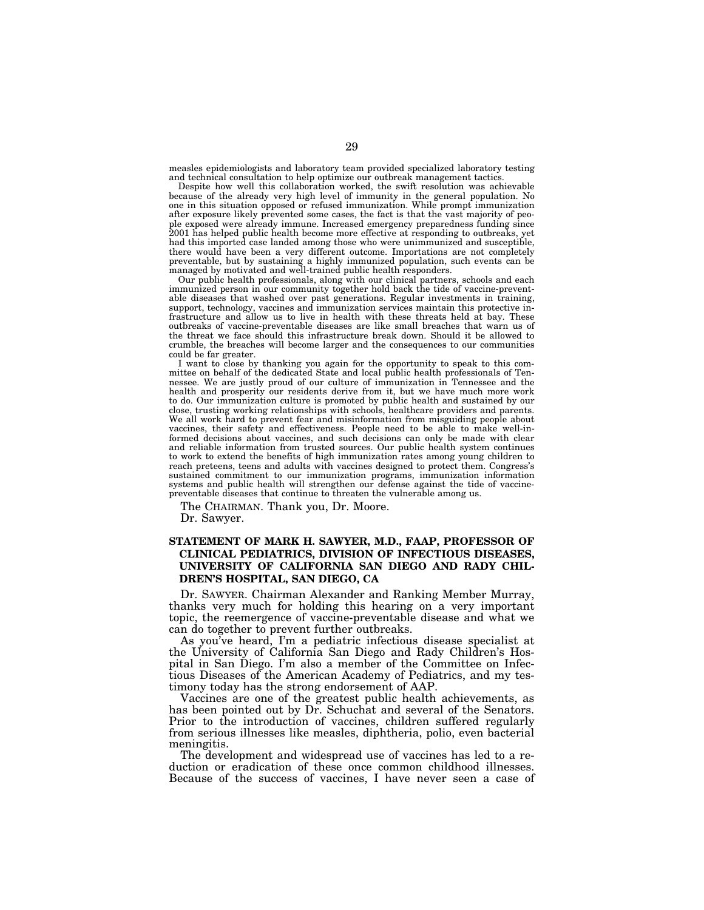measles epidemiologists and laboratory team provided specialized laboratory testing and technical consultation to help optimize our outbreak management tactics.

Despite how well this collaboration worked, the swift resolution was achievable because of the already very high level of immunity in the general population. No one in this situation opposed or refused immunization. While prompt immunization after exposure likely prevented some cases, the fact is that the vast majority of people exposed were already immune. Increased emergency preparedness funding since 2001 has helped public health become more effective at responding to outbreaks, yet had this imported case landed among those who were unimmunized and susceptible, there would have been a very different outcome. Importations are not completely preventable, but by sustaining a highly immunized population, such events can be managed by motivated and well-trained public health responders.

Our public health professionals, along with our clinical partners, schools and each immunized person in our community together hold back the tide of vaccine-preventable diseases that washed over past generations. Regular investments in training, support, technology, vaccines and immunization services maintain this protective infrastructure and allow us to live in health with these threats held at bay. These outbreaks of vaccine-preventable diseases are like small breaches that warn us of the threat we face should this infrastructure break down. Should it be allowed to crumble, the breaches will become larger and the consequences to our communities could be far greater.

I want to close by thanking you again for the opportunity to speak to this committee on behalf of the dedicated State and local public health professionals of Tennessee. We are justly proud of our culture of immunization in Tennessee and the health and prosperity our residents derive from it, but we have much more work to do. Our immunization culture is promoted by public health and sustained by our close, trusting working relationships with schools, healthcare providers and parents. We all work hard to prevent fear and misinformation from misguiding people about vaccines, their safety and effectiveness. People need to be able to make well-informed decisions about vaccines, and such decisions can only be made with clear and reliable information from trusted sources. Our public health system continues to work to extend the benefits of high immunization rates among young children to reach preteens, teens and adults with vaccines designed to protect them. Congress's sustained commitment to our immunization programs, immunization information systems and public health will strengthen our defense against the tide of vaccine-preventable diseases that continue to threaten the vulnerable among us.

The CHAIRMAN. Thank you, Dr. Moore.

Dr. Sawyer.

## STATEMENT OF MARK H. SAWYER, M.D., FAAP, PROFESSOR OF CLINICAL PEDIATRICS, DIVISION OF INFECTIOUS DISEASES, UNIVERSITY OF CALIFORNIA SAN DIEGO AND RADY CHILDREN'S HOSPITAL, SAN DIEGO, CA

Dr. SAWYER. Chairman Alexander and Ranking Member Murray, thanks very much for holding this hearing on a very important topic, the reemergence of vaccine-preventable disease and what we can do together to prevent further outbreaks.

As you've heard, I'm a pediatric infectious disease specialist at the University of California San Diego and Rady Children's Hospital in San Diego. I'm also a member of the Committee on Infectious Diseases of the American Academy of Pediatrics, and my testimony today has the strong endorsement of AAP.

Vaccines are one of the greatest public health achievements, as has been pointed out by Dr. Schuchat and several of the Senators. Prior to the introduction of vaccines, children suffered regularly from serious illnesses like measles, diphtheria, polio, even bacterial meningitis.

The development and widespread use of vaccines has led to a reduction or eradication of these once common childhood illnesses. Because of the success of vaccines, I have never seen a case of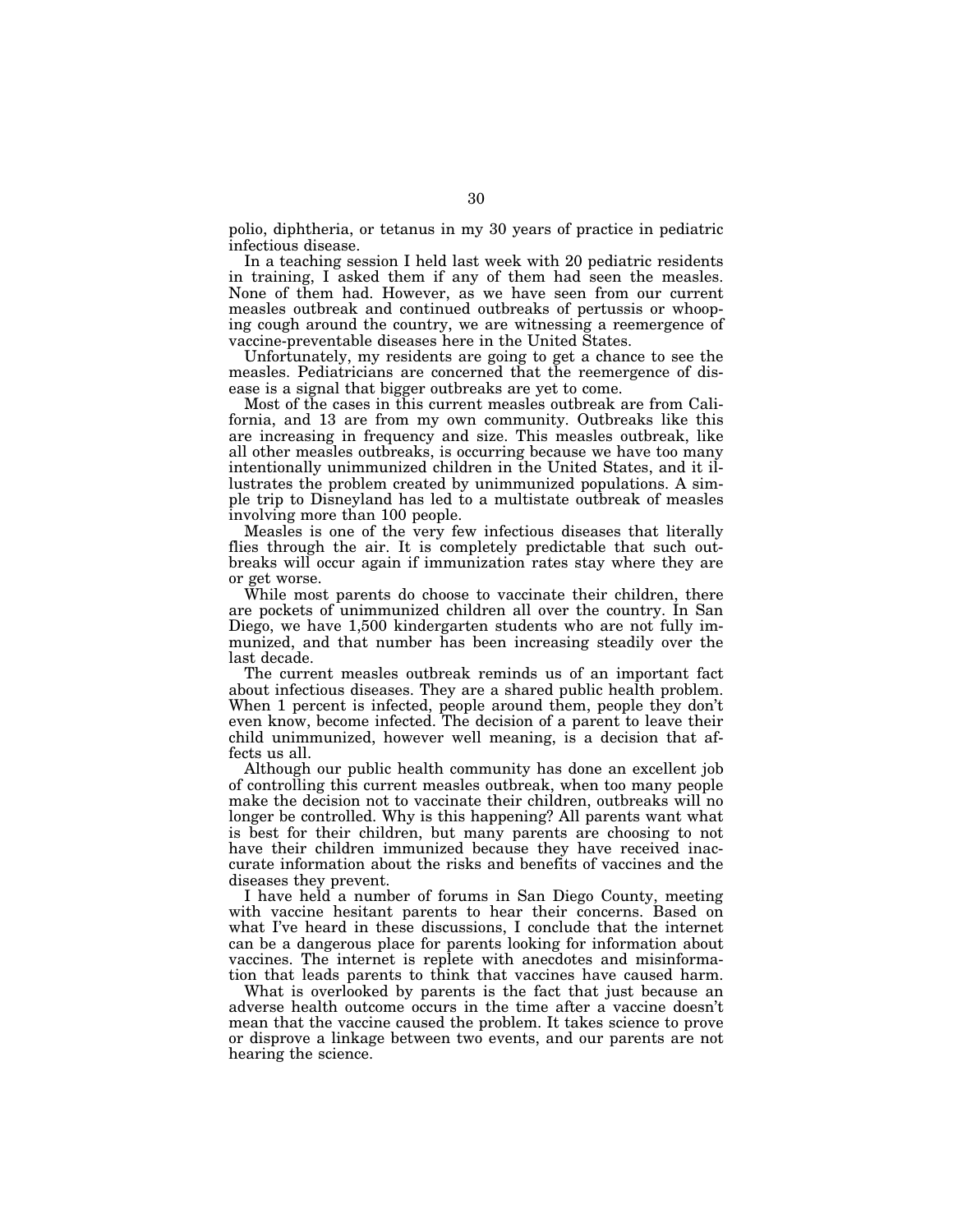polio, diphtheria, or tetanus in my 30 years of practice in pediatric infectious disease.

In a teaching session I held last week with 20 pediatric residents in training, I asked them if any of them had seen the measles. None of them had. However, as we have seen from our current measles outbreak and continued outbreaks of pertussis or whooping cough around the country, we are witnessing a reemergence of vaccine-preventable diseases here in the United States.

Unfortunately, my residents are going to get a chance to see the measles. Pediatricians are concerned that the reemergence of disease is a signal that bigger outbreaks are yet to come.

Most of the cases in this current measles outbreak are from California, and 13 are from my own community. Outbreaks like this are increasing in frequency and size. This measles outbreak, like all other measles outbreaks, is occurring because we have too many intentionally unimmunized children in the United States, and it illustrates the problem created by unimmunized populations. A simple trip to Disneyland has led to a multistate outbreak of measles involving more than 100 people.

Measles is one of the very few infectious diseases that literally flies through the air. It is completely predictable that such outbreaks will occur again if immunization rates stay where they are or get worse.

While most parents do choose to vaccinate their children, there are pockets of unimmunized children all over the country. In San Diego, we have 1,500 kindergarten students who are not fully immunized, and that number has been increasing steadily over the last decade.

The current measles outbreak reminds us of an important fact about infectious diseases. They are a shared public health problem. When 1 percent is infected, people around them, people they don't even know, become infected. The decision of a parent to leave their child unimmunized, however well meaning, is a decision that affects us all.

Although our public health community has done an excellent job of controlling this current measles outbreak, when too many people make the decision not to vaccinate their children, outbreaks will no longer be controlled. Why is this happening? All parents want what is best for their children, but many parents are choosing to not have their children immunized because they have received inaccurate information about the risks and benefits of vaccines and the diseases they prevent.

I have held a number of forums in San Diego County, meeting with vaccine hesitant parents to hear their concerns. Based on what I've heard in these discussions, I conclude that the internet can be a dangerous place for parents looking for information about vaccines. The internet is replete with anecdotes and misinformation that leads parents to think that vaccines have caused harm.

What is overlooked by parents is the fact that just because an adverse health outcome occurs in the time after a vaccine doesn't mean that the vaccine caused the problem. It takes science to prove or disprove a linkage between two events, and our parents are not hearing the science.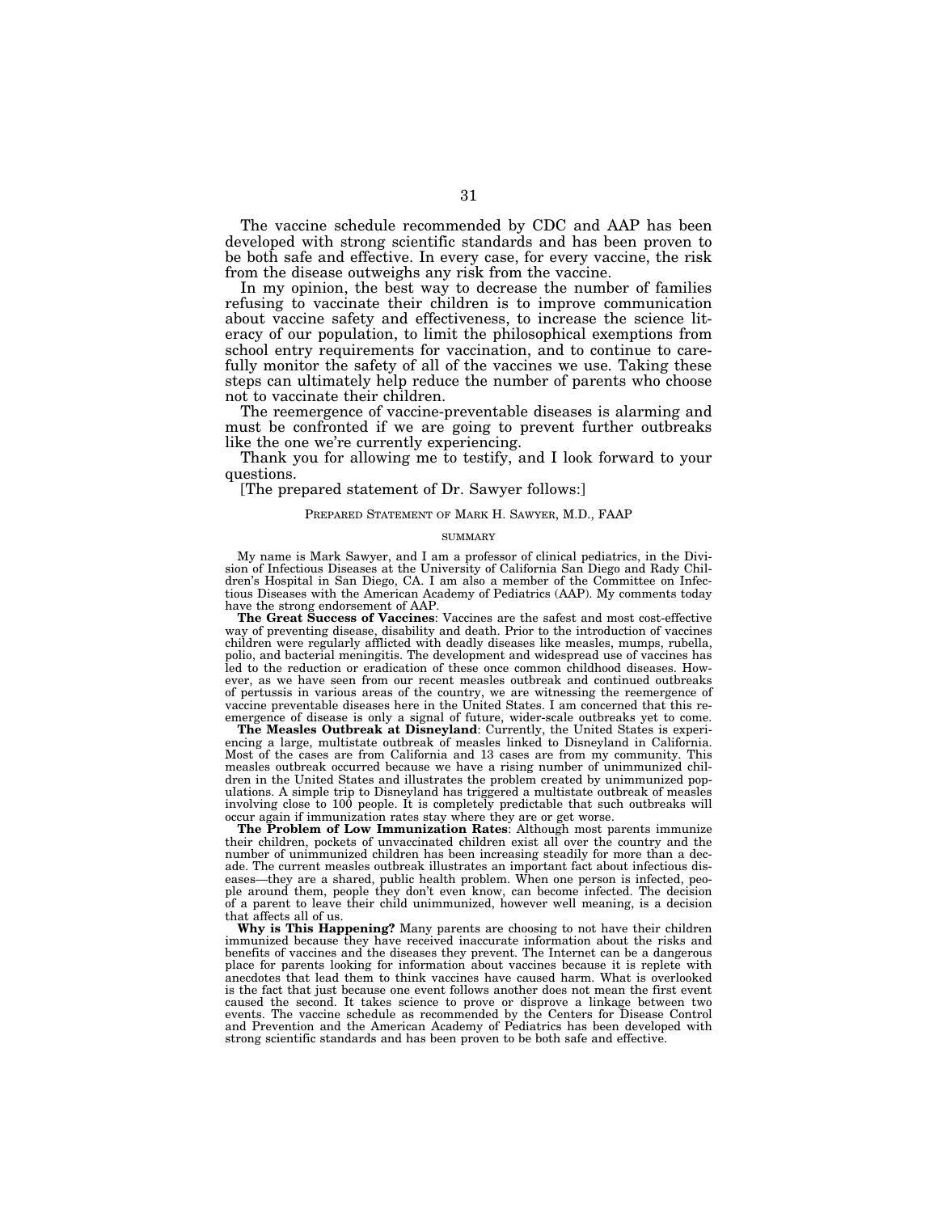The vaccine schedule recommended by CDC and AAP has been developed with strong scientific standards and has been proven to be both safe and effective. In every case, for every vaccine, the risk from the disease outweighs any risk from the vaccine.

In my opinion, the best way to decrease the number of families refusing to vaccinate their children is to improve communication about vaccine safety and effectiveness, to increase the science literacy of our population, to limit the philosophical exemptions from school entry requirements for vaccination, and to continue to carefully monitor the safety of all of the vaccines we use. Taking these steps can ultimately help reduce the number of parents who choose not to vaccinate their children.

The reemergence of vaccine-preventable diseases is alarming and must be confronted if we are going to prevent further outbreaks like the one we're currently experiencing.

Thank you for allowing me to testify, and I look forward to your questions.

[The prepared statement of Dr. Sawyer follows:]

PREPARED STATEMENT OF MARK H. SAWYER, M.D., FAAP

SUMMARY

My name is Mark Sawyer, and I am a professor of clinical pediatrics, in the Division of Infectious Diseases at the University of California San Diego and Rady Children's Hospital in San Diego, CA. I am also a member of the Committee on Infectious Diseases with the American Academy of Pediatrics (AAP). My comments today have the strong endorsement of AAP.

**The Great Success of Vaccines**: Vaccines are the safest and most cost-effective way of preventing disease, disability and death. Prior to the introduction of vaccines children were regularly afflicted with deadly diseases like measles, mumps, rubella, polio, and bacterial meningitis. The development and widespread use of vaccines has led to the reduction or eradication of these once common childhood diseases. However, as we have seen from our recent measles outbreak and continued outbreaks of pertussis in various areas of the country, we are witnessing the reemergence of vaccine preventable diseases here in the United States. I am concerned that this reemergence of disease is only a signal of future, wider-scale outbreaks yet to come.

**The Measles Outbreak at Disneyland**: Currently, the United States is experiencing a large, multistate outbreak of measles linked to Disneyland in California. Most of the cases are from California and 13 cases are from my community. This measles outbreak occurred because we have a rising number of unimmunized children in the United States and illustrates the problem created by unimmunized populations. A simple trip to Disneyland has triggered a multistate outbreak of measles involving close to 100 people. It is completely predictable that such outbreaks will occur again if immunization rates stay where they are or get worse.

**The Problem of Low Immunization Rates**: Although most parents immunize their children, pockets of unvaccinated children exist all over the country and the number of unimmunized children has been increasing steadily for more than a decade. The current measles outbreak illustrates an important fact about infectious diseases—they are a shared, public health problem. When one person is infected, people around them, people they don't even know, can become infected. The decision of a parent to leave their child unimmunized, however well meaning, is a decision that affects all of us.

**Why is This Happening?** Many parents are choosing to not have their children immunized because they have received inaccurate information about the risks and benefits of vaccines and the diseases they prevent. The Internet can be a dangerous place for parents looking for information about vaccines because it is replete with anecdotes that lead them to think vaccines have caused harm. What is overlooked is the fact that just because one event follows another does not mean the first event caused the second. It takes science to prove or disprove a linkage between two events. The vaccine schedule as recommended by the Centers for Disease Control and Prevention and the American Academy of Pediatrics has been developed with strong scientific standards and has been proven to be both safe and effective.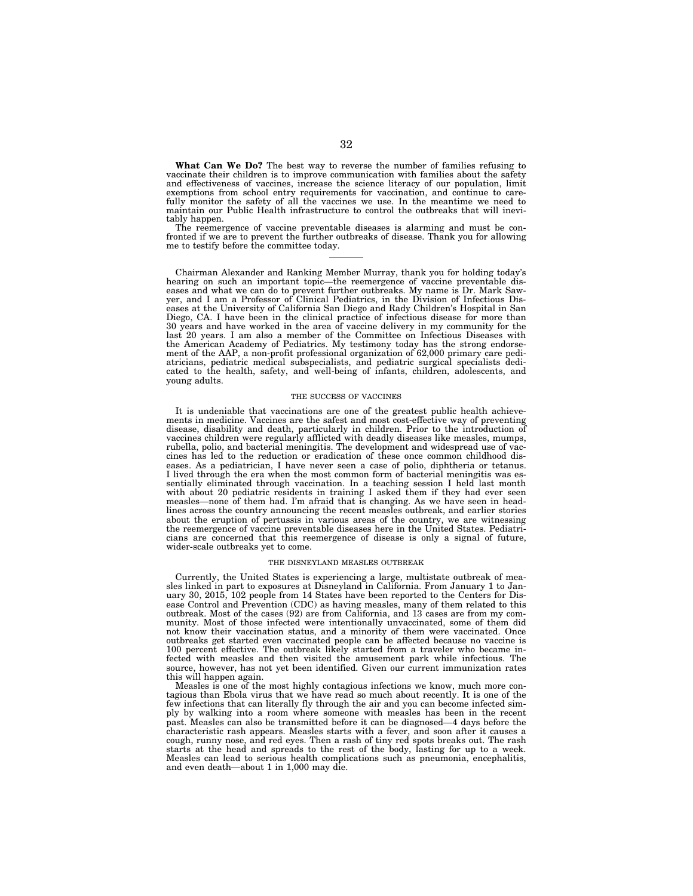**What Can We Do?** The best way to reverse the number of families refusing to vaccinate their children is to improve communication with families about the safety and effectiveness of vaccines, increase the science literacy of our population, limit exemptions from school entry requirements for vaccination, and continue to carefully monitor the safety of all the vaccines we use. In the meantime we need to maintain our Public Health infrastructure to control the outbreaks that will inevitably happen.

The reemergence of vaccine preventable diseases is alarming and must be confronted if we are to prevent the further outbreaks of disease. Thank you for allowing me to testify before the committee today.

---

Chairman Alexander and Ranking Member Murray, thank you for holding today's hearing on such an important topic—the reemergence of vaccine preventable diseases and what we can do to prevent further outbreaks. My name is Dr. Mark Sawyer, and I am a Professor of Clinical Pediatrics, in the Division of Infectious Diseases at the University of California San Diego and Rady Children's Hospital in San Diego, CA. I have been in the clinical practice of infectious disease for more than 30 years and have worked in the area of vaccine delivery in my community for the last 20 years. I am also a member of the Committee on Infectious Diseases with the American Academy of Pediatrics. My testimony today has the strong endorsement of the AAP, a non-profit professional organization of 62,000 primary care pediatricians, pediatric medical subspecialists, and pediatric surgical specialists dedicated to the health, safety, and well-being of infants, children, adolescents, and young adults.

## THE SUCCESS OF VACCINES

It is undeniable that vaccinations are one of the greatest public health achievements in medicine. Vaccines are the safest and most cost-effective way of preventing disease, disability and death, particularly in children. Prior to the introduction of vaccines children were regularly afflicted with deadly diseases like measles, mumps, rubella, polio, and bacterial meningitis. The development and widespread use of vaccines has led to the reduction or eradication of these once common childhood diseases. As a pediatrician, I have never seen a case of polio, diphtheria or tetanus. I lived through the era when the most common form of bacterial meningitis was essentially eliminated through vaccination. In a teaching session I held last month with about 20 pediatric residents in training I asked them if they had ever seen measles—none of them had. I'm afraid that is changing. As we have seen in headlines across the country announcing the recent measles outbreak, and earlier stories about the eruption of pertussis in various areas of the country, we are witnessing the reemergence of vaccine preventable diseases here in the United States. Pediatricians are concerned that this reemergence of disease is only a signal of future, wider-scale outbreaks yet to come.

## THE DISNEYLAND MEASLES OUTBREAK

Currently, the United States is experiencing a large, multistate outbreak of measles linked in part to exposures at Disneyland in California. From January 1 to January 30, 2015, 102 people from 14 States have been reported to the Centers for Disease Control and Prevention (CDC) as having measles, many of them related to this outbreak. Most of the cases (92) are from California, and 13 cases are from my community. Most of those infected were intentionally unvaccinated, some of them did not know their vaccination status, and a minority of them were vaccinated. Once outbreaks get started even vaccinated people can be affected because no vaccine is 100 percent effective. The outbreak likely started from a traveler who became infected with measles and then visited the amusement park while infectious. The source, however, has not yet been identified. Given our current immunization rates this will happen again.

Measles is one of the most highly contagious infections we know, much more contagious than Ebola virus that we have read so much about recently. It is one of the few infections that can literally fly through the air and you can become infected simply by walking into a room where someone with measles has been in the recent past. Measles can also be transmitted before it can be diagnosed—4 days before the characteristic rash appears. Measles starts with a fever, and soon after it causes a cough, runny nose, and red eyes. Then a rash of tiny red spots breaks out. The rash starts at the head and spreads to the rest of the body, lasting for up to a week. Measles can lead to serious health complications such as pneumonia, encephalitis, and even death—about 1 in 1,000 may die.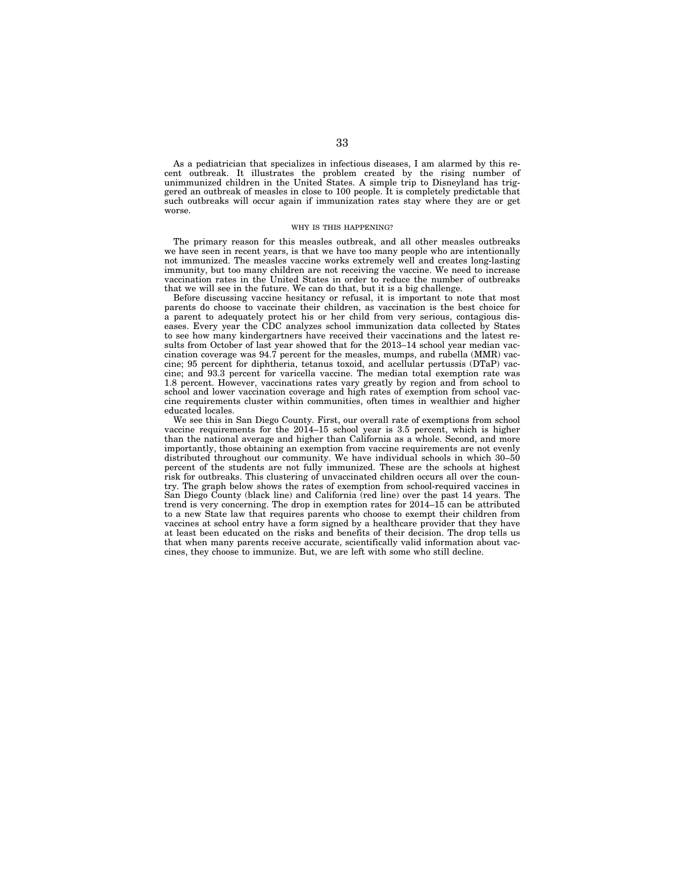As a pediatrician that specializes in infectious diseases, I am alarmed by this recent outbreak. It illustrates the problem created by the rising number of unimmunized children in the United States. A simple trip to Disneyland has triggered an outbreak of measles in close to 100 people. It is completely predictable that such outbreaks will occur again if immunization rates stay where they are or get worse.

## WHY IS THIS HAPPENING?

The primary reason for this measles outbreak, and all other measles outbreaks we have seen in recent years, is that we have too many people who are intentionally not immunized. The measles vaccine works extremely well and creates long-lasting immunity, but too many children are not receiving the vaccine. We need to increase vaccination rates in the United States in order to reduce the number of outbreaks that we will see in the future. We can do that, but it is a big challenge.

Before discussing vaccine hesitancy or refusal, it is important to note that most parents do choose to vaccinate their children, as vaccination is the best choice for a parent to adequately protect his or her child from very serious, contagious diseases. Every year the CDC analyzes school immunization data collected by States to see how many kindergartners have received their vaccinations and the latest results from October of last year showed that for the 2013–14 school year median vaccination coverage was 94.7 percent for the measles, mumps, and rubella (MMR) vaccine; 95 percent for diphtheria, tetanus toxoid, and acellular pertussis (DTaP) vaccine; and 93.3 percent for varicella vaccine. The median total exemption rate was 1.8 percent. However, vaccinations rates vary greatly by region and from school to school and lower vaccination coverage and high rates of exemption from school vaccine requirements cluster within communities, often times in wealthier and higher educated locales.

We see this in San Diego County. First, our overall rate of exemptions from school vaccine requirements for the 2014–15 school year is 3.5 percent, which is higher than the national average and higher than California as a whole. Second, and more importantly, those obtaining an exemption from vaccine requirements are not evenly distributed throughout our community. We have individual schools in which 30–50 percent of the students are not fully immunized. These are the schools at highest risk for outbreaks. This clustering of unvaccinated children occurs all over the country. The graph below shows the rates of exemption from school-required vaccines in San Diego County (black line) and California (red line) over the past 14 years. The trend is very concerning. The drop in exemption rates for 2014–15 can be attributed to a new State law that requires parents who choose to exempt their children from vaccines at school entry have a form signed by a healthcare provider that they have at least been educated on the risks and benefits of their decision. The drop tells us that when many parents receive accurate, scientifically valid information about vaccines, they choose to immunize. But, we are left with some who still decline.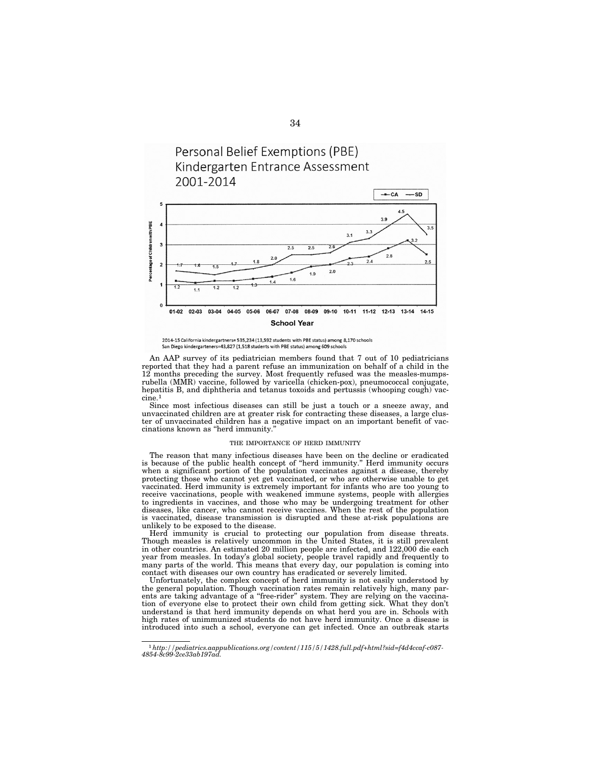Personal Belief Exemptions (PBE)
Kindergarten Entrance Assessment
2001-2014

CA
SD

Percentage of Children with PBE

0
1
2
3
4
5

1.7 1.6 1.5 1.7 1.8 2.0 2.5 2.5 2.6 3.1 3.3 3.9 4.5 3.5

1.2 1.1 1.2 1.2 1.3 1.4 1.6 1.9 2.0 2.3 2.4 2.8 3.2 2.5

01-02 02-03 03-04 04-05 05-06 06-07 07-08 08-09 09-10 10-11 11-12 12-13 13-14 14-15

School Year

2014-15 California kindergartners= 535,234 (13,592 students with PBE status) among 8,170 schools
San Diego kindergarteners=43,827 (1,518 students with PBE status) among 609 schools

An AAP survey of its pediatrician members found that 7 out of 10 pediatricians reported that they had a parent refuse an immunization on behalf of a child in the 12 months preceding the survey. Most frequently refused was the measles-mumps-rubella (MMR) vaccine, followed by varicella (chicken-pox), pneumococcal conjugate, hepatitis B, and diphtheria and tetanus toxoids and pertussis (whooping cough) vaccine.[1]

Since most infectious diseases can still be just a touch or a sneeze away, and unvaccinated children are at greater risk for contracting these diseases, a large cluster of unvaccinated children has a negative impact on an important benefit of vaccinations known as "herd immunity."

## THE IMPORTANCE OF HERD IMMUNITY

The reason that many infectious diseases have been on the decline or eradicated is because of the public health concept of "herd immunity." Herd immunity occurs when a significant portion of the population vaccinates against a disease, thereby protecting those who cannot yet get vaccinated, or who are otherwise unable to get vaccinated. Herd immunity is extremely important for infants who are too young to receive vaccinations, people with weakened immune systems, people with allergies to ingredients in vaccines, and those who may be undergoing treatment for other diseases, like cancer, who cannot receive vaccines. When the rest of the population is vaccinated, disease transmission is disrupted and these at-risk populations are unlikely to be exposed to the disease.

Herd immunity is crucial to protecting our population from disease threats. Though measles is relatively uncommon in the United States, it is still prevalent in other countries. An estimated 20 million people are infected, and 122,000 die each year from measles. In today's global society, people travel rapidly and frequently to many parts of the world. This means that every day, our population is coming into contact with diseases our own country has eradicated or severely limited.

Unfortunately, the complex concept of herd immunity is not easily understood by the general population. Though vaccination rates remain relatively high, many parents are taking advantage of a "free-rider" system. They are relying on the vaccination of everyone else to protect their own child from getting sick. What they don't understand is that herd immunity depends on what herd you are in. Schools with high rates of unimmunized students do not have herd immunity. Once a disease is introduced into such a school, everyone can get infected. Once an outbreak starts

---

[1] *http://pediatrics.aappublications.org/content/115/5/1428.full.pdf+html?sid=f4d4ccaf-c087-4854-8c99-2ce33ab197ad.*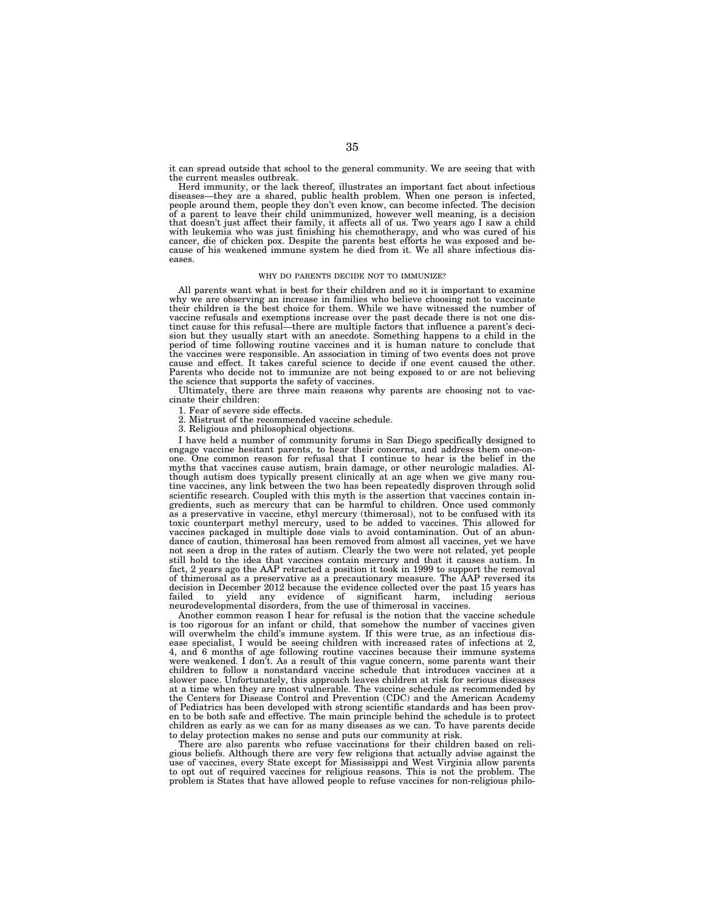it can spread outside that school to the general community. We are seeing that with the current measles outbreak.

Herd immunity, or the lack thereof, illustrates an important fact about infectious diseases—they are a shared, public health problem. When one person is infected, people around them, people they don't even know, can become infected. The decision of a parent to leave their child unimmunized, however well meaning, is a decision that doesn't just affect their family, it affects all of us. Two years ago I saw a child with leukemia who was just finishing his chemotherapy, and who was cured of his cancer, die of chicken pox. Despite the parents best efforts he was exposed and because of his weakened immune system he died from it. We all share infectious diseases.

### WHY DO PARENTS DECIDE NOT TO IMMUNIZE?

All parents want what is best for their children and so it is important to examine why we are observing an increase in families who believe choosing not to vaccinate their children is the best choice for them. While we have witnessed the number of vaccine refusals and exemptions increase over the past decade there is not one distinct cause for this refusal—there are multiple factors that influence a parent's decision but they usually start with an anecdote. Something happens to a child in the period of time following routine vaccines and it is human nature to conclude that the vaccines were responsible. An association in timing of two events does not prove cause and effect. It takes careful science to decide if one event caused the other. Parents who decide not to immunize are not being exposed to or are not believing the science that supports the safety of vaccines.

Ultimately, there are three main reasons why parents are choosing not to vaccinate their children:

1. Fear of severe side effects.
2. Mistrust of the recommended vaccine schedule.
3. Religious and philosophical objections.

I have held a number of community forums in San Diego specifically designed to engage vaccine hesitant parents, to hear their concerns, and address them one-on-one. One common reason for refusal that I continue to hear is the belief in the myths that vaccines cause autism, brain damage, or other neurologic maladies. Although autism does typically present clinically at an age when we give many routine vaccines, any link between the two has been repeatedly disproven through solid scientific research. Coupled with this myth is the assertion that vaccines contain ingredients, such as mercury that can be harmful to children. Once used commonly as a preservative in vaccine, ethyl mercury (thimerosal), not to be confused with its toxic counterpart methyl mercury, used to be added to vaccines. This allowed for vaccines packaged in multiple dose vials to avoid contamination. Out of an abundance of caution, thimerosal has been removed from almost all vaccines, yet we have not seen a drop in the rates of autism. Clearly the two were not related, yet people still hold to the idea that vaccines contain mercury and that it causes autism. In fact, 2 years ago the AAP retracted a position it took in 1999 to support the removal of thimerosal as a preservative as a precautionary measure. The AAP reversed its decision in December 2012 because the evidence collected over the past 15 years has failed to yield any evidence of significant harm, including serious neurodevelopmental disorders, from the use of thimerosal in vaccines.

Another common reason I hear for refusal is the notion that the vaccine schedule is too rigorous for an infant or child, that somehow the number of vaccines given will overwhelm the child's immune system. If this were true, as an infectious disease specialist, I would be seeing children with increased rates of infections at 2, 4, and 6 months of age following routine vaccines because their immune systems were weakened. I don't. As a result of this vague concern, some parents want their children to follow a nonstandard vaccine schedule that introduces vaccines at a slower pace. Unfortunately, this approach leaves children at risk for serious diseases at a time when they are most vulnerable. The vaccine schedule as recommended by the Centers for Disease Control and Prevention (CDC) and the American Academy of Pediatrics has been developed with strong scientific standards and has been proven to be both safe and effective. The main principle behind the schedule is to protect children as early as we can for as many diseases as we can. To have parents decide to delay protection makes no sense and puts our community at risk.

There are also parents who refuse vaccinations for their children based on religious beliefs. Although there are very few religions that actually advise against the use of vaccines, every State except for Mississippi and West Virginia allow parents to opt out of required vaccines for religious reasons. This is not the problem. The problem is States that have allowed people to refuse vaccines for non-religious philo-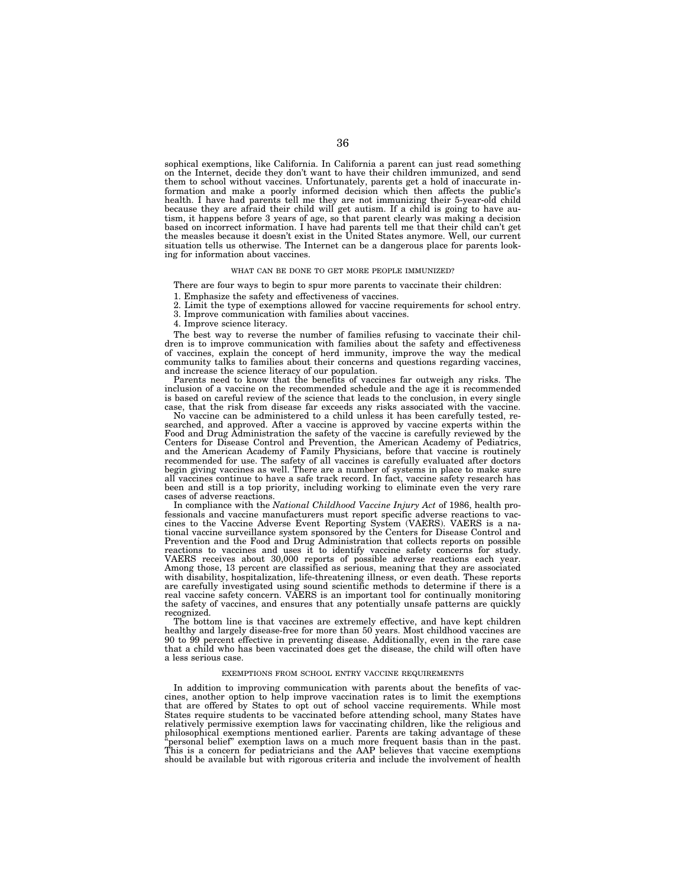sophical exemptions, like California. In California a parent can just read something on the Internet, decide they don't want to have their children immunized, and send them to school without vaccines. Unfortunately, parents get a hold of inaccurate information and make a poorly informed decision which then affects the public's health. I have had parents tell me they are not immunizing their 5-year-old child because they are afraid their child will get autism. If a child is going to have autism, it happens before 3 years of age, so that parent clearly was making a decision based on incorrect information. I have had parents tell me that their child can't get the measles because it doesn't exist in the United States anymore. Well, our current situation tells us otherwise. The Internet can be a dangerous place for parents looking for information about vaccines.

### WHAT CAN BE DONE TO GET MORE PEOPLE IMMUNIZED?

There are four ways to begin to spur more parents to vaccinate their children:

1. Emphasize the safety and effectiveness of vaccines.
2. Limit the type of exemptions allowed for vaccine requirements for school entry.
3. Improve communication with families about vaccines.
4. Improve science literacy.

The best way to reverse the number of families refusing to vaccinate their children is to improve communication with families about the safety and effectiveness of vaccines, explain the concept of herd immunity, improve the way the medical community talks to families about their concerns and questions regarding vaccines, and increase the science literacy of our population.

Parents need to know that the benefits of vaccines far outweigh any risks. The inclusion of a vaccine on the recommended schedule and the age it is recommended is based on careful review of the science that leads to the conclusion, in every single case, that the risk from disease far exceeds any risks associated with the vaccine.

No vaccine can be administered to a child unless it has been carefully tested, researched, and approved. After a vaccine is approved by vaccine experts within the Food and Drug Administration the safety of the vaccine is carefully reviewed by the Centers for Disease Control and Prevention, the American Academy of Pediatrics, and the American Academy of Family Physicians, before that vaccine is routinely recommended for use. The safety of all vaccines is carefully evaluated after doctors begin giving vaccines as well. There are a number of systems in place to make sure all vaccines continue to have a safe track record. In fact, vaccine safety research has been and still is a top priority, including working to eliminate even the very rare cases of adverse reactions.

In compliance with the *National Childhood Vaccine Injury Act* of 1986, health professionals and vaccine manufacturers must report specific adverse reactions to vaccines to the Vaccine Adverse Event Reporting System (VAERS). VAERS is a national vaccine surveillance system sponsored by the Centers for Disease Control and Prevention and the Food and Drug Administration that collects reports on possible reactions to vaccines and uses it to identify vaccine safety concerns for study. VAERS receives about 30,000 reports of possible adverse reactions each year. Among those, 13 percent are classified as serious, meaning that they are associated with disability, hospitalization, life-threatening illness, or even death. These reports are carefully investigated using sound scientific methods to determine if there is a real vaccine safety concern. VAERS is an important tool for continually monitoring the safety of vaccines, and ensures that any potentially unsafe patterns are quickly recognized.

The bottom line is that vaccines are extremely effective, and have kept children healthy and largely disease-free for more than 50 years. Most childhood vaccines are 90 to 99 percent effective in preventing disease. Additionally, even in the rare case that a child who has been vaccinated does get the disease, the child will often have a less serious case.

### EXEMPTIONS FROM SCHOOL ENTRY VACCINE REQUIREMENTS

In addition to improving communication with parents about the benefits of vaccines, another option to help improve vaccination rates is to limit the exemptions that are offered by States to opt out of school vaccine requirements. While most States require students to be vaccinated before attending school, many States have relatively permissive exemption laws for vaccinating children, like the religious and philosophical exemptions mentioned earlier. Parents are taking advantage of these "personal belief" exemption laws on a much more frequent basis than in the past. This is a concern for pediatricians and the AAP believes that vaccine exemptions should be available but with rigorous criteria and include the involvement of health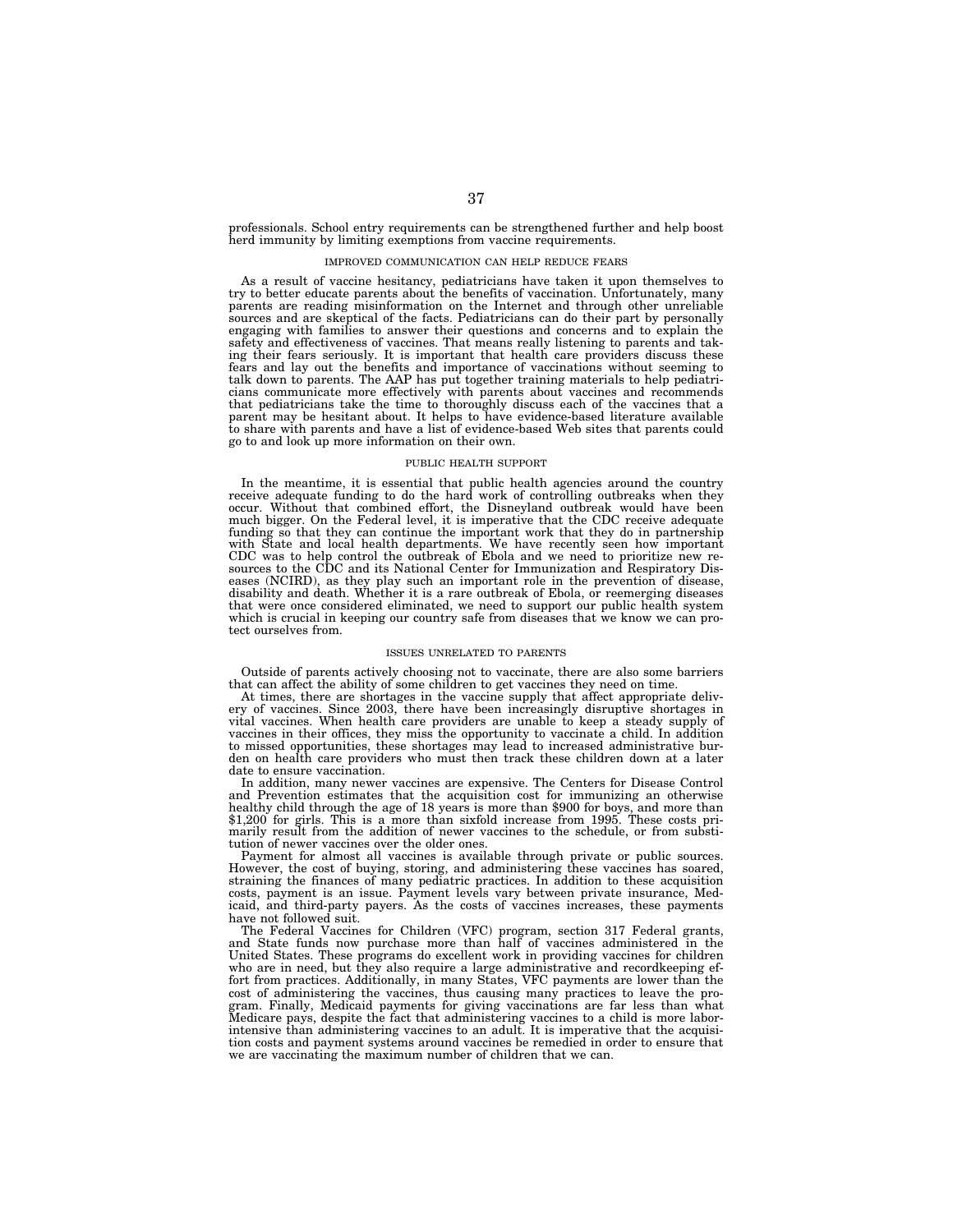professionals. School entry requirements can be strengthened further and help boost herd immunity by limiting exemptions from vaccine requirements.

### IMPROVED COMMUNICATION CAN HELP REDUCE FEARS

As a result of vaccine hesitancy, pediatricians have taken it upon themselves to try to better educate parents about the benefits of vaccination. Unfortunately, many parents are reading misinformation on the Internet and through other unreliable sources and are skeptical of the facts. Pediatricians can do their part by personally engaging with families to answer their questions and concerns and to explain the safety and effectiveness of vaccines. That means really listening to parents and taking their fears seriously. It is important that health care providers discuss these fears and lay out the benefits and importance of vaccinations without seeming to talk down to parents. The AAP has put together training materials to help pediatricians communicate more effectively with parents about vaccines and recommends that pediatricians take the time to thoroughly discuss each of the vaccines that a parent may be hesitant about. It helps to have evidence-based literature available to share with parents and have a list of evidence-based Web sites that parents could go to and look up more information on their own.

### PUBLIC HEALTH SUPPORT

In the meantime, it is essential that public health agencies around the country receive adequate funding to do the hard work of controlling outbreaks when they occur. Without that combined effort, the Disneyland outbreak would have been much bigger. On the Federal level, it is imperative that the CDC receive adequate funding so that they can continue the important work that they do in partnership with State and local health departments. We have recently seen how important CDC was to help control the outbreak of Ebola and we need to prioritize new resources to the CDC and its National Center for Immunization and Respiratory Diseases (NCIRD), as they play such an important role in the prevention of disease, disability and death. Whether it is a rare outbreak of Ebola, or reemerging diseases that were once considered eliminated, we need to support our public health system which is crucial in keeping our country safe from diseases that we know we can protect ourselves from.

### ISSUES UNRELATED TO PARENTS

Outside of parents actively choosing not to vaccinate, there are also some barriers that can affect the ability of some children to get vaccines they need on time.

At times, there are shortages in the vaccine supply that affect appropriate delivery of vaccines. Since 2003, there have been increasingly disruptive shortages in vital vaccines. When health care providers are unable to keep a steady supply of vaccines in their offices, they miss the opportunity to vaccinate a child. In addition to missed opportunities, these shortages may lead to increased administrative burden on health care providers who must then track these children down at a later date to ensure vaccination.

In addition, many newer vaccines are expensive. The Centers for Disease Control and Prevention estimates that the acquisition cost for immunizing an otherwise healthy child through the age of 18 years is more than $900 for boys, and more than $1,200 for girls. This is a more than sixfold increase from 1995. These costs primarily result from the addition of newer vaccines to the schedule, or from substitution of newer vaccines over the older ones.

Payment for almost all vaccines is available through private or public sources. However, the cost of buying, storing, and administering these vaccines has soared, straining the finances of many pediatric practices. In addition to these acquisition costs, payment is an issue. Payment levels vary between private insurance, Medicaid, and third-party payers. As the costs of vaccines increases, these payments have not followed suit.

The Federal Vaccines for Children (VFC) program, section 317 Federal grants, and State funds now purchase more than half of vaccines administered in the United States. These programs do excellent work in providing vaccines for children who are in need, but they also require a large administrative and recordkeeping effort from practices. Additionally, in many States, VFC payments are lower than the cost of administering the vaccines, thus causing many practices to leave the program. Finally, Medicaid payments for giving vaccinations are far less than what Medicare pays, despite the fact that administering vaccines to a child is more labor-intensive than administering vaccines to an adult. It is imperative that the acquisition costs and payment systems around vaccines be remedied in order to ensure that we are vaccinating the maximum number of children that we can.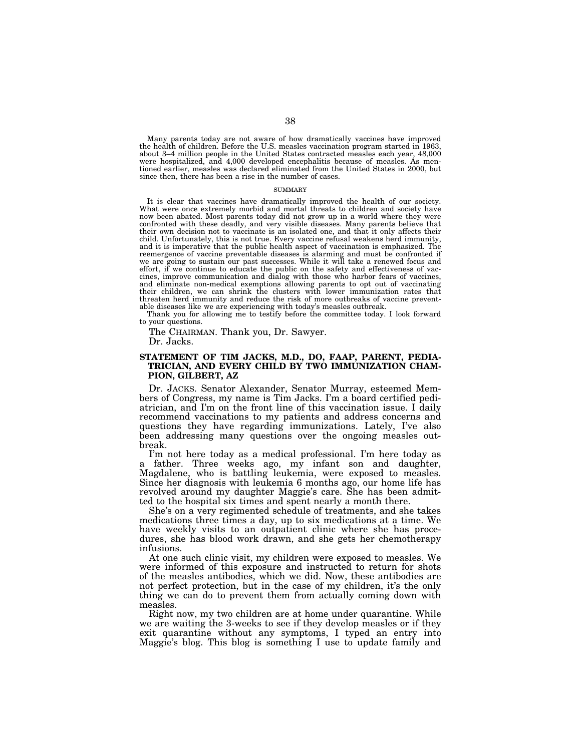Many parents today are not aware of how dramatically vaccines have improved the health of children. Before the U.S. measles vaccination program started in 1963, about 3–4 million people in the United States contracted measles each year, 48,000 were hospitalized, and 4,000 developed encephalitis because of measles. As mentioned earlier, measles was declared eliminated from the United States in 2000, but since then, there has been a rise in the number of cases.

SUMMARY

It is clear that vaccines have dramatically improved the health of our society. What were once extremely morbid and mortal threats to children and society have now been abated. Most parents today did not grow up in a world where they were confronted with these deadly, and very visible diseases. Many parents believe that their own decision not to vaccinate is an isolated one, and that it only affects their child. Unfortunately, this is not true. Every vaccine refusal weakens herd immunity, and it is imperative that the public health aspect of vaccination is emphasized. The reemergence of vaccine preventable diseases is alarming and must be confronted if we are going to sustain our past successes. While it will take a renewed focus and effort, if we continue to educate the public on the safety and effectiveness of vaccines, improve communication and dialog with those who harbor fears of vaccines, and eliminate non-medical exemptions allowing parents to opt out of vaccinating their children, we can shrink the clusters with lower immunization rates that threaten herd immunity and reduce the risk of more outbreaks of vaccine preventable diseases like we are experiencing with today's measles outbreak.

Thank you for allowing me to testify before the committee today. I look forward to your questions.

The CHAIRMAN. Thank you, Dr. Sawyer.

Dr. Jacks.

### STATEMENT OF TIM JACKS, M.D., DO, FAAP, PARENT, PEDIATRICIAN, AND EVERY CHILD BY TWO IMMUNIZATION CHAMPION, GILBERT, AZ

Dr. JACKS. Senator Alexander, Senator Murray, esteemed Members of Congress, my name is Tim Jacks. I'm a board certified pediatrician, and I'm on the front line of this vaccination issue. I daily recommend vaccinations to my patients and address concerns and questions they have regarding immunizations. Lately, I've also been addressing many questions over the ongoing measles outbreak.

I'm not here today as a medical professional. I'm here today as a father. Three weeks ago, my infant son and daughter, Magdalene, who is battling leukemia, were exposed to measles. Since her diagnosis with leukemia 6 months ago, our home life has revolved around my daughter Maggie's care. She has been admitted to the hospital six times and spent nearly a month there.

She's on a very regimented schedule of treatments, and she takes medications three times a day, up to six medications at a time. We have weekly visits to an outpatient clinic where she has procedures, she has blood work drawn, and she gets her chemotherapy infusions.

At one such clinic visit, my children were exposed to measles. We were informed of this exposure and instructed to return for shots of the measles antibodies, which we did. Now, these antibodies are not perfect protection, but in the case of my children, it's the only thing we can do to prevent them from actually coming down with measles.

Right now, my two children are at home under quarantine. While we are waiting the 3-weeks to see if they develop measles or if they exit quarantine without any symptoms, I typed an entry into Maggie's blog. This blog is something I use to update family and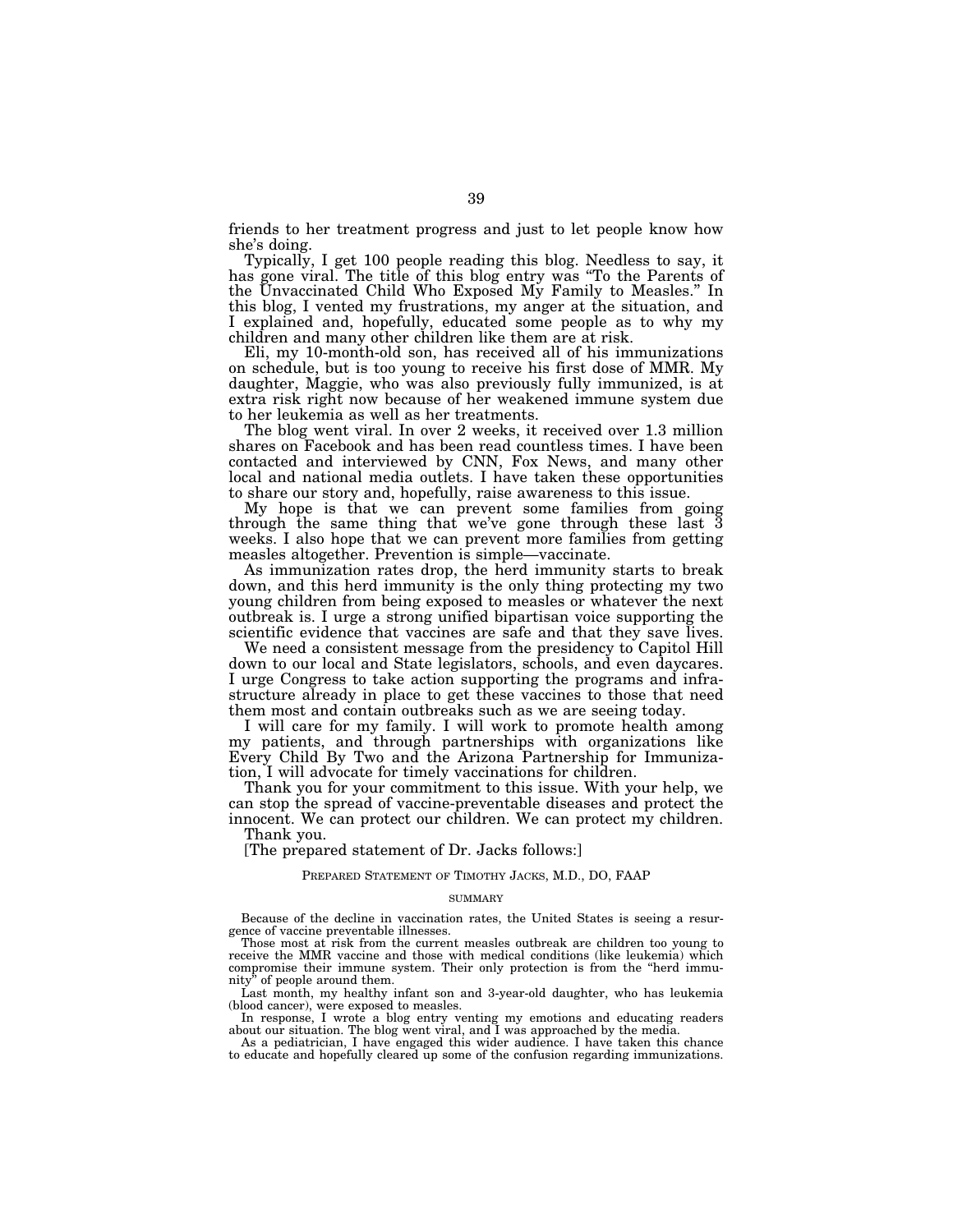friends to her treatment progress and just to let people know how she's doing.

Typically, I get 100 people reading this blog. Needless to say, it has gone viral. The title of this blog entry was "To the Parents of the Unvaccinated Child Who Exposed My Family to Measles." In this blog, I vented my frustrations, my anger at the situation, and I explained and, hopefully, educated some people as to why my children and many other children like them are at risk.

Eli, my 10-month-old son, has received all of his immunizations on schedule, but is too young to receive his first dose of MMR. My daughter, Maggie, who was also previously fully immunized, is at extra risk right now because of her weakened immune system due to her leukemia as well as her treatments.

The blog went viral. In over 2 weeks, it received over 1.3 million shares on Facebook and has been read countless times. I have been contacted and interviewed by CNN, Fox News, and many other local and national media outlets. I have taken these opportunities to share our story and, hopefully, raise awareness to this issue.

My hope is that we can prevent some families from going through the same thing that we've gone through these last 3 weeks. I also hope that we can prevent more families from getting measles altogether. Prevention is simple—vaccinate.

As immunization rates drop, the herd immunity starts to break down, and this herd immunity is the only thing protecting my two young children from being exposed to measles or whatever the next outbreak is. I urge a strong unified bipartisan voice supporting the scientific evidence that vaccines are safe and that they save lives.

We need a consistent message from the presidency to Capitol Hill down to our local and State legislators, schools, and even daycares. I urge Congress to take action supporting the programs and infrastructure already in place to get these vaccines to those that need them most and contain outbreaks such as we are seeing today.

I will care for my family. I will work to promote health among my patients, and through partnerships with organizations like Every Child By Two and the Arizona Partnership for Immunization, I will advocate for timely vaccinations for children.

Thank you for your commitment to this issue. With your help, we can stop the spread of vaccine-preventable diseases and protect the innocent. We can protect our children. We can protect my children.

Thank you.

[The prepared statement of Dr. Jacks follows:]

PREPARED STATEMENT OF TIMOTHY JACKS, M.D., DO, FAAP

SUMMARY

Because of the decline in vaccination rates, the United States is seeing a resurgence of vaccine preventable illnesses.

Those most at risk from the current measles outbreak are children too young to receive the MMR vaccine and those with medical conditions (like leukemia) which compromise their immune system. Their only protection is from the "herd immunity" of people around them.

Last month, my healthy infant son and 3-year-old daughter, who has leukemia (blood cancer), were exposed to measles.

In response, I wrote a blog entry venting my emotions and educating readers about our situation. The blog went viral, and I was approached by the media.

As a pediatrician, I have engaged this wider audience. I have taken this chance to educate and hopefully cleared up some of the confusion regarding immunizations.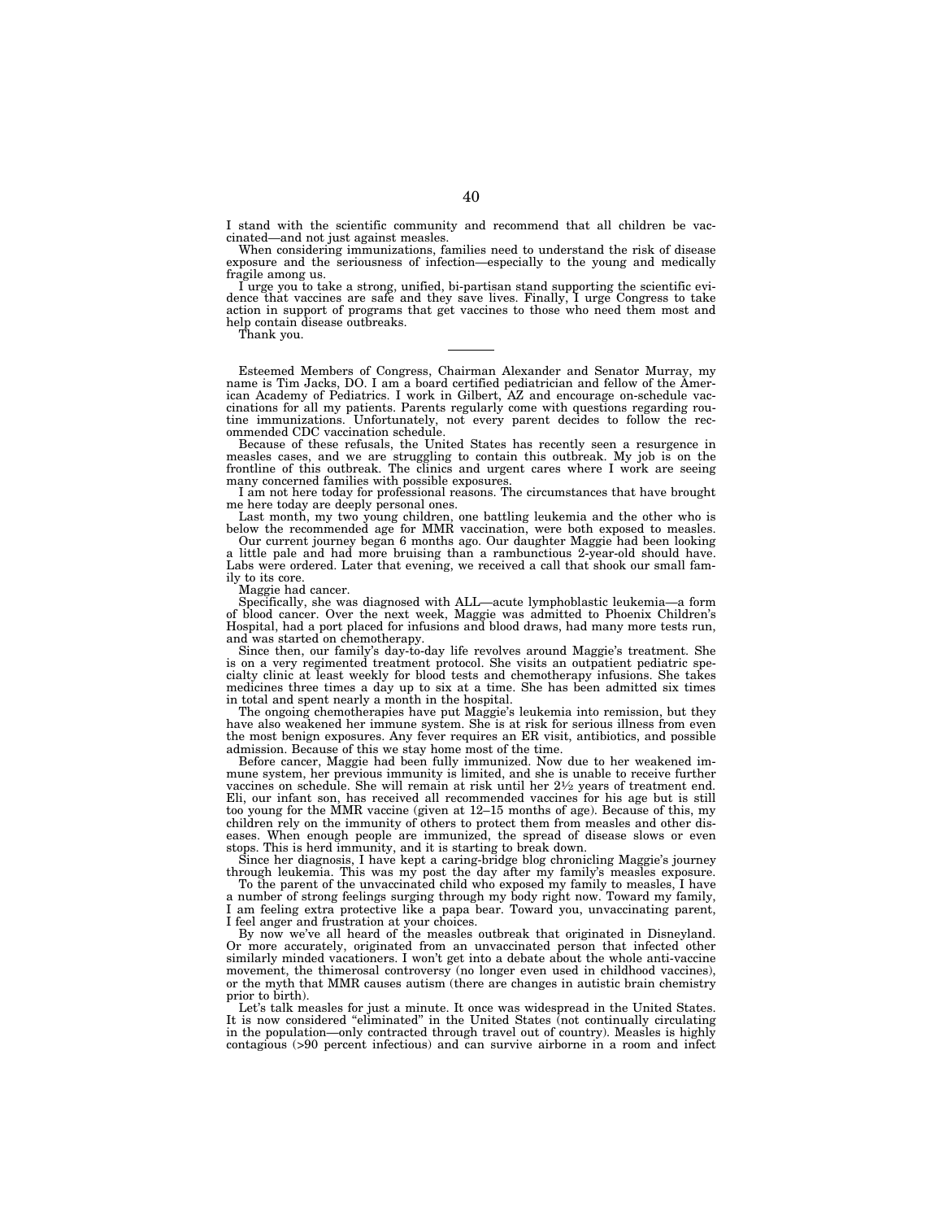I stand with the scientific community and recommend that all children be vaccinated—and not just against measles.

When considering immunizations, families need to understand the risk of disease exposure and the seriousness of infection—especially to the young and medically fragile among us.

I urge you to take a strong, unified, bi-partisan stand supporting the scientific evidence that vaccines are safe and they save lives. Finally, I urge Congress to take action in support of programs that get vaccines to those who need them most and help contain disease outbreaks.

Thank you.

---

Esteemed Members of Congress, Chairman Alexander and Senator Murray, my name is Tim Jacks, DO. I am a board certified pediatrician and fellow of the American Academy of Pediatrics. I work in Gilbert, AZ and encourage on-schedule vaccinations for all my patients. Parents regularly come with questions regarding routine immunizations. Unfortunately, not every parent decides to follow the recommended CDC vaccination schedule.

Because of these refusals, the United States has recently seen a resurgence in measles cases, and we are struggling to contain this outbreak. My job is on the frontline of this outbreak. The clinics and urgent cares where I work are seeing many concerned families with possible exposures.

I am not here today for professional reasons. The circumstances that have brought me here today are deeply personal ones.

Last month, my two young children, one battling leukemia and the other who is below the recommended age for MMR vaccination, were both exposed to measles.

Our current journey began 6 months ago. Our daughter Maggie had been looking a little pale and had more bruising than a rambunctious 2-year-old should have. Labs were ordered. Later that evening, we received a call that shook our small family to its core.

Maggie had cancer.

Specifically, she was diagnosed with ALL—acute lymphoblastic leukemia—a form of blood cancer. Over the next week, Maggie was admitted to Phoenix Children's Hospital, had a port placed for infusions and blood draws, had many more tests run, and was started on chemotherapy.

Since then, our family's day-to-day life revolves around Maggie's treatment. She is on a very regimented treatment protocol. She visits an outpatient pediatric specialty clinic at least weekly for blood tests and chemotherapy infusions. She takes medicines three times a day up to six at a time. She has been admitted six times in total and spent nearly a month in the hospital.

The ongoing chemotherapies have put Maggie's leukemia into remission, but they have also weakened her immune system. She is at risk for serious illness from even the most benign exposures. Any fever requires an ER visit, antibiotics, and possible admission. Because of this we stay home most of the time.

Before cancer, Maggie had been fully immunized. Now due to her weakened immune system, her previous immunity is limited, and she is unable to receive further vaccines on schedule. She will remain at risk until her 2½ years of treatment end. Eli, our infant son, has received all recommended vaccines for his age but is still too young for the MMR vaccine (given at 12–15 months of age). Because of this, my children rely on the immunity of others to protect them from measles and other diseases. When enough people are immunized, the spread of disease slows or even stops. This is herd immunity, and it is starting to break down.

Since her diagnosis, I have kept a caring-bridge blog chronicling Maggie's journey through leukemia. This was my post the day after my family's measles exposure.

To the parent of the unvaccinated child who exposed my family to measles, I have a number of strong feelings surging through my body right now. Toward my family, I am feeling extra protective like a papa bear. Toward you, unvaccinating parent, I feel anger and frustration at your choices.

By now we've all heard of the measles outbreak that originated in Disneyland. Or more accurately, originated from an unvaccinated person that infected other similarly minded vacationers. I won't get into a debate about the whole anti-vaccine movement, the thimerosal controversy (no longer even used in childhood vaccines), or the myth that MMR causes autism (there are changes in autistic brain chemistry prior to birth).

Let's talk measles for just a minute. It once was widespread in the United States. It is now considered "eliminated" in the United States (not continually circulating in the population—only contracted through travel out of country). Measles is highly contagious (>90 percent infectious) and can survive airborne in a room and infect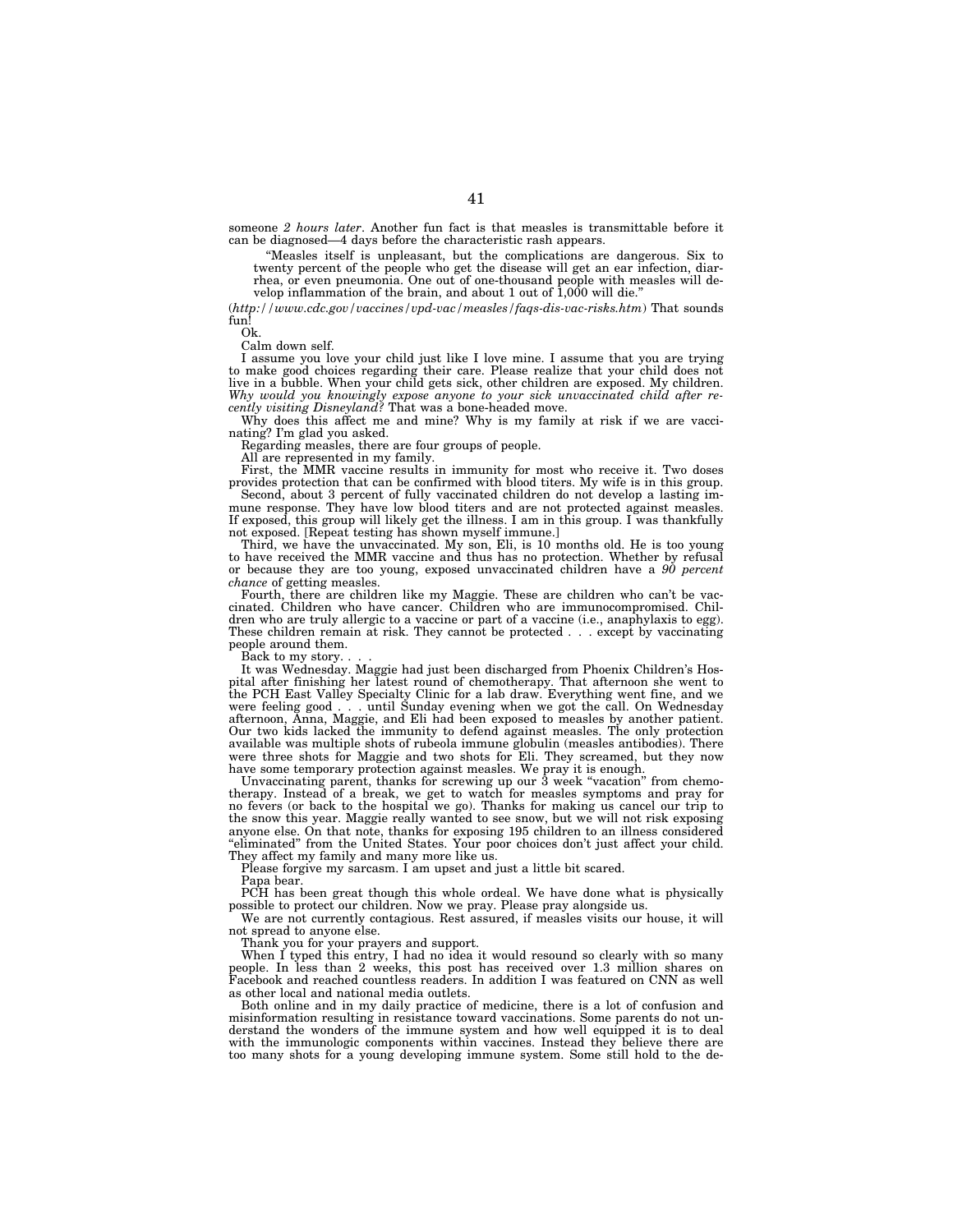someone *2 hours later*. Another fun fact is that measles is transmittable before it can be diagnosed—4 days before the characteristic rash appears.

> "Measles itself is unpleasant, but the complications are dangerous. Six to twenty percent of the people who get the disease will get an ear infection, diarrhea, or even pneumonia. One out of one-thousand people with measles will develop inflammation of the brain, and about 1 out of 1,000 will die."

(*http://www.cdc.gov/vaccines/vpd-vac/measles/faqs-dis-vac-risks.htm*) That sounds fun!

Ok.

Calm down self.

I assume you love your child just like I love mine. I assume that you are trying to make good choices regarding their care. Please realize that your child does not live in a bubble. When your child gets sick, other children are exposed. My children. *Why would you knowingly expose anyone to your sick unvaccinated child after recently visiting Disneyland?* That was a bone-headed move.

Why does this affect me and mine? Why is my family at risk if we are vaccinating? I'm glad you asked.

Regarding measles, there are four groups of people.

All are represented in my family.

First, the MMR vaccine results in immunity for most who receive it. Two doses provides protection that can be confirmed with blood titers. My wife is in this group.

Second, about 3 percent of fully vaccinated children do not develop a lasting immune response. They have low blood titers and are not protected against measles. If exposed, this group will likely get the illness. I am in this group. I was thankfully not exposed. [Repeat testing has shown myself immune.]

Third, we have the unvaccinated. My son, Eli, is 10 months old. He is too young to have received the MMR vaccine and thus has no protection. Whether by refusal or because they are too young, exposed unvaccinated children have a *90 percent chance* of getting measles.

Fourth, there are children like my Maggie. These are children who can't be vaccinated. Children who have cancer. Children who are immunocompromised. Children who are truly allergic to a vaccine or part of a vaccine (i.e., anaphylaxis to egg). These children remain at risk. They cannot be protected . . . except by vaccinating people around them.

Back to my story. . . .

It was Wednesday. Maggie had just been discharged from Phoenix Children's Hospital after finishing her latest round of chemotherapy. That afternoon she went to the PCH East Valley Specialty Clinic for a lab draw. Everything went fine, and we were feeling good . . . until Sunday evening when we got the call. On Wednesday afternoon, Anna, Maggie, and Eli had been exposed to measles by another patient. Our two kids lacked the immunity to defend against measles. The only protection available was multiple shots of rubeola immune globulin (measles antibodies). There were three shots for Maggie and two shots for Eli. They screamed, but they now have some temporary protection against measles. We pray it is enough.

Unvaccinating parent, thanks for screwing up our 3 week "vacation" from chemotherapy. Instead of a break, we get to watch for measles symptoms and pray for no fevers (or back to the hospital we go). Thanks for making us cancel our trip to the snow this year. Maggie really wanted to see snow, but we will not risk exposing anyone else. On that note, thanks for exposing 195 children to an illness considered "eliminated" from the United States. Your poor choices don't just affect your child. They affect my family and many more like us.

Please forgive my sarcasm. I am upset and just a little bit scared.

Papa bear.

PCH has been great though this whole ordeal. We have done what is physically possible to protect our children. Now we pray. Please pray alongside us.

We are not currently contagious. Rest assured, if measles visits our house, it will not spread to anyone else.

Thank you for your prayers and support.

When I typed this entry, I had no idea it would resound so clearly with so many people. In less than 2 weeks, this post has received over 1.3 million shares on Facebook and reached countless readers. In addition I was featured on CNN as well as other local and national media outlets.

Both online and in my daily practice of medicine, there is a lot of confusion and misinformation resulting in resistance toward vaccinations. Some parents do not understand the wonders of the immune system and how well equipped it is to deal with the immunologic components within vaccines. Instead they believe there are too many shots for a young developing immune system. Some still hold to the de-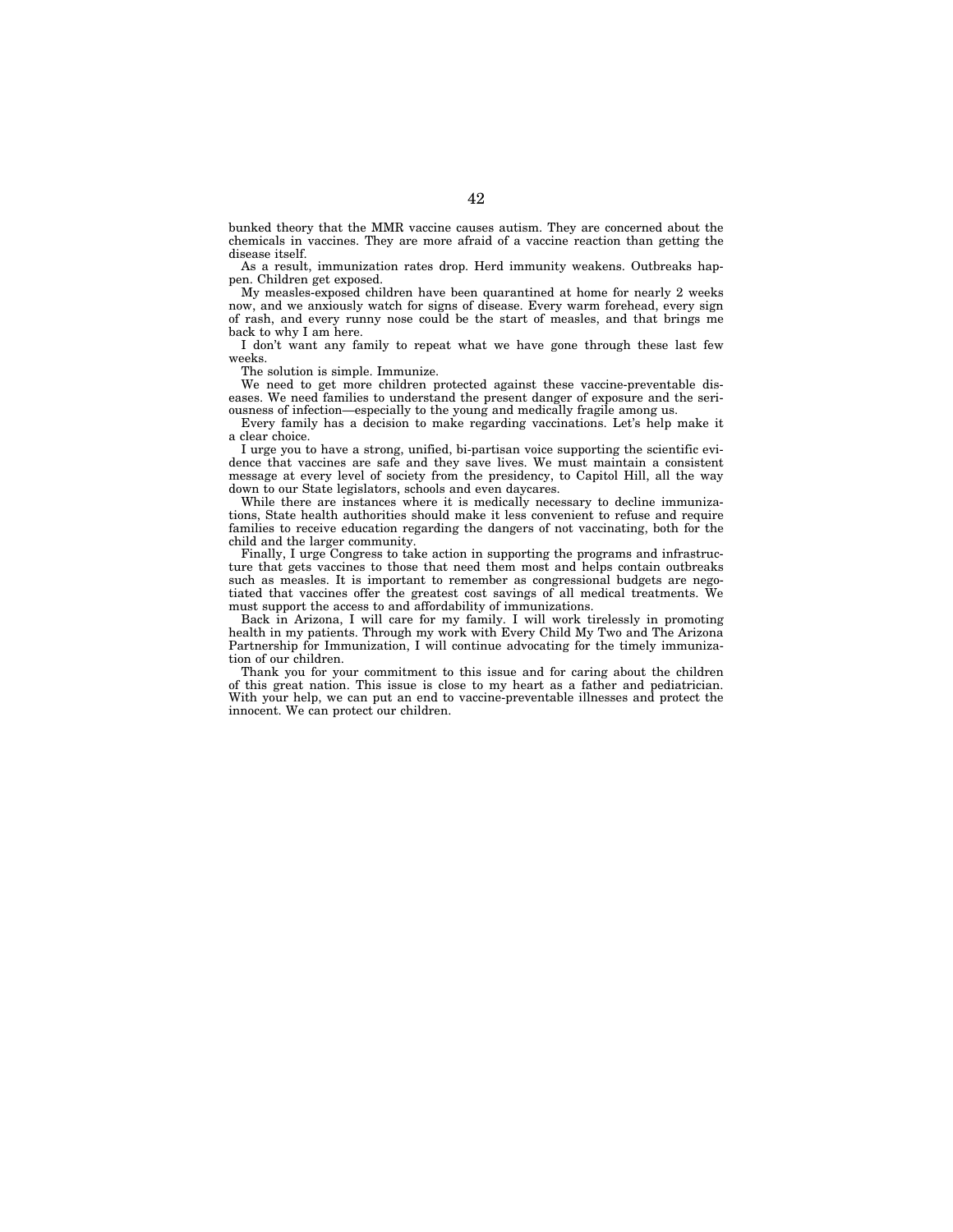bunked theory that the MMR vaccine causes autism. They are concerned about the chemicals in vaccines. They are more afraid of a vaccine reaction than getting the disease itself.

As a result, immunization rates drop. Herd immunity weakens. Outbreaks happen. Children get exposed.

My measles-exposed children have been quarantined at home for nearly 2 weeks now, and we anxiously watch for signs of disease. Every warm forehead, every sign of rash, and every runny nose could be the start of measles, and that brings me back to why I am here.

I don't want any family to repeat what we have gone through these last few weeks.

The solution is simple. Immunize.

We need to get more children protected against these vaccine-preventable diseases. We need families to understand the present danger of exposure and the seriousness of infection—especially to the young and medically fragile among us.

Every family has a decision to make regarding vaccinations. Let's help make it a clear choice.

I urge you to have a strong, unified, bi-partisan voice supporting the scientific evidence that vaccines are safe and they save lives. We must maintain a consistent message at every level of society from the presidency, to Capitol Hill, all the way down to our State legislators, schools and even daycares.

While there are instances where it is medically necessary to decline immunizations, State health authorities should make it less convenient to refuse and require families to receive education regarding the dangers of not vaccinating, both for the child and the larger community.

Finally, I urge Congress to take action in supporting the programs and infrastructure that gets vaccines to those that need them most and helps contain outbreaks such as measles. It is important to remember as congressional budgets are negotiated that vaccines offer the greatest cost savings of all medical treatments. We must support the access to and affordability of immunizations.

Back in Arizona, I will care for my family. I will work tirelessly in promoting health in my patients. Through my work with Every Child My Two and The Arizona Partnership for Immunization, I will continue advocating for the timely immunization of our children.

Thank you for your commitment to this issue and for caring about the children of this great nation. This issue is close to my heart as a father and pediatrician. With your help, we can put an end to vaccine-preventable illnesses and protect the innocent. We can protect our children.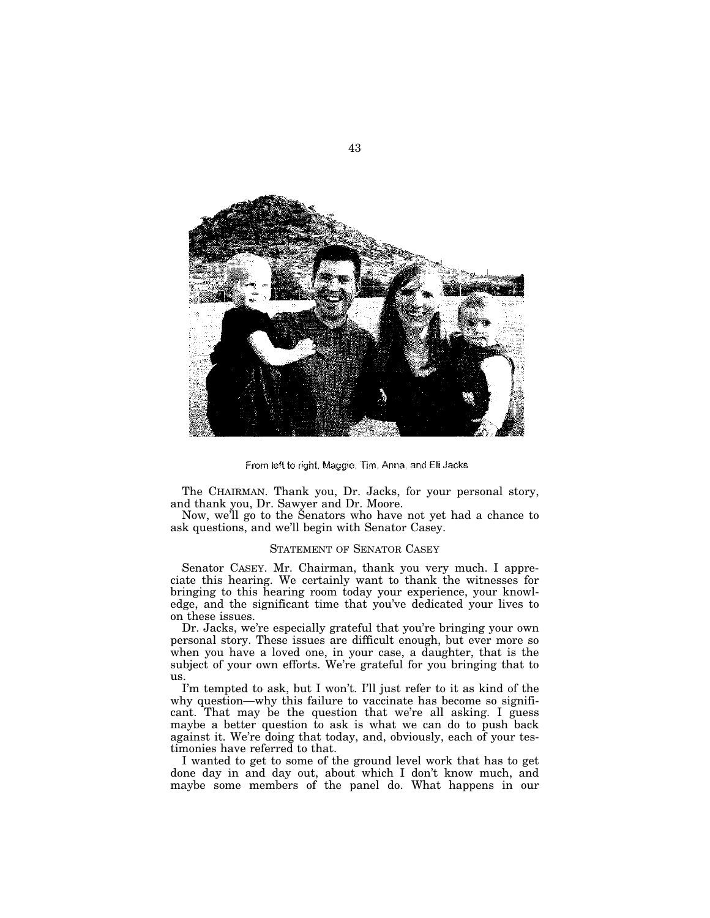From left to right, Maggie, Tim, Anna, and Eli Jacks

The CHAIRMAN. Thank you, Dr. Jacks, for your personal story, and thank you, Dr. Sawyer and Dr. Moore.

Now, we'll go to the Senators who have not yet had a chance to ask questions, and we'll begin with Senator Casey.

## STATEMENT OF SENATOR CASEY

Senator CASEY. Mr. Chairman, thank you very much. I appreciate this hearing. We certainly want to thank the witnesses for bringing to this hearing room today your experience, your knowledge, and the significant time that you've dedicated your lives to on these issues.

Dr. Jacks, we're especially grateful that you're bringing your own personal story. These issues are difficult enough, but ever more so when you have a loved one, in your case, a daughter, that is the subject of your own efforts. We're grateful for you bringing that to us.

I'm tempted to ask, but I won't. I'll just refer to it as kind of the why question—why this failure to vaccinate has become so significant. That may be the question that we're all asking. I guess maybe a better question to ask is what we can do to push back against it. We're doing that today, and, obviously, each of your testimonies have referred to that.

I wanted to get to some of the ground level work that has to get done day in and day out, about which I don't know much, and maybe some members of the panel do. What happens in our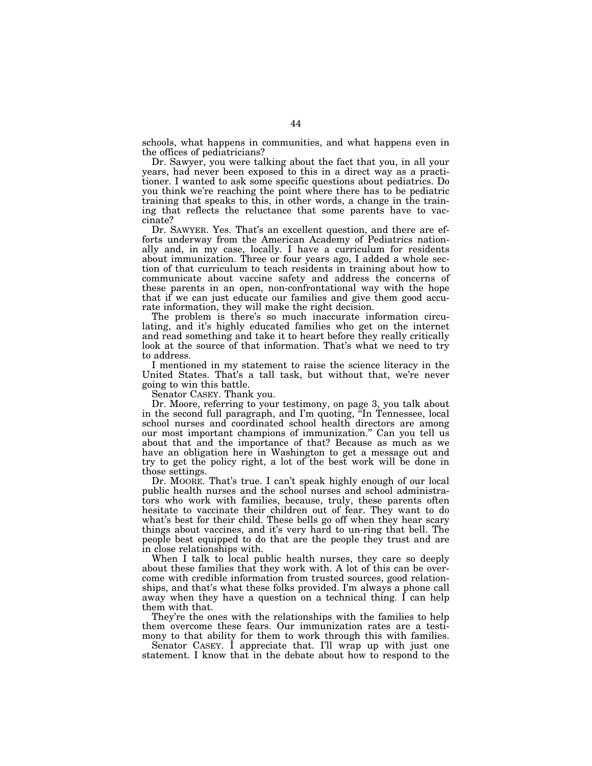schools, what happens in communities, and what happens even in the offices of pediatricians?

Dr. Sawyer, you were talking about the fact that you, in all your years, had never been exposed to this in a direct way as a practitioner. I wanted to ask some specific questions about pediatrics. Do you think we're reaching the point where there has to be pediatric training that speaks to this, in other words, a change in the training that reflects the reluctance that some parents have to vaccinate?

Dr. SAWYER. Yes. That's an excellent question, and there are efforts underway from the American Academy of Pediatrics nationally and, in my case, locally. I have a curriculum for residents about immunization. Three or four years ago, I added a whole section of that curriculum to teach residents in training about how to communicate about vaccine safety and address the concerns of these parents in an open, non-confrontational way with the hope that if we can just educate our families and give them good accurate information, they will make the right decision.

The problem is there's so much inaccurate information circulating, and it's highly educated families who get on the internet and read something and take it to heart before they really critically look at the source of that information. That's what we need to try to address.

I mentioned in my statement to raise the science literacy in the United States. That's a tall task, but without that, we're never going to win this battle.

Senator CASEY. Thank you.

Dr. Moore, referring to your testimony, on page 3, you talk about in the second full paragraph, and I'm quoting, "In Tennessee, local school nurses and coordinated school health directors are among our most important champions of immunization." Can you tell us about that and the importance of that? Because as much as we have an obligation here in Washington to get a message out and try to get the policy right, a lot of the best work will be done in those settings.

Dr. MOORE. That's true. I can't speak highly enough of our local public health nurses and the school nurses and school administrators who work with families, because, truly, these parents often hesitate to vaccinate their children out of fear. They want to do what's best for their child. These bells go off when they hear scary things about vaccines, and it's very hard to un-ring that bell. The people best equipped to do that are the people they trust and are in close relationships with.

When I talk to local public health nurses, they care so deeply about these families that they work with. A lot of this can be overcome with credible information from trusted sources, good relationships, and that's what these folks provided. I'm always a phone call away when they have a question on a technical thing. I can help them with that.

They're the ones with the relationships with the families to help them overcome these fears. Our immunization rates are a testimony to that ability for them to work through this with families.

Senator CASEY. I appreciate that. I'll wrap up with just one statement. I know that in the debate about how to respond to the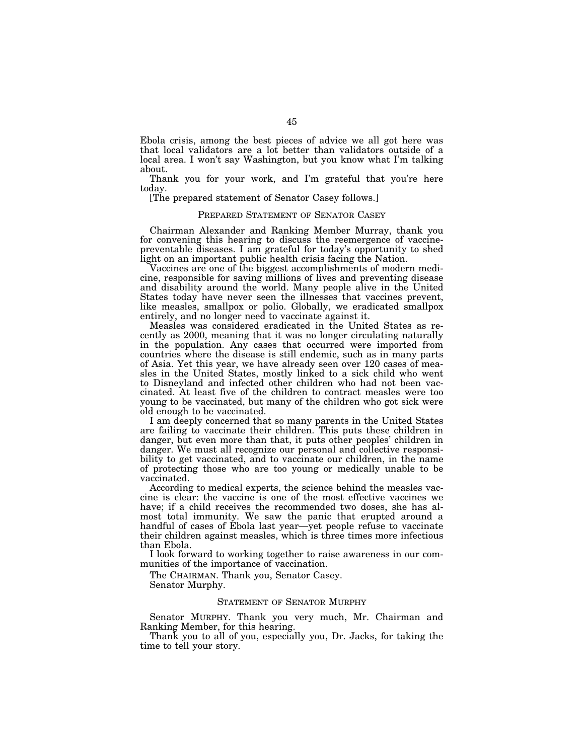Ebola crisis, among the best pieces of advice we all got here was that local validators are a lot better than validators outside of a local area. I won't say Washington, but you know what I'm talking about.

Thank you for your work, and I'm grateful that you're here today.

[The prepared statement of Senator Casey follows.]

## PREPARED STATEMENT OF SENATOR CASEY

Chairman Alexander and Ranking Member Murray, thank you for convening this hearing to discuss the reemergence of vaccine-preventable diseases. I am grateful for today's opportunity to shed light on an important public health crisis facing the Nation.

Vaccines are one of the biggest accomplishments of modern medicine, responsible for saving millions of lives and preventing disease and disability around the world. Many people alive in the United States today have never seen the illnesses that vaccines prevent, like measles, smallpox or polio. Globally, we eradicated smallpox entirely, and no longer need to vaccinate against it.

Measles was considered eradicated in the United States as recently as 2000, meaning that it was no longer circulating naturally in the population. Any cases that occurred were imported from countries where the disease is still endemic, such as in many parts of Asia. Yet this year, we have already seen over 120 cases of measles in the United States, mostly linked to a sick child who went to Disneyland and infected other children who had not been vaccinated. At least five of the children to contract measles were too young to be vaccinated, but many of the children who got sick were old enough to be vaccinated.

I am deeply concerned that so many parents in the United States are failing to vaccinate their children. This puts these children in danger, but even more than that, it puts other peoples' children in danger. We must all recognize our personal and collective responsibility to get vaccinated, and to vaccinate our children, in the name of protecting those who are too young or medically unable to be vaccinated.

According to medical experts, the science behind the measles vaccine is clear: the vaccine is one of the most effective vaccines we have; if a child receives the recommended two doses, she has almost total immunity. We saw the panic that erupted around a handful of cases of Ebola last year—yet people refuse to vaccinate their children against measles, which is three times more infectious than Ebola.

I look forward to working together to raise awareness in our communities of the importance of vaccination.

The CHAIRMAN. Thank you, Senator Casey.

Senator Murphy.

## STATEMENT OF SENATOR MURPHY

Senator MURPHY. Thank you very much, Mr. Chairman and Ranking Member, for this hearing.

Thank you to all of you, especially you, Dr. Jacks, for taking the time to tell your story.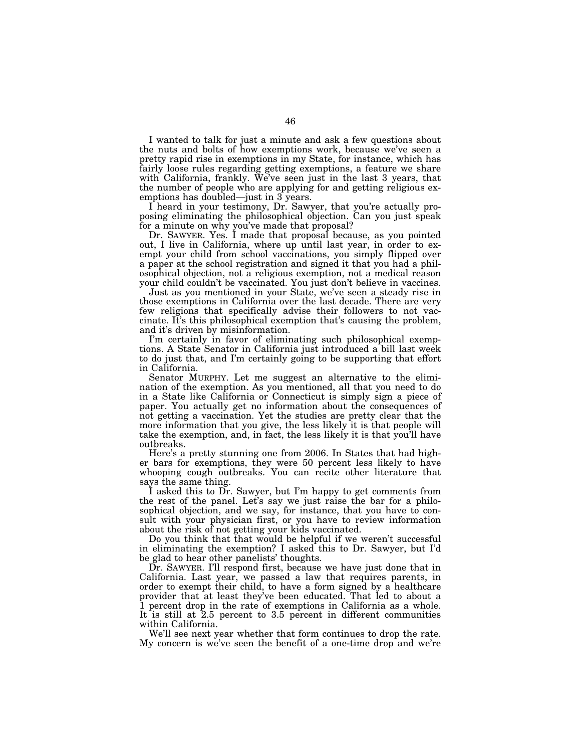I wanted to talk for just a minute and ask a few questions about the nuts and bolts of how exemptions work, because we've seen a pretty rapid rise in exemptions in my State, for instance, which has fairly loose rules regarding getting exemptions, a feature we share with California, frankly. We've seen just in the last 3 years, that the number of people who are applying for and getting religious exemptions has doubled—just in 3 years.

I heard in your testimony, Dr. Sawyer, that you're actually proposing eliminating the philosophical objection. Can you just speak for a minute on why you've made that proposal?

Dr. SAWYER. Yes. I made that proposal because, as you pointed out, I live in California, where up until last year, in order to exempt your child from school vaccinations, you simply flipped over a paper at the school registration and signed it that you had a philosophical objection, not a religious exemption, not a medical reason your child couldn't be vaccinated. You just don't believe in vaccines.

Just as you mentioned in your State, we've seen a steady rise in those exemptions in California over the last decade. There are very few religions that specifically advise their followers to not vaccinate. It's this philosophical exemption that's causing the problem, and it's driven by misinformation.

I'm certainly in favor of eliminating such philosophical exemptions. A State Senator in California just introduced a bill last week to do just that, and I'm certainly going to be supporting that effort in California.

Senator MURPHY. Let me suggest an alternative to the elimination of the exemption. As you mentioned, all that you need to do in a State like California or Connecticut is simply sign a piece of paper. You actually get no information about the consequences of not getting a vaccination. Yet the studies are pretty clear that the more information that you give, the less likely it is that people will take the exemption, and, in fact, the less likely it is that you'll have outbreaks.

Here's a pretty stunning one from 2006. In States that had higher bars for exemptions, they were 50 percent less likely to have whooping cough outbreaks. You can recite other literature that says the same thing.

I asked this to Dr. Sawyer, but I'm happy to get comments from the rest of the panel. Let's say we just raise the bar for a philosophical objection, and we say, for instance, that you have to consult with your physician first, or you have to review information about the risk of not getting your kids vaccinated.

Do you think that that would be helpful if we weren't successful in eliminating the exemption? I asked this to Dr. Sawyer, but I'd be glad to hear other panelists' thoughts.

Dr. SAWYER. I'll respond first, because we have just done that in California. Last year, we passed a law that requires parents, in order to exempt their child, to have a form signed by a healthcare provider that at least they've been educated. That led to about a 1 percent drop in the rate of exemptions in California as a whole. It is still at 2.5 percent to 3.5 percent in different communities within California.

We'll see next year whether that form continues to drop the rate. My concern is we've seen the benefit of a one-time drop and we're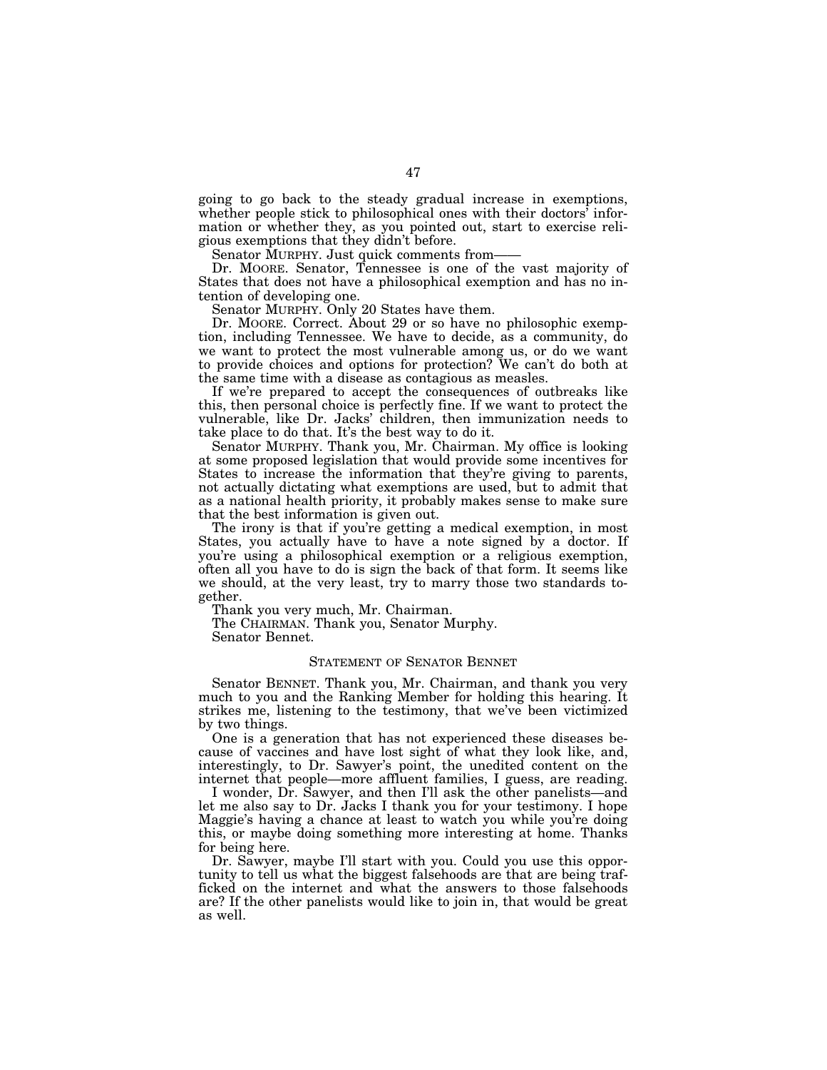going to go back to the steady gradual increase in exemptions, whether people stick to philosophical ones with their doctors' information or whether they, as you pointed out, start to exercise religious exemptions that they didn't before.

Senator MURPHY. Just quick comments from——

Dr. MOORE. Senator, Tennessee is one of the vast majority of States that does not have a philosophical exemption and has no intention of developing one.

Senator MURPHY. Only 20 States have them.

Dr. MOORE. Correct. About 29 or so have no philosophic exemption, including Tennessee. We have to decide, as a community, do we want to protect the most vulnerable among us, or do we want to provide choices and options for protection? We can't do both at the same time with a disease as contagious as measles.

If we're prepared to accept the consequences of outbreaks like this, then personal choice is perfectly fine. If we want to protect the vulnerable, like Dr. Jacks' children, then immunization needs to take place to do that. It's the best way to do it.

Senator MURPHY. Thank you, Mr. Chairman. My office is looking at some proposed legislation that would provide some incentives for States to increase the information that they're giving to parents, not actually dictating what exemptions are used, but to admit that as a national health priority, it probably makes sense to make sure that the best information is given out.

The irony is that if you're getting a medical exemption, in most States, you actually have to have a note signed by a doctor. If you're using a philosophical exemption or a religious exemption, often all you have to do is sign the back of that form. It seems like we should, at the very least, try to marry those two standards together.

Thank you very much, Mr. Chairman.

The CHAIRMAN. Thank you, Senator Murphy.

Senator Bennet.

## STATEMENT OF SENATOR BENNET

Senator BENNET. Thank you, Mr. Chairman, and thank you very much to you and the Ranking Member for holding this hearing. It strikes me, listening to the testimony, that we've been victimized by two things.

One is a generation that has not experienced these diseases because of vaccines and have lost sight of what they look like, and, interestingly, to Dr. Sawyer's point, the unedited content on the internet that people—more affluent families, I guess, are reading.

I wonder, Dr. Sawyer, and then I'll ask the other panelists—and let me also say to Dr. Jacks I thank you for your testimony. I hope Maggie's having a chance at least to watch you while you're doing this, or maybe doing something more interesting at home. Thanks for being here.

Dr. Sawyer, maybe I'll start with you. Could you use this opportunity to tell us what the biggest falsehoods are that are being trafficked on the internet and what the answers to those falsehoods are? If the other panelists would like to join in, that would be great as well.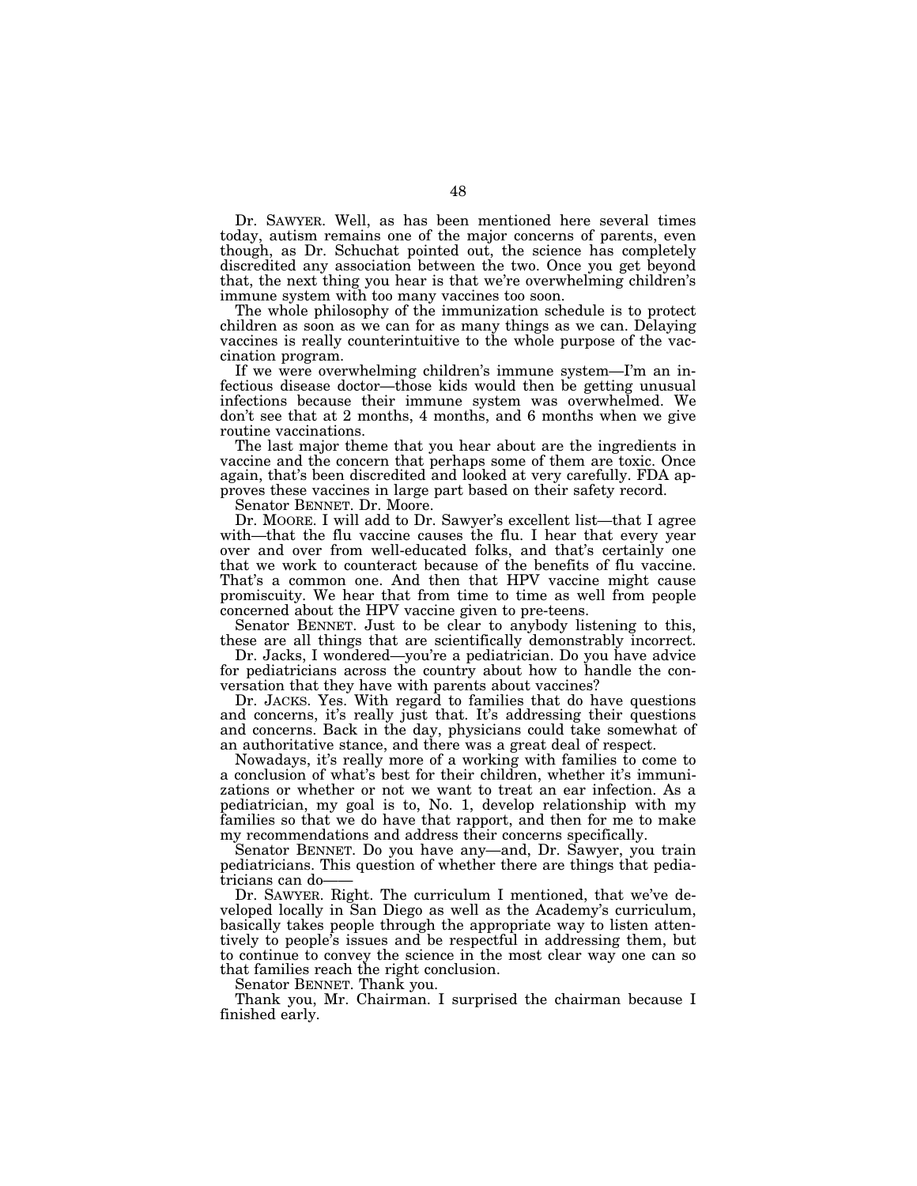Dr. SAWYER. Well, as has been mentioned here several times today, autism remains one of the major concerns of parents, even though, as Dr. Schuchat pointed out, the science has completely discredited any association between the two. Once you get beyond that, the next thing you hear is that we're overwhelming children's immune system with too many vaccines too soon.

The whole philosophy of the immunization schedule is to protect children as soon as we can for as many things as we can. Delaying vaccines is really counterintuitive to the whole purpose of the vaccination program.

If we were overwhelming children's immune system—I'm an infectious disease doctor—those kids would then be getting unusual infections because their immune system was overwhelmed. We don't see that at 2 months, 4 months, and 6 months when we give routine vaccinations.

The last major theme that you hear about are the ingredients in vaccine and the concern that perhaps some of them are toxic. Once again, that's been discredited and looked at very carefully. FDA approves these vaccines in large part based on their safety record.

Senator BENNET. Dr. Moore.

Dr. MOORE. I will add to Dr. Sawyer's excellent list—that I agree with—that the flu vaccine causes the flu. I hear that every year over and over from well-educated folks, and that's certainly one that we work to counteract because of the benefits of flu vaccine. That's a common one. And then that HPV vaccine might cause promiscuity. We hear that from time to time as well from people concerned about the HPV vaccine given to pre-teens.

Senator BENNET. Just to be clear to anybody listening to this, these are all things that are scientifically demonstrably incorrect.

Dr. Jacks, I wondered—you're a pediatrician. Do you have advice for pediatricians across the country about how to handle the conversation that they have with parents about vaccines?

Dr. JACKS. Yes. With regard to families that do have questions and concerns, it's really just that. It's addressing their questions and concerns. Back in the day, physicians could take somewhat of an authoritative stance, and there was a great deal of respect.

Nowadays, it's really more of a working with families to come to a conclusion of what's best for their children, whether it's immunizations or whether or not we want to treat an ear infection. As a pediatrician, my goal is to, No. 1, develop relationship with my families so that we do have that rapport, and then for me to make my recommendations and address their concerns specifically.

Senator BENNET. Do you have any—and, Dr. Sawyer, you train pediatricians. This question of whether there are things that pediatricians can do——

Dr. SAWYER. Right. The curriculum I mentioned, that we've developed locally in San Diego as well as the Academy's curriculum, basically takes people through the appropriate way to listen attentively to people's issues and be respectful in addressing them, but to continue to convey the science in the most clear way one can so that families reach the right conclusion.

Senator BENNET. Thank you.

Thank you, Mr. Chairman. I surprised the chairman because I finished early.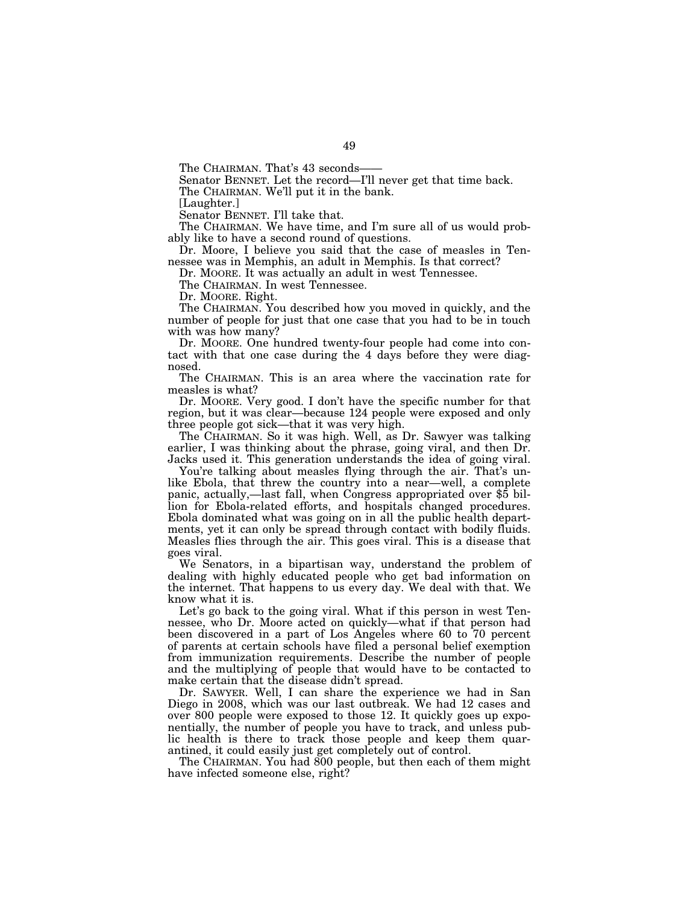The CHAIRMAN. That's 43 seconds——

Senator BENNET. Let the record—I'll never get that time back.

The CHAIRMAN. We'll put it in the bank.

[Laughter.]

Senator BENNET. I'll take that.

The CHAIRMAN. We have time, and I'm sure all of us would probably like to have a second round of questions.

Dr. Moore, I believe you said that the case of measles in Tennessee was in Memphis, an adult in Memphis. Is that correct?

Dr. MOORE. It was actually an adult in west Tennessee.

The CHAIRMAN. In west Tennessee.

Dr. MOORE. Right.

The CHAIRMAN. You described how you moved in quickly, and the number of people for just that one case that you had to be in touch with was how many?

Dr. MOORE. One hundred twenty-four people had come into contact with that one case during the 4 days before they were diagnosed.

The CHAIRMAN. This is an area where the vaccination rate for measles is what?

Dr. MOORE. Very good. I don't have the specific number for that region, but it was clear—because 124 people were exposed and only three people got sick—that it was very high.

The CHAIRMAN. So it was high. Well, as Dr. Sawyer was talking earlier, I was thinking about the phrase, going viral, and then Dr. Jacks used it. This generation understands the idea of going viral.

You're talking about measles flying through the air. That's unlike Ebola, that threw the country into a near—well, a complete panic, actually,—last fall, when Congress appropriated over $5 billion for Ebola-related efforts, and hospitals changed procedures. Ebola dominated what was going on in all the public health departments, yet it can only be spread through contact with bodily fluids. Measles flies through the air. This goes viral. This is a disease that goes viral.

We Senators, in a bipartisan way, understand the problem of dealing with highly educated people who get bad information on the internet. That happens to us every day. We deal with that. We know what it is.

Let's go back to the going viral. What if this person in west Tennessee, who Dr. Moore acted on quickly—what if that person had been discovered in a part of Los Angeles where 60 to 70 percent of parents at certain schools have filed a personal belief exemption from immunization requirements. Describe the number of people and the multiplying of people that would have to be contacted to make certain that the disease didn't spread.

Dr. SAWYER. Well, I can share the experience we had in San Diego in 2008, which was our last outbreak. We had 12 cases and over 800 people were exposed to those 12. It quickly goes up exponentially, the number of people you have to track, and unless public health is there to track those people and keep them quarantined, it could easily just get completely out of control.

The CHAIRMAN. You had 800 people, but then each of them might have infected someone else, right?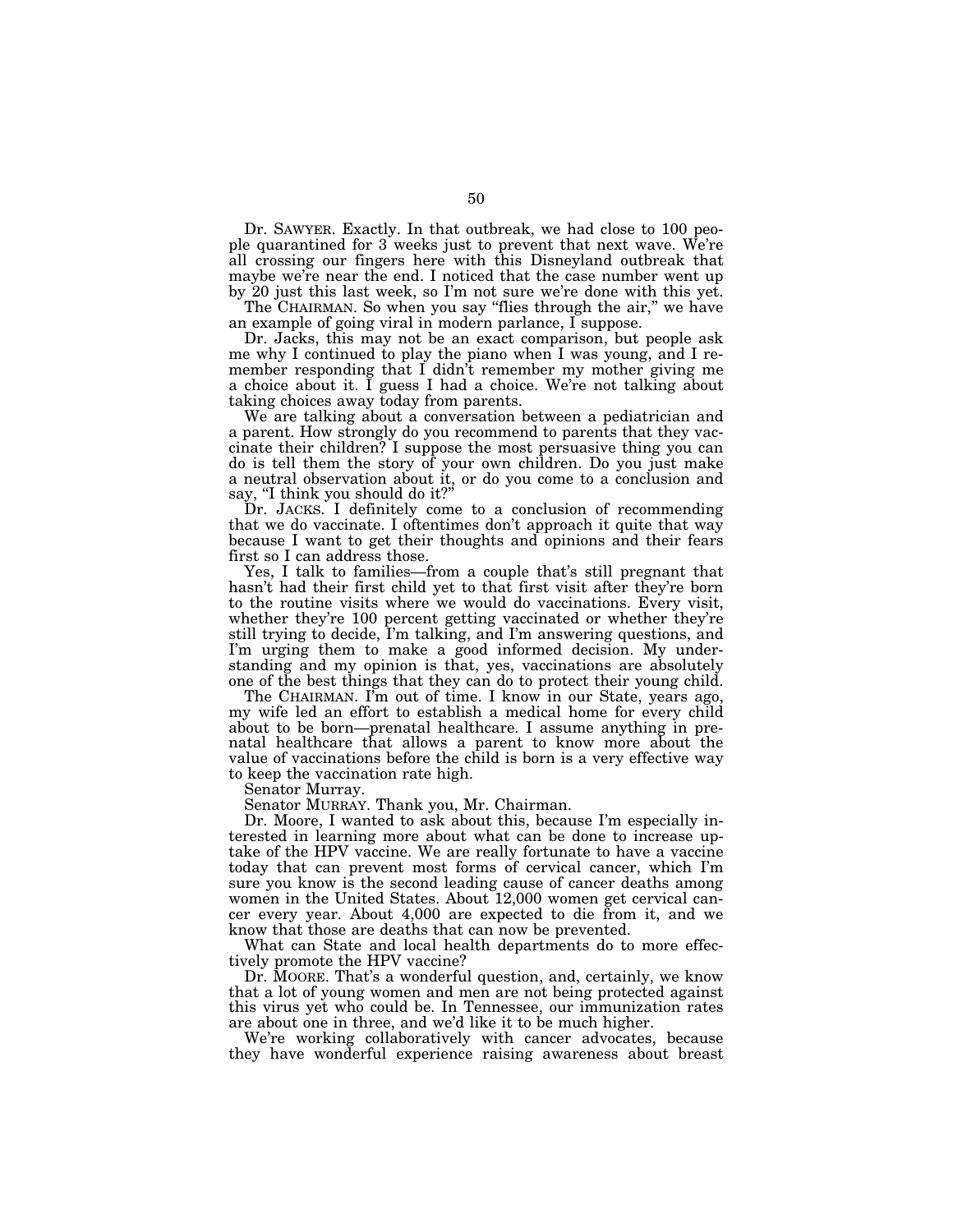Dr. SAWYER. Exactly. In that outbreak, we had close to 100 people quarantined for 3 weeks just to prevent that next wave. We're all crossing our fingers here with this Disneyland outbreak that maybe we're near the end. I noticed that the case number went up by 20 just this last week, so I'm not sure we're done with this yet.

The CHAIRMAN. So when you say "flies through the air," we have an example of going viral in modern parlance, I suppose.

Dr. Jacks, this may not be an exact comparison, but people ask me why I continued to play the piano when I was young, and I remember responding that I didn't remember my mother giving me a choice about it. I guess I had a choice. We're not talking about taking choices away today from parents.

We are talking about a conversation between a pediatrician and a parent. How strongly do you recommend to parents that they vaccinate their children? I suppose the most persuasive thing you can do is tell them the story of your own children. Do you just make a neutral observation about it, or do you come to a conclusion and say, "I think you should do it?"

Dr. JACKS. I definitely come to a conclusion of recommending that we do vaccinate. I oftentimes don't approach it quite that way because I want to get their thoughts and opinions and their fears first so I can address those.

Yes, I talk to families—from a couple that's still pregnant that hasn't had their first child yet to that first visit after they're born to the routine visits where we would do vaccinations. Every visit, whether they're 100 percent getting vaccinated or whether they're still trying to decide, I'm talking, and I'm answering questions, and I'm urging them to make a good informed decision. My understanding and my opinion is that, yes, vaccinations are absolutely one of the best things that they can do to protect their young child.

The CHAIRMAN. I'm out of time. I know in our State, years ago, my wife led an effort to establish a medical home for every child about to be born—prenatal healthcare. I assume anything in prenatal healthcare that allows a parent to know more about the value of vaccinations before the child is born is a very effective way to keep the vaccination rate high.

Senator Murray.

Senator MURRAY. Thank you, Mr. Chairman.

Dr. Moore, I wanted to ask about this, because I'm especially interested in learning more about what can be done to increase uptake of the HPV vaccine. We are really fortunate to have a vaccine today that can prevent most forms of cervical cancer, which I'm sure you know is the second leading cause of cancer deaths among women in the United States. About 12,000 women get cervical cancer every year. About 4,000 are expected to die from it, and we know that those are deaths that can now be prevented.

What can State and local health departments do to more effectively promote the HPV vaccine?

Dr. MOORE. That's a wonderful question, and, certainly, we know that a lot of young women and men are not being protected against this virus yet who could be. In Tennessee, our immunization rates are about one in three, and we'd like it to be much higher.

We're working collaboratively with cancer advocates, because they have wonderful experience raising awareness about breast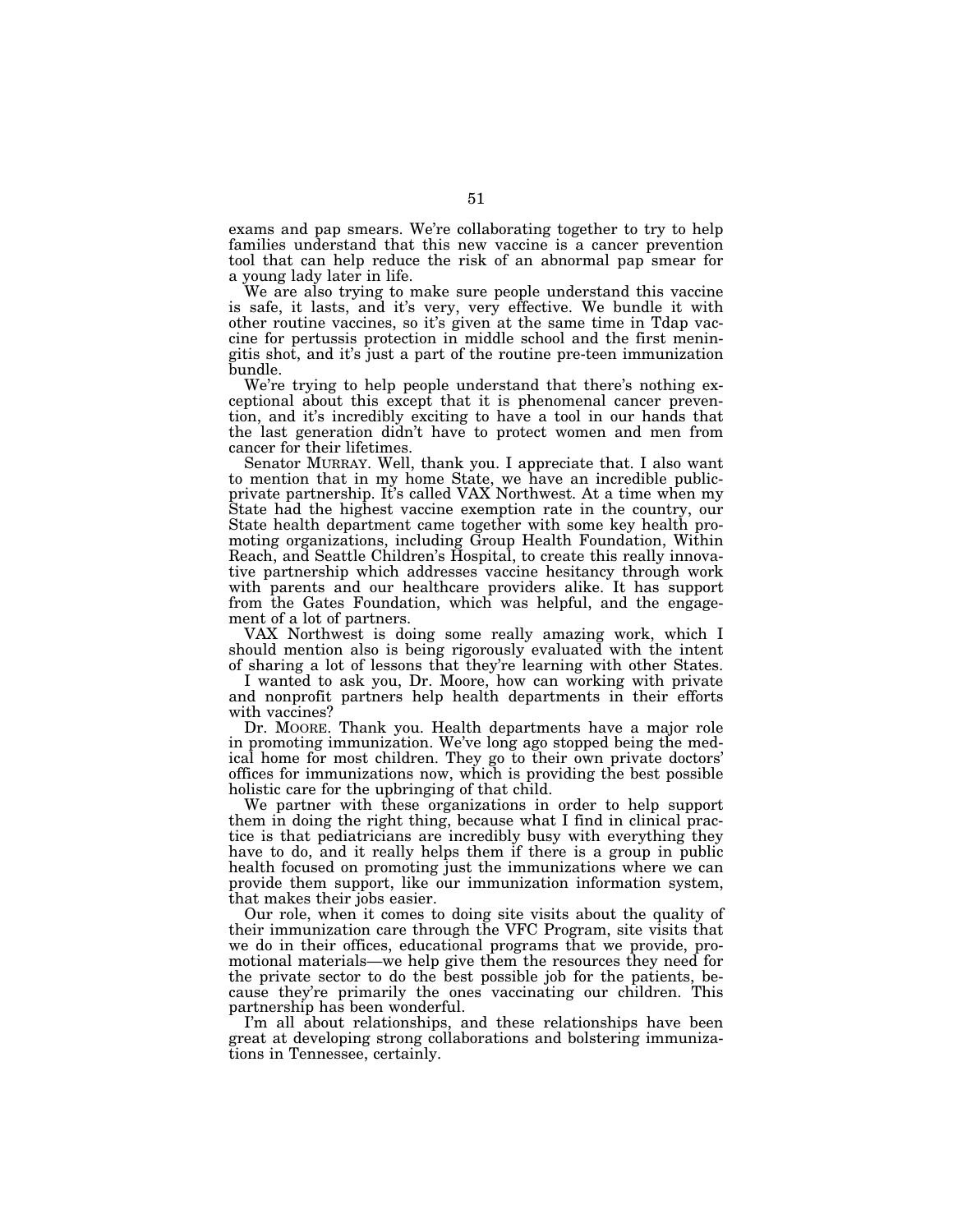exams and pap smears. We're collaborating together to try to help families understand that this new vaccine is a cancer prevention tool that can help reduce the risk of an abnormal pap smear for a young lady later in life.

We are also trying to make sure people understand this vaccine is safe, it lasts, and it's very, very effective. We bundle it with other routine vaccines, so it's given at the same time in Tdap vaccine for pertussis protection in middle school and the first meningitis shot, and it's just a part of the routine pre-teen immunization bundle.

We're trying to help people understand that there's nothing exceptional about this except that it is phenomenal cancer prevention, and it's incredibly exciting to have a tool in our hands that the last generation didn't have to protect women and men from cancer for their lifetimes.

Senator MURRAY. Well, thank you. I appreciate that. I also want to mention that in my home State, we have an incredible public-private partnership. It's called VAX Northwest. At a time when my State had the highest vaccine exemption rate in the country, our State health department came together with some key health promoting organizations, including Group Health Foundation, Within Reach, and Seattle Children's Hospital, to create this really innovative partnership which addresses vaccine hesitancy through work with parents and our healthcare providers alike. It has support from the Gates Foundation, which was helpful, and the engagement of a lot of partners.

VAX Northwest is doing some really amazing work, which I should mention also is being rigorously evaluated with the intent of sharing a lot of lessons that they're learning with other States.

I wanted to ask you, Dr. Moore, how can working with private and nonprofit partners help health departments in their efforts with vaccines?

Dr. MOORE. Thank you. Health departments have a major role in promoting immunization. We've long ago stopped being the medical home for most children. They go to their own private doctors' offices for immunizations now, which is providing the best possible holistic care for the upbringing of that child.

We partner with these organizations in order to help support them in doing the right thing, because what I find in clinical practice is that pediatricians are incredibly busy with everything they have to do, and it really helps them if there is a group in public health focused on promoting just the immunizations where we can provide them support, like our immunization information system, that makes their jobs easier.

Our role, when it comes to doing site visits about the quality of their immunization care through the VFC Program, site visits that we do in their offices, educational programs that we provide, promotional materials—we help give them the resources they need for the private sector to do the best possible job for the patients, because they're primarily the ones vaccinating our children. This partnership has been wonderful.

I'm all about relationships, and these relationships have been great at developing strong collaborations and bolstering immunizations in Tennessee, certainly.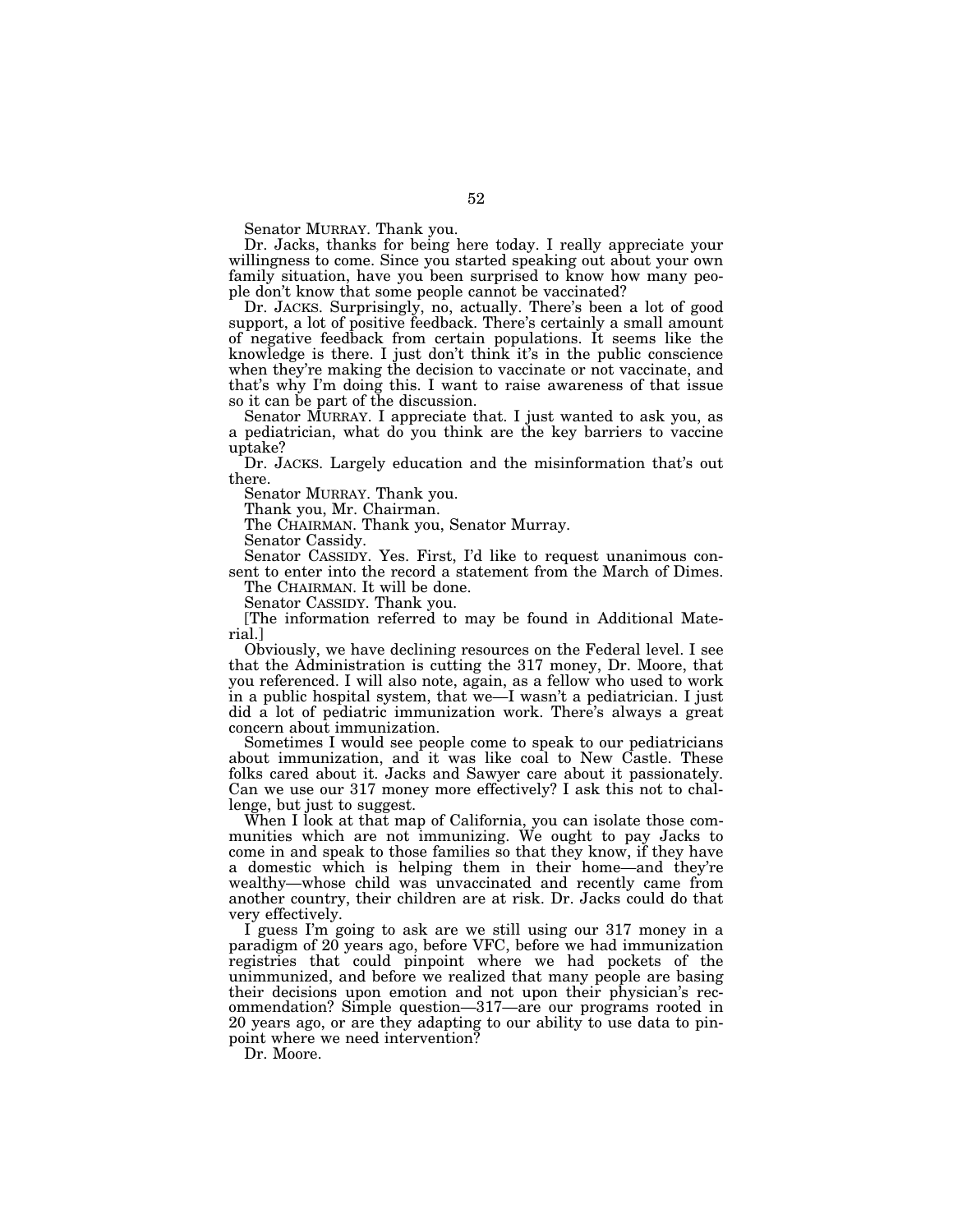Senator MURRAY. Thank you.

Dr. Jacks, thanks for being here today. I really appreciate your willingness to come. Since you started speaking out about your own family situation, have you been surprised to know how many people don't know that some people cannot be vaccinated?

Dr. JACKS. Surprisingly, no, actually. There's been a lot of good support, a lot of positive feedback. There's certainly a small amount of negative feedback from certain populations. It seems like the knowledge is there. I just don't think it's in the public conscience when they're making the decision to vaccinate or not vaccinate, and that's why I'm doing this. I want to raise awareness of that issue so it can be part of the discussion.

Senator MURRAY. I appreciate that. I just wanted to ask you, as a pediatrician, what do you think are the key barriers to vaccine uptake?

Dr. JACKS. Largely education and the misinformation that's out there.

Senator MURRAY. Thank you.

Thank you, Mr. Chairman.

The CHAIRMAN. Thank you, Senator Murray.

Senator Cassidy.

Senator CASSIDY. Yes. First, I'd like to request unanimous consent to enter into the record a statement from the March of Dimes.

The CHAIRMAN. It will be done.

Senator CASSIDY. Thank you.

[The information referred to may be found in Additional Material.]

Obviously, we have declining resources on the Federal level. I see that the Administration is cutting the 317 money, Dr. Moore, that you referenced. I will also note, again, as a fellow who used to work in a public hospital system, that we—I wasn't a pediatrician. I just did a lot of pediatric immunization work. There's always a great concern about immunization.

Sometimes I would see people come to speak to our pediatricians about immunization, and it was like coal to New Castle. These folks cared about it. Jacks and Sawyer care about it passionately. Can we use our 317 money more effectively? I ask this not to challenge, but just to suggest.

When I look at that map of California, you can isolate those communities which are not immunizing. We ought to pay Jacks to come in and speak to those families so that they know, if they have a domestic which is helping them in their home—and they're wealthy—whose child was unvaccinated and recently came from another country, their children are at risk. Dr. Jacks could do that very effectively.

I guess I'm going to ask are we still using our 317 money in a paradigm of 20 years ago, before VFC, before we had immunization registries that could pinpoint where we had pockets of the unimmunized, and before we realized that many people are basing their decisions upon emotion and not upon their physician's recommendation? Simple question—317—are our programs rooted in 20 years ago, or are they adapting to our ability to use data to pinpoint where we need intervention?

Dr. Moore.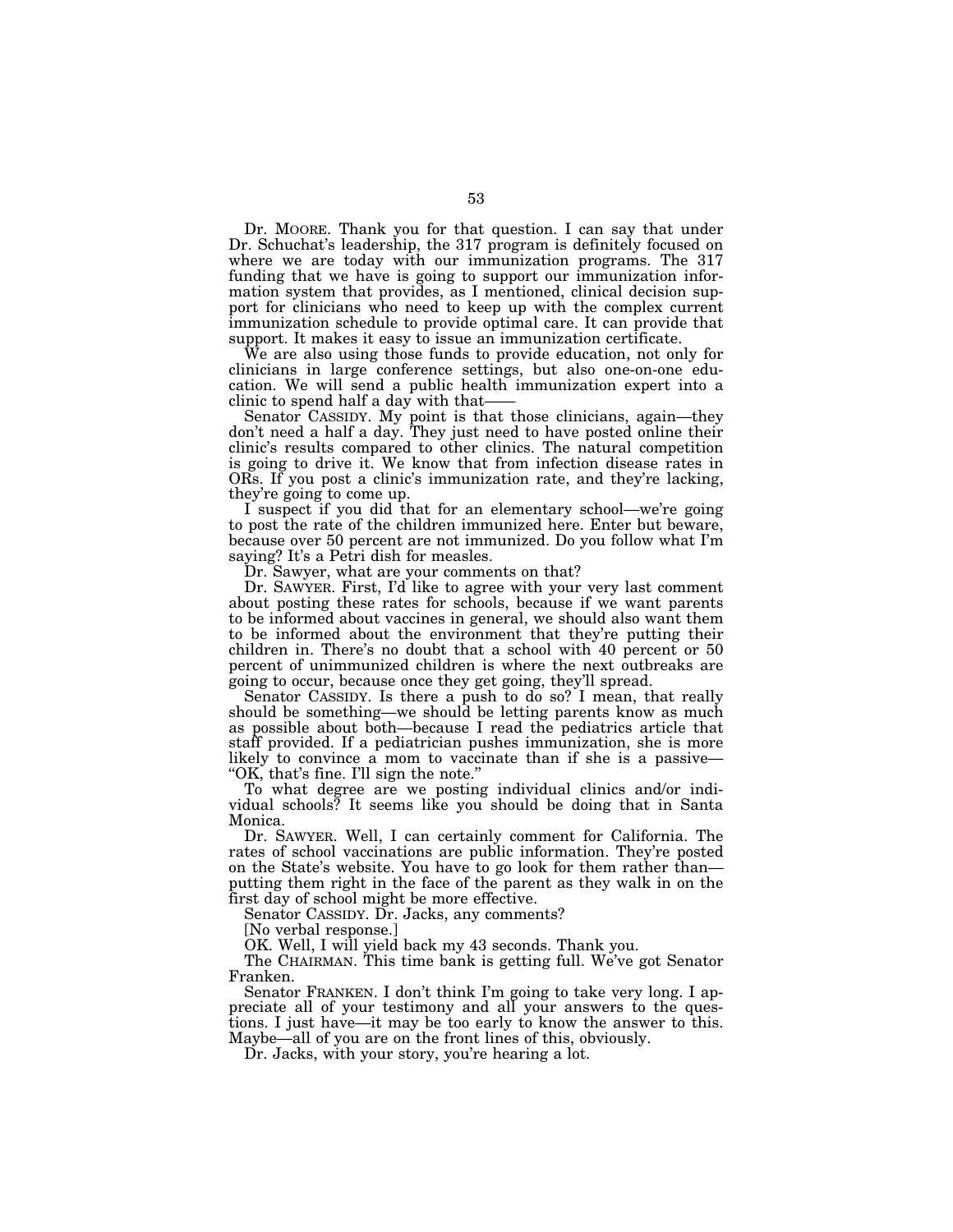Dr. MOORE. Thank you for that question. I can say that under Dr. Schuchat's leadership, the 317 program is definitely focused on where we are today with our immunization programs. The 317 funding that we have is going to support our immunization information system that provides, as I mentioned, clinical decision support for clinicians who need to keep up with the complex current immunization schedule to provide optimal care. It can provide that support. It makes it easy to issue an immunization certificate.

We are also using those funds to provide education, not only for clinicians in large conference settings, but also one-on-one education. We will send a public health immunization expert into a clinic to spend half a day with that——

Senator CASSIDY. My point is that those clinicians, again—they don't need a half a day. They just need to have posted online their clinic's results compared to other clinics. The natural competition is going to drive it. We know that from infection disease rates in ORs. If you post a clinic's immunization rate, and they're lacking, they're going to come up.

I suspect if you did that for an elementary school—we're going to post the rate of the children immunized here. Enter but beware, because over 50 percent are not immunized. Do you follow what I'm saying? It's a Petri dish for measles.

Dr. Sawyer, what are your comments on that?

Dr. SAWYER. First, I'd like to agree with your very last comment about posting these rates for schools, because if we want parents to be informed about vaccines in general, we should also want them to be informed about the environment that they're putting their children in. There's no doubt that a school with 40 percent or 50 percent of unimmunized children is where the next outbreaks are going to occur, because once they get going, they'll spread.

Senator CASSIDY. Is there a push to do so? I mean, that really should be something—we should be letting parents know as much as possible about both—because I read the pediatrics article that staff provided. If a pediatrician pushes immunization, she is more likely to convince a mom to vaccinate than if she is a passive—"OK, that's fine. I'll sign the note."

To what degree are we posting individual clinics and/or individual schools? It seems like you should be doing that in Santa Monica.

Dr. SAWYER. Well, I can certainly comment for California. The rates of school vaccinations are public information. They're posted on the State's website. You have to go look for them rather than—putting them right in the face of the parent as they walk in on the first day of school might be more effective.

Senator CASSIDY. Dr. Jacks, any comments?

[No verbal response.]

OK. Well, I will yield back my 43 seconds. Thank you.

The CHAIRMAN. This time bank is getting full. We've got Senator Franken.

Senator FRANKEN. I don't think I'm going to take very long. I appreciate all of your testimony and all your answers to the questions. I just have—it may be too early to know the answer to this. Maybe—all of you are on the front lines of this, obviously.

Dr. Jacks, with your story, you're hearing a lot.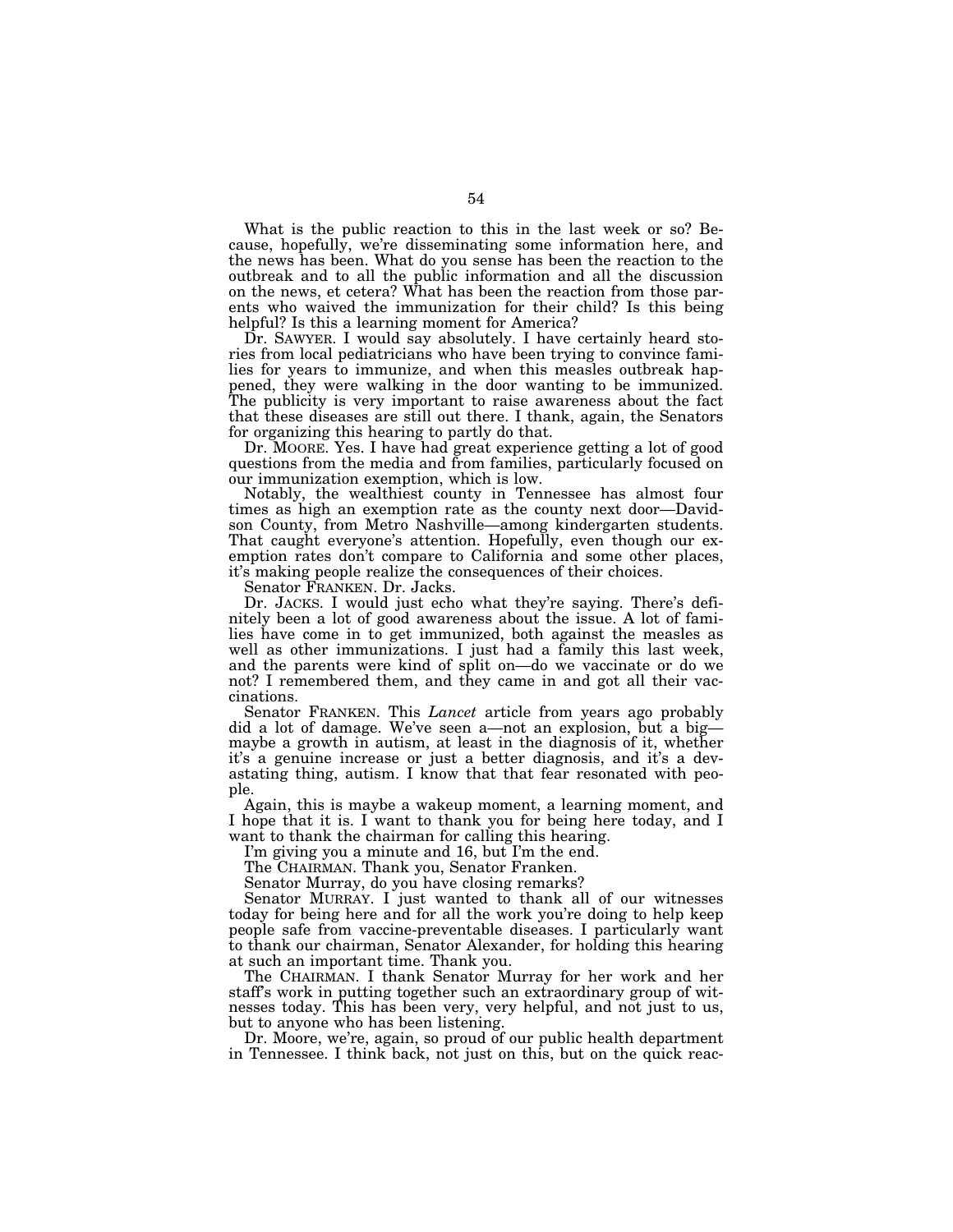What is the public reaction to this in the last week or so? Because, hopefully, we're disseminating some information here, and the news has been. What do you sense has been the reaction to the outbreak and to all the public information and all the discussion on the news, et cetera? What has been the reaction from those parents who waived the immunization for their child? Is this being helpful? Is this a learning moment for America?

Dr. SAWYER. I would say absolutely. I have certainly heard stories from local pediatricians who have been trying to convince families for years to immunize, and when this measles outbreak happened, they were walking in the door wanting to be immunized. The publicity is very important to raise awareness about the fact that these diseases are still out there. I thank, again, the Senators for organizing this hearing to partly do that.

Dr. MOORE. Yes. I have had great experience getting a lot of good questions from the media and from families, particularly focused on our immunization exemption, which is low.

Notably, the wealthiest county in Tennessee has almost four times as high an exemption rate as the county next door—Davidson County, from Metro Nashville—among kindergarten students. That caught everyone's attention. Hopefully, even though our exemption rates don't compare to California and some other places, it's making people realize the consequences of their choices.

Senator FRANKEN. Dr. Jacks.

Dr. JACKS. I would just echo what they're saying. There's definitely been a lot of good awareness about the issue. A lot of families have come in to get immunized, both against the measles as well as other immunizations. I just had a family this last week, and the parents were kind of split on—do we vaccinate or do we not? I remembered them, and they came in and got all their vaccinations.

Senator FRANKEN. This *Lancet* article from years ago probably did a lot of damage. We've seen a—not an explosion, but a big—maybe a growth in autism, at least in the diagnosis of it, whether it's a genuine increase or just a better diagnosis, and it's a devastating thing, autism. I know that that fear resonated with people.

Again, this is maybe a wakeup moment, a learning moment, and I hope that it is. I want to thank you for being here today, and I want to thank the chairman for calling this hearing.

I'm giving you a minute and 16, but I'm the end.

The CHAIRMAN. Thank you, Senator Franken.

Senator Murray, do you have closing remarks?

Senator MURRAY. I just wanted to thank all of our witnesses today for being here and for all the work you're doing to help keep people safe from vaccine-preventable diseases. I particularly want to thank our chairman, Senator Alexander, for holding this hearing at such an important time. Thank you.

The CHAIRMAN. I thank Senator Murray for her work and her staff's work in putting together such an extraordinary group of witnesses today. This has been very, very helpful, and not just to us, but to anyone who has been listening.

Dr. Moore, we're, again, so proud of our public health department in Tennessee. I think back, not just on this, but on the quick reac-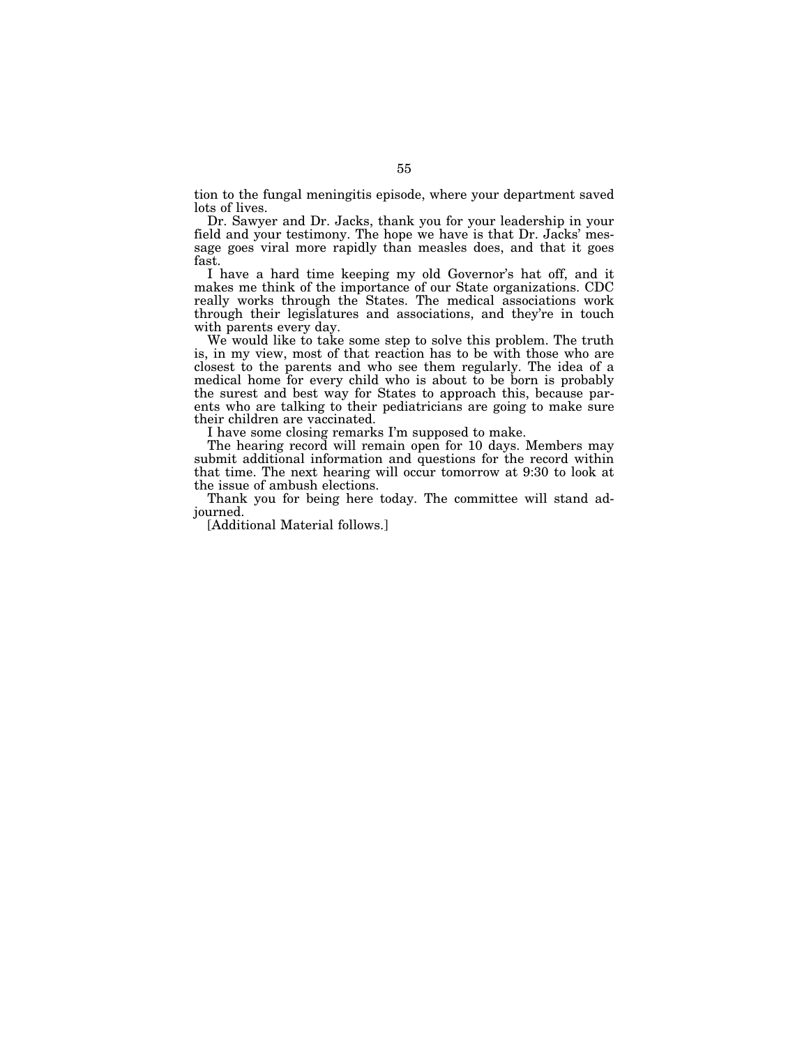tion to the fungal meningitis episode, where your department saved lots of lives.

Dr. Sawyer and Dr. Jacks, thank you for your leadership in your field and your testimony. The hope we have is that Dr. Jacks' message goes viral more rapidly than measles does, and that it goes fast.

I have a hard time keeping my old Governor's hat off, and it makes me think of the importance of our State organizations. CDC really works through the States. The medical associations work through their legislatures and associations, and they're in touch with parents every day.

We would like to take some step to solve this problem. The truth is, in my view, most of that reaction has to be with those who are closest to the parents and who see them regularly. The idea of a medical home for every child who is about to be born is probably the surest and best way for States to approach this, because parents who are talking to their pediatricians are going to make sure their children are vaccinated.

I have some closing remarks I'm supposed to make.

The hearing record will remain open for 10 days. Members may submit additional information and questions for the record within that time. The next hearing will occur tomorrow at 9:30 to look at the issue of ambush elections.

Thank you for being here today. The committee will stand adjourned.

[Additional Material follows.]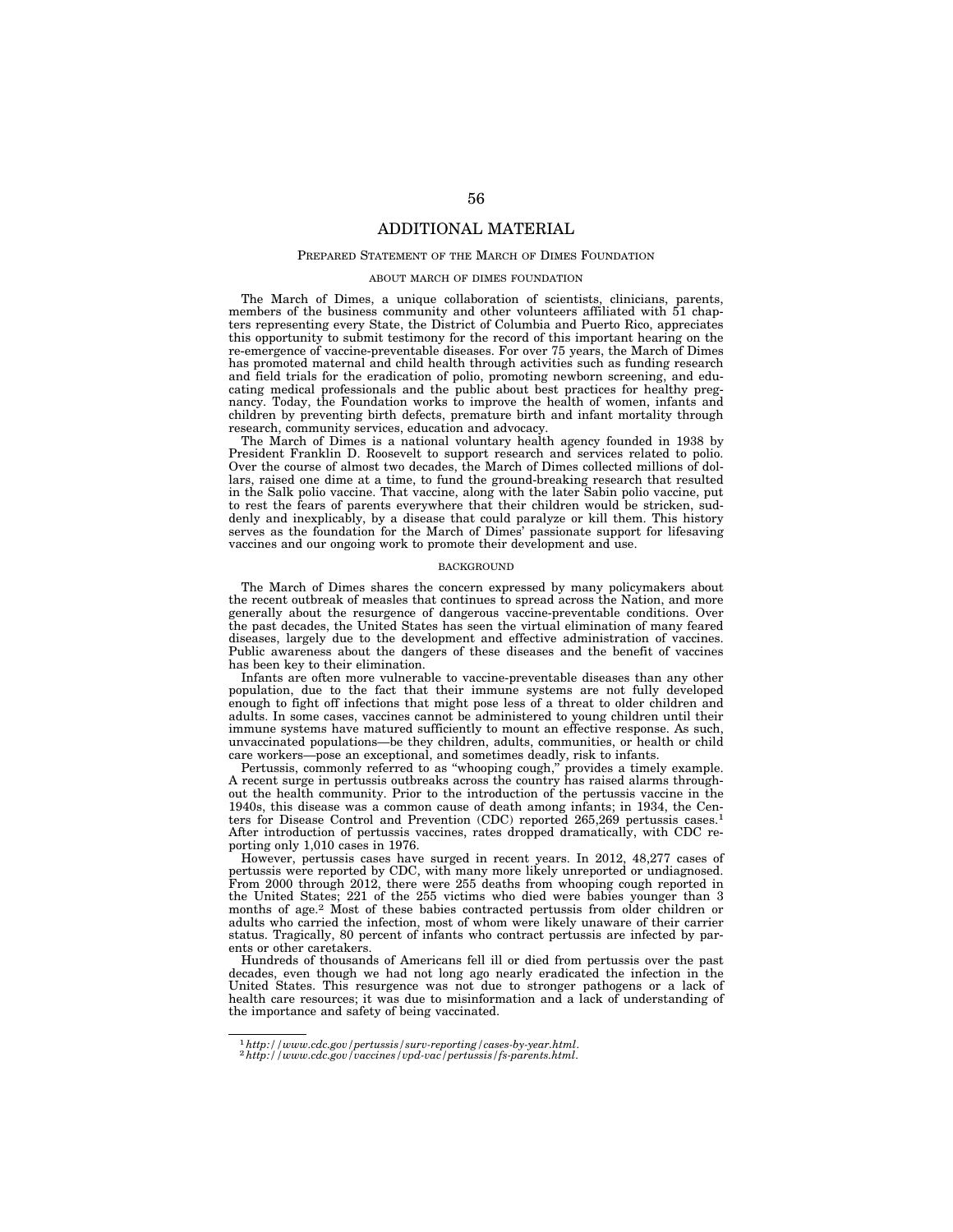# ADDITIONAL MATERIAL

## PREPARED STATEMENT OF THE MARCH OF DIMES FOUNDATION

### ABOUT MARCH OF DIMES FOUNDATION

The March of Dimes, a unique collaboration of scientists, clinicians, parents, members of the business community and other volunteers affiliated with 51 chapters representing every State, the District of Columbia and Puerto Rico, appreciates this opportunity to submit testimony for the record of this important hearing on the re-emergence of vaccine-preventable diseases. For over 75 years, the March of Dimes has promoted maternal and child health through activities such as funding research and field trials for the eradication of polio, promoting newborn screening, and educating medical professionals and the public about best practices for healthy pregnancy. Today, the Foundation works to improve the health of women, infants and children by preventing birth defects, premature birth and infant mortality through research, community services, education and advocacy.

The March of Dimes is a national voluntary health agency founded in 1938 by President Franklin D. Roosevelt to support research and services related to polio. Over the course of almost two decades, the March of Dimes collected millions of dollars, raised one dime at a time, to fund the ground-breaking research that resulted in the Salk polio vaccine. That vaccine, along with the later Sabin polio vaccine, put to rest the fears of parents everywhere that their children would be stricken, suddenly and inexplicably, by a disease that could paralyze or kill them. This history serves as the foundation for the March of Dimes' passionate support for lifesaving vaccines and our ongoing work to promote their development and use.

### BACKGROUND

The March of Dimes shares the concern expressed by many policymakers about the recent outbreak of measles that continues to spread across the Nation, and more generally about the resurgence of dangerous vaccine-preventable conditions. Over the past decades, the United States has seen the virtual elimination of many feared diseases, largely due to the development and effective administration of vaccines. Public awareness about the dangers of these diseases and the benefit of vaccines has been key to their elimination.

Infants are often more vulnerable to vaccine-preventable diseases than any other population, due to the fact that their immune systems are not fully developed enough to fight off infections that might pose less of a threat to older children and adults. In some cases, vaccines cannot be administered to young children until their immune systems have matured sufficiently to mount an effective response. As such, unvaccinated populations—be they children, adults, communities, or health or child care workers—pose an exceptional, and sometimes deadly, risk to infants.

Pertussis, commonly referred to as "whooping cough," provides a timely example. A recent surge in pertussis outbreaks across the country has raised alarms throughout the health community. Prior to the introduction of the pertussis vaccine in the 1940s, this disease was a common cause of death among infants; in 1934, the Centers for Disease Control and Prevention (CDC) reported 265,269 pertussis cases.[1] After introduction of pertussis vaccines, rates dropped dramatically, with CDC reporting only 1,010 cases in 1976.

However, pertussis cases have surged in recent years. In 2012, 48,277 cases of pertussis were reported by CDC, with many more likely unreported or undiagnosed. From 2000 through 2012, there were 255 deaths from whooping cough reported in the United States; 221 of the 255 victims who died were babies younger than 3 months of age.[2] Most of these babies contracted pertussis from older children or adults who carried the infection, most of whom were likely unaware of their carrier status. Tragically, 80 percent of infants who contract pertussis are infected by parents or other caretakers.

Hundreds of thousands of Americans fell ill or died from pertussis over the past decades, even though we had not long ago nearly eradicated the infection in the United States. This resurgence was not due to stronger pathogens or a lack of health care resources; it was due to misinformation and a lack of understanding of the importance and safety of being vaccinated.

---

[1] *http://www.cdc.gov/pertussis/surv-reporting/cases-by-year.html.*

[2] *http://www.cdc.gov/vaccines/vpd-vac/pertussis/fs-parents.html.*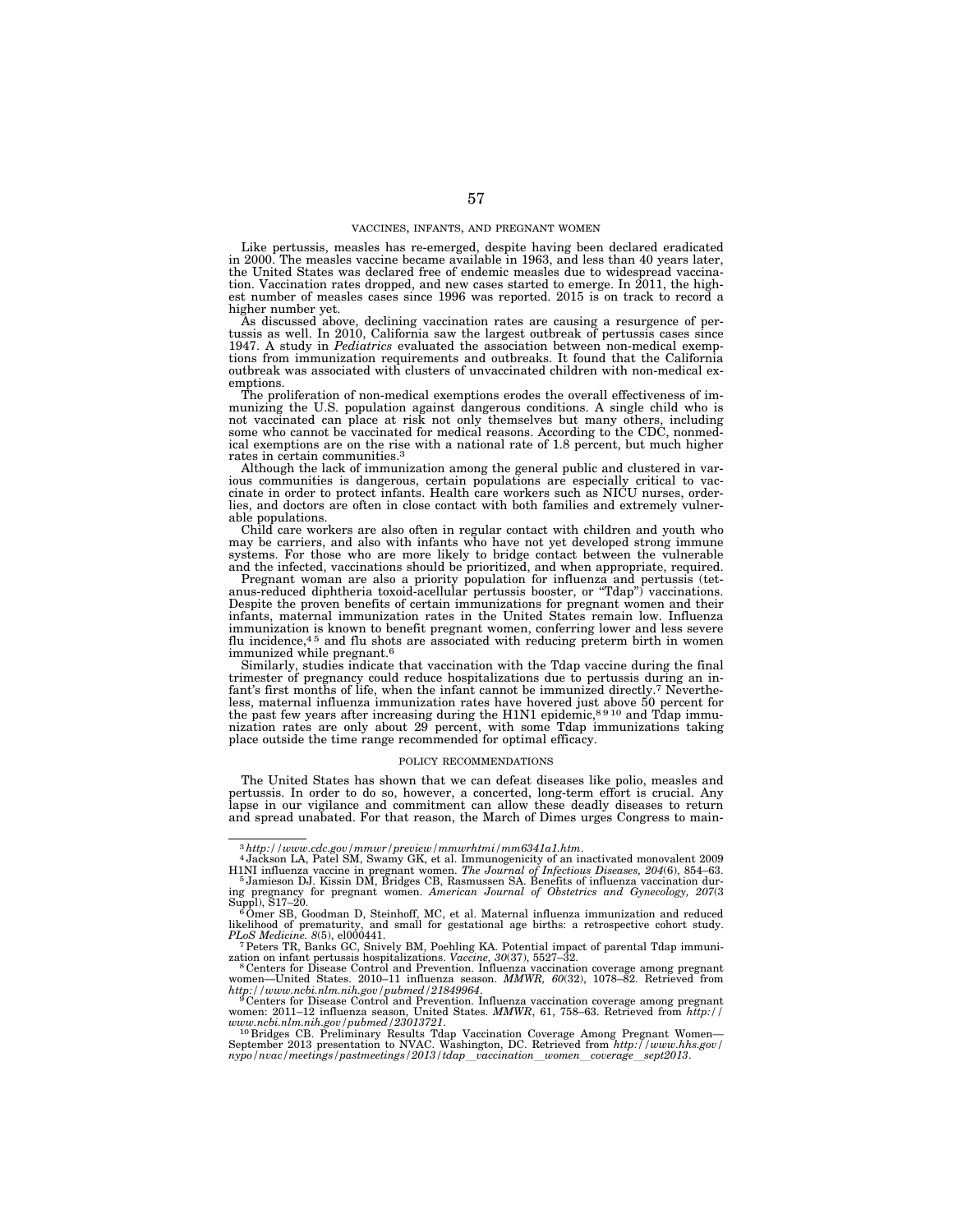## VACCINES, INFANTS, AND PREGNANT WOMEN

Like pertussis, measles has re-emerged, despite having been declared eradicated in 2000. The measles vaccine became available in 1963, and less than 40 years later, the United States was declared free of endemic measles due to widespread vaccination. Vaccination rates dropped, and new cases started to emerge. In 2011, the highest number of measles cases since 1996 was reported. 2015 is on track to record a higher number yet.

As discussed above, declining vaccination rates are causing a resurgence of pertussis as well. In 2010, California saw the largest outbreak of pertussis cases since 1947. A study in *Pediatrics* evaluated the association between non-medical exemptions from immunization requirements and outbreaks. It found that the California outbreak was associated with clusters of unvaccinated children with non-medical exemptions.

The proliferation of non-medical exemptions erodes the overall effectiveness of immunizing the U.S. population against dangerous conditions. A single child who is not vaccinated can place at risk not only themselves but many others, including some who cannot be vaccinated for medical reasons. According to the CDC, nonmedical exemptions are on the rise with a national rate of 1.8 percent, but much higher rates in certain communities.[3]

Although the lack of immunization among the general public and clustered in various communities is dangerous, certain populations are especially critical to vaccinate in order to protect infants. Health care workers such as NICU nurses, orderlies, and doctors are often in close contact with both families and extremely vulnerable populations.

Child care workers are also often in regular contact with children and youth who may be carriers, and also with infants who have not yet developed strong immune systems. For those who are more likely to bridge contact between the vulnerable and the infected, vaccinations should be prioritized, and when appropriate, required.

Pregnant woman are also a priority population for influenza and pertussis (tetanus-reduced diphtheria toxoid-acellular pertussis booster, or "Tdap") vaccinations. Despite the proven benefits of certain immunizations for pregnant women and their infants, maternal immunization rates in the United States remain low. Influenza immunization is known to benefit pregnant women, conferring lower and less severe flu incidence,[4 5] and flu shots are associated with reducing preterm birth in women immunized while pregnant.[6]

Similarly, studies indicate that vaccination with the Tdap vaccine during the final trimester of pregnancy could reduce hospitalizations due to pertussis during an infant's first months of life, when the infant cannot be immunized directly.[7] Nevertheless, maternal influenza immunization rates have hovered just above 50 percent for the past few years after increasing during the H1N1 epidemic,[8 9 10] and Tdap immunization rates are only about 29 percent, with some Tdap immunizations taking place outside the time range recommended for optimal efficacy.

## POLICY RECOMMENDATIONS

The United States has shown that we can defeat diseases like polio, measles and pertussis. In order to do so, however, a concerted, long-term effort is crucial. Any lapse in our vigilance and commitment can allow these deadly diseases to return and spread unabated. For that reason, the March of Dimes urges Congress to main-

---

[3] *http://www.cdc.gov/mmwr/preview/mmwrhtml/mm6341a1.htm.*

[4] Jackson LA, Patel SM, Swamy GK, et al. Immunogenicity of an inactivated monovalent 2009 H1NI influenza vaccine in pregnant women. *The Journal of Infectious Diseases, 204*(6), 854–63.

[5] Jamieson DJ. Kissin DM, Bridges CB, Rasmussen SA. Benefits of influenza vaccination during pregnancy for pregnant women. *American Journal of Obstetrics and Gynecology, 207*(3 Suppl), S17–20.

[6] Omer SB, Goodman D, Steinhoff, MC, et al. Maternal influenza immunization and reduced likelihood of prematurity, and small for gestational age births: a retrospective cohort study. *PLoS Medicine. 8*(5), el000441.

[7] Peters TR, Banks GC, Snively BM, Poehling KA. Potential impact of parental Tdap immunization on infant pertussis hospitalizations. *Vaccine, 30*(37), 5527–32.

[8] Centers for Disease Control and Prevention. Influenza vaccination coverage among pregnant women—United States. 2010–11 influenza season. *MMWR, 60*(32), 1078–82. Retrieved from *http://www.ncbi.nlm.nih.gov/pubmed/21849964.*

[9] Centers for Disease Control and Prevention. Influenza vaccination coverage among pregnant women: 2011–12 influenza season, United States. *MMWR*, 61, 758–63. Retrieved from *http://www.ncbi.nlm.nih.gov/pubmed/23013721.*

[10] Bridges CB. Preliminary Results Tdap Vaccination Coverage Among Pregnant Women—September 2013 presentation to NVAC. Washington, DC. Retrieved from *http://www.hhs.gov/nypo/nvac/meetings/pastmeetings/2013/tdap_vaccination_women_coverage_sept2013.*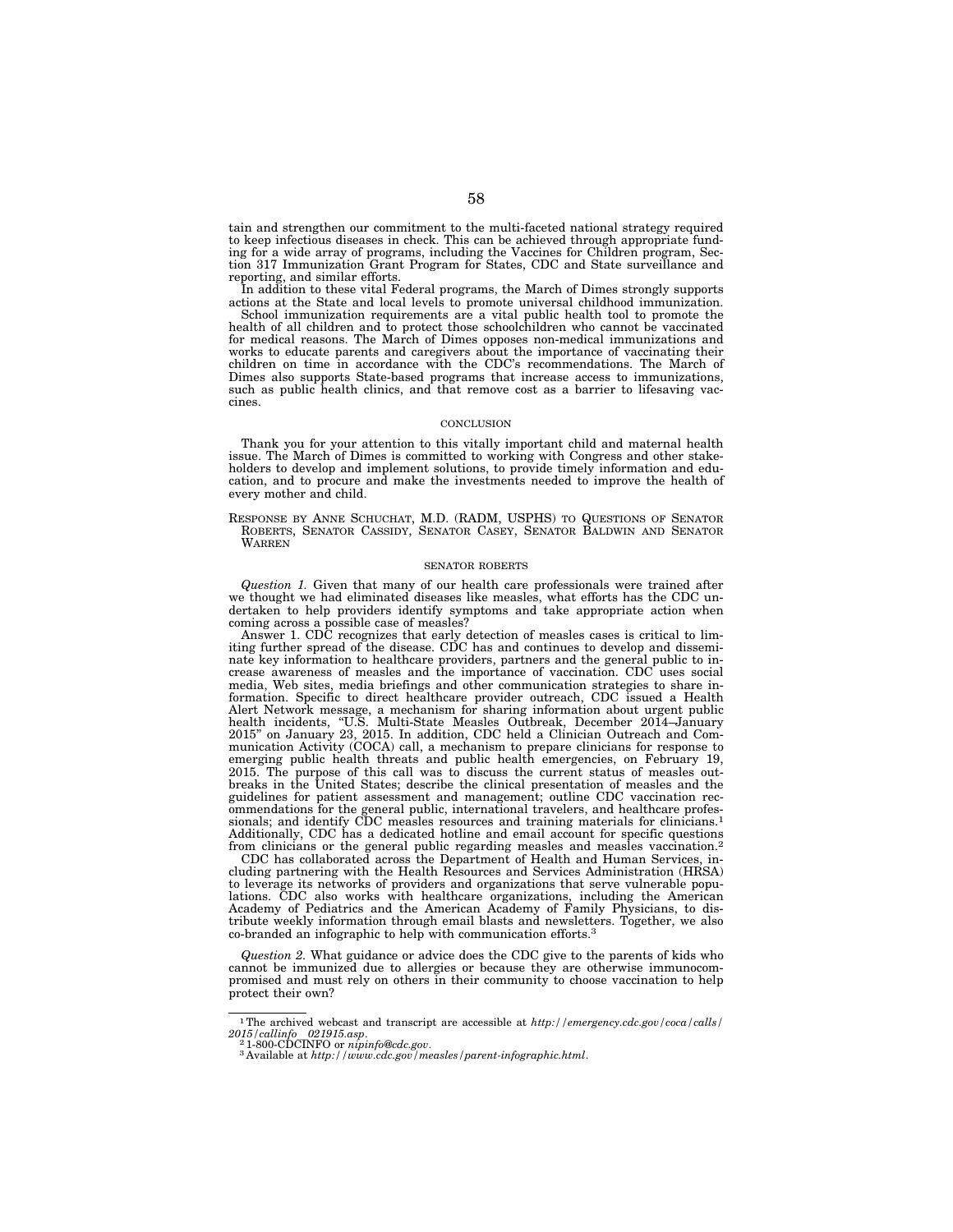tain and strengthen our commitment to the multi-faceted national strategy required to keep infectious diseases in check. This can be achieved through appropriate funding for a wide array of programs, including the Vaccines for Children program, Section 317 Immunization Grant Program for States, CDC and State surveillance and reporting, and similar efforts.

In addition to these vital Federal programs, the March of Dimes strongly supports actions at the State and local levels to promote universal childhood immunization.

School immunization requirements are a vital public health tool to promote the health of all children and to protect those schoolchildren who cannot be vaccinated for medical reasons. The March of Dimes opposes non-medical immunizations and works to educate parents and caregivers about the importance of vaccinating their children on time in accordance with the CDC's recommendations. The March of Dimes also supports State-based programs that increase access to immunizations, such as public health clinics, and that remove cost as a barrier to lifesaving vaccines.

## CONCLUSION

Thank you for your attention to this vitally important child and maternal health issue. The March of Dimes is committed to working with Congress and other stakeholders to develop and implement solutions, to provide timely information and education, and to procure and make the investments needed to improve the health of every mother and child.

## RESPONSE BY ANNE SCHUCHAT, M.D. (RADM, USPHS) TO QUESTIONS OF SENATOR ROBERTS, SENATOR CASSIDY, SENATOR CASEY, SENATOR BALDWIN AND SENATOR WARREN

### SENATOR ROBERTS

*Question 1.* Given that many of our health care professionals were trained after we thought we had eliminated diseases like measles, what efforts has the CDC undertaken to help providers identify symptoms and take appropriate action when coming across a possible case of measles?

Answer 1. CDC recognizes that early detection of measles cases is critical to limiting further spread of the disease. CDC has and continues to develop and disseminate key information to healthcare providers, partners and the general public to increase awareness of measles and the importance of vaccination. CDC uses social media, Web sites, media briefings and other communication strategies to share information. Specific to direct healthcare provider outreach, CDC issued a Health Alert Network message, a mechanism for sharing information about urgent public health incidents, "U.S. Multi-State Measles Outbreak, December 2014–January 2015" on January 23, 2015. In addition, CDC held a Clinician Outreach and Communication Activity (COCA) call, a mechanism to prepare clinicians for response to emerging public health threats and public health emergencies, on February 19, 2015. The purpose of this call was to discuss the current status of measles outbreaks in the United States; describe the clinical presentation of measles and the guidelines for patient assessment and management; outline CDC vaccination recommendations for the general public, international travelers, and healthcare professionals; and identify CDC measles resources and training materials for clinicians.[1] Additionally, CDC has a dedicated hotline and email account for specific questions from clinicians or the general public regarding measles and measles vaccination.[2]

CDC has collaborated across the Department of Health and Human Services, including partnering with the Health Resources and Services Administration (HRSA) to leverage its networks of providers and organizations that serve vulnerable populations. CDC also works with healthcare organizations, including the American Academy of Pediatrics and the American Academy of Family Physicians, to distribute weekly information through email blasts and newsletters. Together, we also co-branded an infographic to help with communication efforts.[3]

*Question 2.* What guidance or advice does the CDC give to the parents of kids who cannot be immunized due to allergies or because they are otherwise immunocompromised and must rely on others in their community to choose vaccination to help protect their own?

---

[1] The archived webcast and transcript are accessible at *http://emergency.cdc.gov/coca/calls/2015/callinfo_021915.asp*.

[2] 1-800-CDCINFO or *nipinfo@cdc.gov*.

[3] Available at *http://www.cdc.gov/measles/parent-infographic.html*.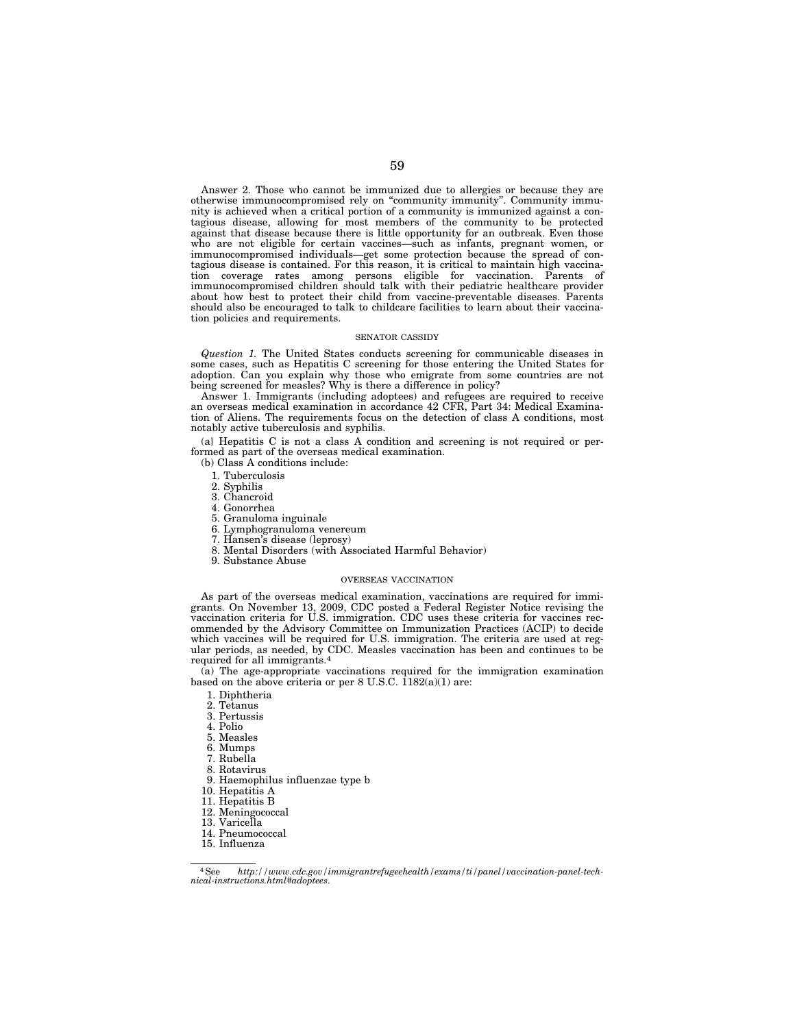Answer 2. Those who cannot be immunized due to allergies or because they are otherwise immunocompromised rely on "community immunity". Community immunity is achieved when a critical portion of a community is immunized against a contagious disease, allowing for most members of the community to be protected against that disease because there is little opportunity for an outbreak. Even those who are not eligible for certain vaccines—such as infants, pregnant women, or immunocompromised individuals—get some protection because the spread of contagious disease is contained. For this reason, it is critical to maintain high vaccination coverage rates among persons eligible for vaccination. Parents of immunocompromised children should talk with their pediatric healthcare provider about how best to protect their child from vaccine-preventable diseases. Parents should also be encouraged to talk to childcare facilities to learn about their vaccination policies and requirements.

SENATOR CASSIDY

*Question 1.* The United States conducts screening for communicable diseases in some cases, such as Hepatitis C screening for those entering the United States for adoption. Can you explain why those who emigrate from some countries are not being screened for measles? Why is there a difference in policy?

Answer 1. Immigrants (including adoptees) and refugees are required to receive an overseas medical examination in accordance 42 CFR, Part 34: Medical Examination of Aliens. The requirements focus on the detection of class A conditions, most notably active tuberculosis and syphilis.

(a} Hepatitis C is not a class A condition and screening is not required or performed as part of the overseas medical examination.

(b) Class A conditions include:

1. Tuberculosis
2. Syphilis
3. Chancroid
4. Gonorrhea
5. Granuloma inguinale
6. Lymphogranuloma venereum
7. Hansen's disease (leprosy)
8. Mental Disorders (with Associated Harmful Behavior)
9. Substance Abuse

OVERSEAS VACCINATION

As part of the overseas medical examination, vaccinations are required for immigrants. On November 13, 2009, CDC posted a Federal Register Notice revising the vaccination criteria for U.S. immigration. CDC uses these criteria for vaccines recommended by the Advisory Committee on Immunization Practices (ACIP) to decide which vaccines will be required for U.S. immigration. The criteria are used at regular periods, as needed, by CDC. Measles vaccination has been and continues to be required for all immigrants.[4]

(a) The age-appropriate vaccinations required for the immigration examination based on the above criteria or per 8 U.S.C. 1182(a)(1) are:

1. Diphtheria
2. Tetanus
3. Pertussis
4. Polio
5. Measles
6. Mumps
7. Rubella
8. Rotavirus
9. Haemophilus influenzae type b
10. Hepatitis A
11. Hepatitis B
12. Meningococcal
13. Varicella
14. Pneumococcal
15. Influenza

[4] See *http://www.cdc.gov/immigrantrefugeehealth/exams/ti/panel/vaccination-panel-technical-instructions.html#adoptees.*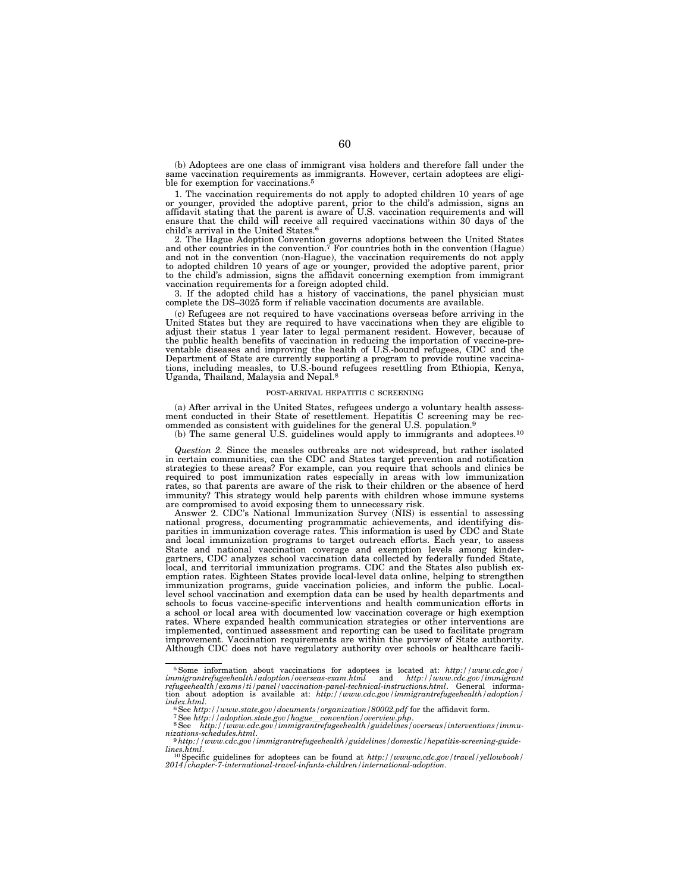(b) Adoptees are one class of immigrant visa holders and therefore fall under the same vaccination requirements as immigrants. However, certain adoptees are eligible for exemption for vaccinations.[5]

1. The vaccination requirements do not apply to adopted children 10 years of age or younger, provided the adoptive parent, prior to the child's admission, signs an affidavit stating that the parent is aware of U.S. vaccination requirements and will ensure that the child will receive all required vaccinations within 30 days of the child's arrival in the United States.[6]

2. The Hague Adoption Convention governs adoptions between the United States and other countries in the convention.[7] For countries both in the convention (Hague) and not in the convention (non-Hague), the vaccination requirements do not apply to adopted children 10 years of age or younger, provided the adoptive parent, prior to the child's admission, signs the affidavit concerning exemption from immigrant vaccination requirements for a foreign adopted child.

3. If the adopted child has a history of vaccinations, the panel physician must complete the DS–3025 form if reliable vaccination documents are available.

(c) Refugees are not required to have vaccinations overseas before arriving in the United States but they are required to have vaccinations when they are eligible to adjust their status 1 year later to legal permanent resident. However, because of the public health benefits of vaccination in reducing the importation of vaccine-preventable diseases and improving the health of U.S.-bound refugees, CDC and the Department of State are currently supporting a program to provide routine vaccinations, including measles, to U.S.-bound refugees resettling from Ethiopia, Kenya, Uganda, Thailand, Malaysia and Nepal.[8]

POST-ARRIVAL HEPATITIS C SCREENING

(a) After arrival in the United States, refugees undergo a voluntary health assessment conducted in their State of resettlement. Hepatitis C screening may be recommended as consistent with guidelines for the general U.S. population.[9]

(b) The same general U.S. guidelines would apply to immigrants and adoptees.[10]

*Question 2.* Since the measles outbreaks are not widespread, but rather isolated in certain communities, can the CDC and States target prevention and notification strategies to these areas? For example, can you require that schools and clinics be required to post immunization rates especially in areas with low immunization rates, so that parents are aware of the risk to their children or the absence of herd immunity? This strategy would help parents with children whose immune systems are compromised to avoid exposing them to unnecessary risk.

Answer 2. CDC's National Immunization Survey (NIS) is essential to assessing national progress, documenting programmatic achievements, and identifying disparities in immunization coverage rates. This information is used by CDC and State and local immunization programs to target outreach efforts. Each year, to assess State and national vaccination coverage and exemption levels among kindergartners, CDC analyzes school vaccination data collected by federally funded State, local, and territorial immunization programs. CDC and the States also publish exemption rates. Eighteen States provide local-level data online, helping to strengthen immunization programs, guide vaccination policies, and inform the public. Local-level school vaccination and exemption data can be used by health departments and schools to focus vaccine-specific interventions and health communication efforts in a school or local area with documented low vaccination coverage or high exemption rates. Where expanded health communication strategies or other interventions are implemented, continued assessment and reporting can be used to facilitate program improvement. Vaccination requirements are within the purview of State authority. Although CDC does not have regulatory authority over schools or healthcare facili-

---

[5] Some information about vaccinations for adoptees is located at: *http://www.cdc.gov/immigrantrefugeehealth/adoption/overseas-exam.html* and *http://www.cdc.gov/immigrantrefugeehealth/exams/ti/panel/vaccination-panel-technical-instructions.html*. General information about adoption is available at: *http://www.cdc.gov/immigrantrefugeehealth/adoption/index.html*.

[6] See *http://www.state.gov/documents/organization/80002.pdf* for the affidavit form.

[7] See *http://adoption.state.gov/hague_convention/overview.php*.

[8] See *http://www.cdc.gov/immigrantrefugeehealth/guidelines/overseas/interventions/immunizations-schedules.html*.

[9] *http://www.cdc.gov/immigrantrefugeehealth/guidelines/domestic/hepatitis-screening-guidelines.html*.

[10] Specific guidelines for adoptees can be found at *http://wwwnc.cdc.gov/travel/yellowbook/2014/chapter-7-international-travel-infants-children/international-adoption*.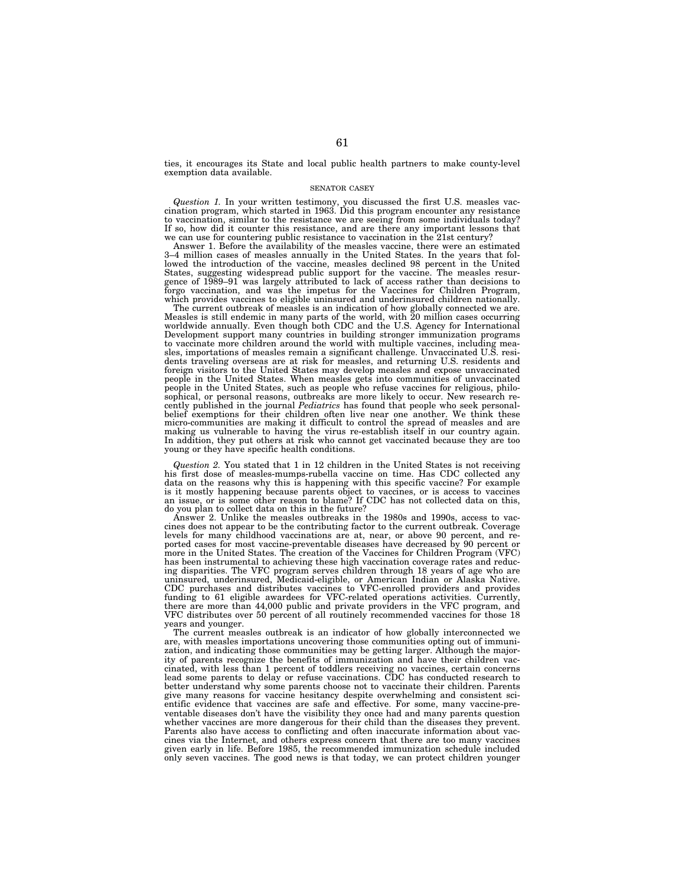ties, it encourages its State and local public health partners to make county-level exemption data available.

SENATOR CASEY

*Question 1.* In your written testimony, you discussed the first U.S. measles vaccination program, which started in 1963. Did this program encounter any resistance to vaccination, similar to the resistance we are seeing from some individuals today? If so, how did it counter this resistance, and are there any important lessons that we can use for countering public resistance to vaccination in the 21st century?

Answer 1. Before the availability of the measles vaccine, there were an estimated 3–4 million cases of measles annually in the United States. In the years that followed the introduction of the vaccine, measles declined 98 percent in the United States, suggesting widespread public support for the vaccine. The measles resurgence of 1989–91 was largely attributed to lack of access rather than decisions to forgo vaccination, and was the impetus for the Vaccines for Children Program, which provides vaccines to eligible uninsured and underinsured children nationally.

The current outbreak of measles is an indication of how globally connected we are. Measles is still endemic in many parts of the world, with 20 million cases occurring worldwide annually. Even though both CDC and the U.S. Agency for International Development support many countries in building stronger immunization programs to vaccinate more children around the world with multiple vaccines, including measles, importations of measles remain a significant challenge. Unvaccinated U.S. residents traveling overseas are at risk for measles, and returning U.S. residents and foreign visitors to the United States may develop measles and expose unvaccinated people in the United States. When measles gets into communities of unvaccinated people in the United States, such as people who refuse vaccines for religious, philosophical, or personal reasons, outbreaks are more likely to occur. New research recently published in the journal *Pediatrics* has found that people who seek personal-belief exemptions for their children often live near one another. We think these micro-communities are making it difficult to control the spread of measles and are making us vulnerable to having the virus re-establish itself in our country again. In addition, they put others at risk who cannot get vaccinated because they are too young or they have specific health conditions.

*Question 2.* You stated that 1 in 12 children in the United States is not receiving his first dose of measles-mumps-rubella vaccine on time. Has CDC collected any data on the reasons why this is happening with this specific vaccine? For example is it mostly happening because parents object to vaccines, or is access to vaccines an issue, or is some other reason to blame? If CDC has not collected data on this, do you plan to collect data on this in the future?

Answer 2. Unlike the measles outbreaks in the 1980s and 1990s, access to vaccines does not appear to be the contributing factor to the current outbreak. Coverage levels for many childhood vaccinations are at, near, or above 90 percent, and reported cases for most vaccine-preventable diseases have decreased by 90 percent or more in the United States. The creation of the Vaccines for Children Program (VFC) has been instrumental to achieving these high vaccination coverage rates and reducing disparities. The VFC program serves children through 18 years of age who are uninsured, underinsured, Medicaid-eligible, or American Indian or Alaska Native. CDC purchases and distributes vaccines to VFC-enrolled providers and provides funding to 61 eligible awardees for VFC-related operations activities. Currently, there are more than 44,000 public and private providers in the VFC program, and VFC distributes over 50 percent of all routinely recommended vaccines for those 18 years and younger.

The current measles outbreak is an indicator of how globally interconnected we are, with measles importations uncovering those communities opting out of immunization, and indicating those communities may be getting larger. Although the majority of parents recognize the benefits of immunization and have their children vaccinated, with less than 1 percent of toddlers receiving no vaccines, certain concerns lead some parents to delay or refuse vaccinations. CDC has conducted research to better understand why some parents choose not to vaccinate their children. Parents give many reasons for vaccine hesitancy despite overwhelming and consistent scientific evidence that vaccines are safe and effective. For some, many vaccine-preventable diseases don't have the visibility they once had and many parents question whether vaccines are more dangerous for their child than the diseases they prevent. Parents also have access to conflicting and often inaccurate information about vaccines via the Internet, and others express concern that there are too many vaccines given early in life. Before 1985, the recommended immunization schedule included only seven vaccines. The good news is that today, we can protect children younger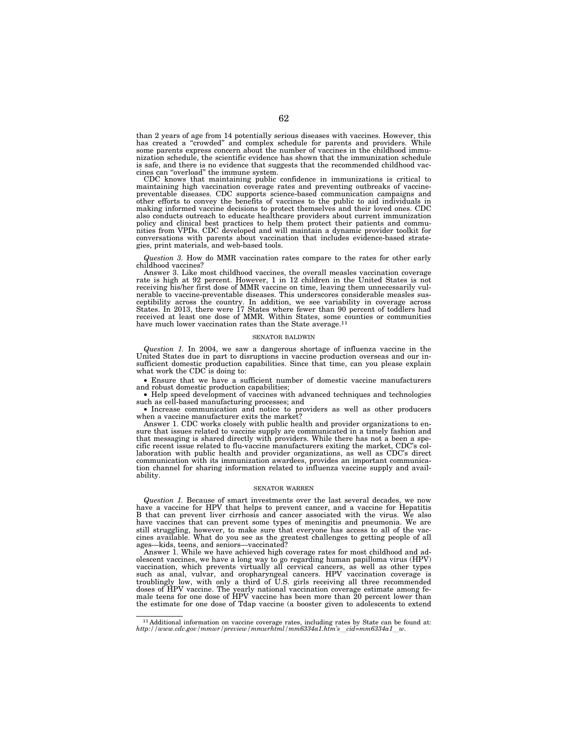than 2 years of age from 14 potentially serious diseases with vaccines. However, this has created a "crowded" and complex schedule for parents and providers. While some parents express concern about the number of vaccines in the childhood immunization schedule, the scientific evidence has shown that the immunization schedule is safe, and there is no evidence that suggests that the recommended childhood vaccines can "overload" the immune system.

CDC knows that maintaining public confidence in immunizations is critical to maintaining high vaccination coverage rates and preventing outbreaks of vaccine-preventable diseases. CDC supports science-based communication campaigns and other efforts to convey the benefits of vaccines to the public to aid individuals in making informed vaccine decisions to protect themselves and their loved ones. CDC also conducts outreach to educate healthcare providers about current immunization policy and clinical best practices to help them protect their patients and communities from VPDs. CDC developed and will maintain a dynamic provider toolkit for conversations with parents about vaccination that includes evidence-based strategies, print materials, and web-based tools.

*Question 3.* How do MMR vaccination rates compare to the rates for other early childhood vaccines?

Answer 3. Like most childhood vaccines, the overall measles vaccination coverage rate is high at 92 percent. However, 1 in 12 children in the United States is not receiving his/her first dose of MMR vaccine on time, leaving them unnecessarily vulnerable to vaccine-preventable diseases. This underscores considerable measles susceptibility across the country. In addition, we see variability in coverage across States. In 2013, there were 17 States where fewer than 90 percent of toddlers had received at least one dose of MMR. Within States, some counties or communities have much lower vaccination rates than the State average.[11]

SENATOR BALDWIN

*Question 1.* In 2004, we saw a dangerous shortage of influenza vaccine in the United States due in part to disruptions in vaccine production overseas and our insufficient domestic production capabilities. Since that time, can you please explain what work the CDC is doing to:

- Ensure that we have a sufficient number of domestic vaccine manufacturers and robust domestic production capabilities;
- Help speed development of vaccines with advanced techniques and technologies such as cell-based manufacturing processes; and
- Increase communication and notice to providers as well as other producers when a vaccine manufacturer exits the market?

Answer 1. CDC works closely with public health and provider organizations to ensure that issues related to vaccine supply are communicated in a timely fashion and that messaging is shared directly with providers. While there has not a been a specific recent issue related to flu-vaccine manufacturers exiting the market, CDC's collaboration with public health and provider organizations, as well as CDC's direct communication with its immunization awardees, provides an important communication channel for sharing information related to influenza vaccine supply and availability.

SENATOR WARREN

*Question 1.* Because of smart investments over the last several decades, we now have a vaccine for HPV that helps to prevent cancer, and a vaccine for Hepatitis B that can prevent liver cirrhosis and cancer associated with the virus. We also have vaccines that can prevent some types of meningitis and pneumonia. We are still struggling, however, to make sure that everyone has access to all of the vaccines available. What do you see as the greatest challenges to getting people of all ages—kids, teens, and seniors—vaccinated?

Answer 1. While we have achieved high coverage rates for most childhood and adolescent vaccines, we have a long way to go regarding human papilloma virus (HPV) vaccination, which prevents virtually all cervical cancers, as well as other types such as anal, vulvar, and oropharyngeal cancers. HPV vaccination coverage is troublingly low, with only a third of U.S. girls receiving all three recommended doses of HPV vaccine. The yearly national vaccination coverage estimate among female teens for one dose of HPV vaccine has been more than 20 percent lower than the estimate for one dose of Tdap vaccine (a booster given to adolescents to extend

---

[11] Additional information on vaccine coverage rates, including rates by State can be found at: *http://www.cdc.gov/mmwr/preview/mmwrhtml/mm6334a1.htm's__cid=mm6334a1__w*.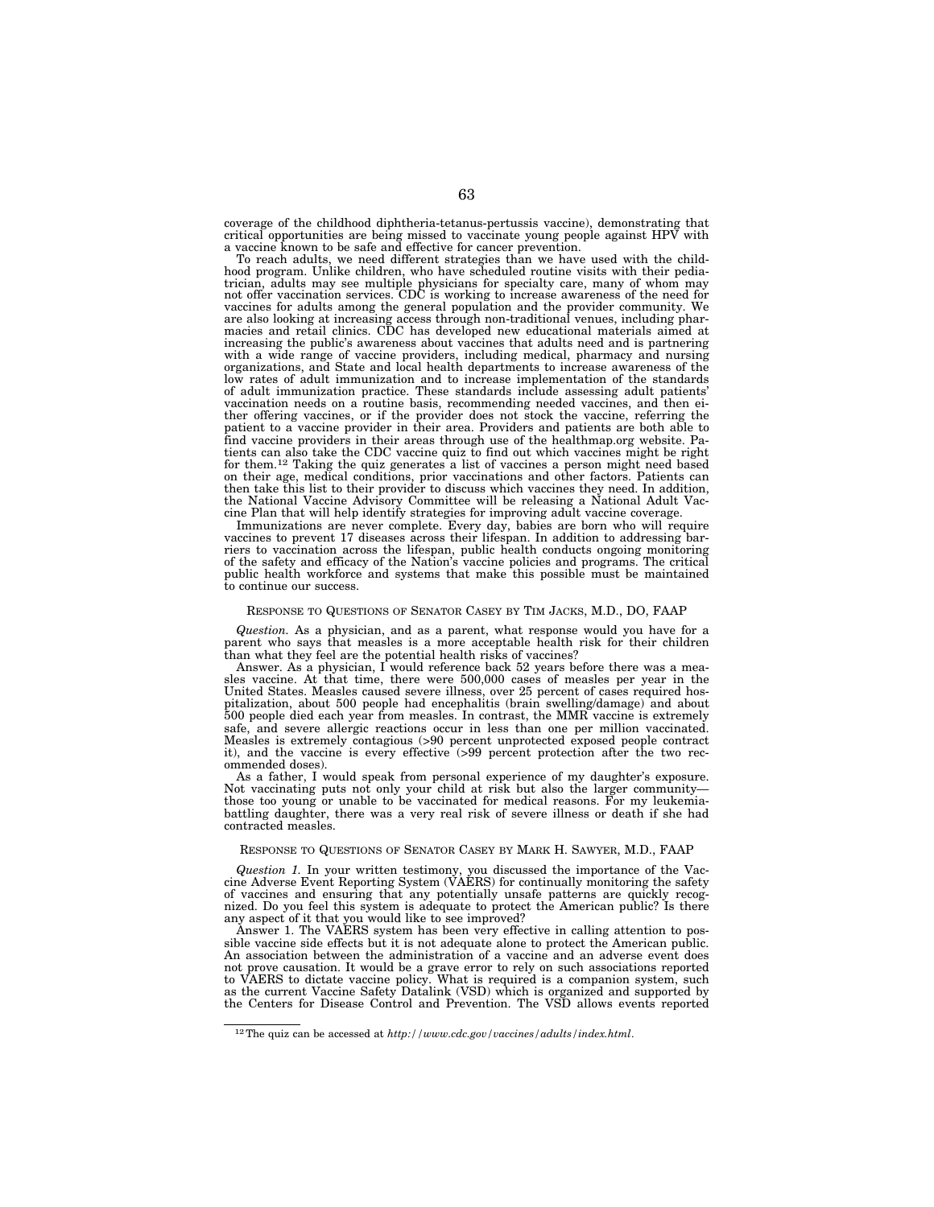coverage of the childhood diphtheria-tetanus-pertussis vaccine), demonstrating that critical opportunities are being missed to vaccinate young people against HPV with a vaccine known to be safe and effective for cancer prevention.

To reach adults, we need different strategies than we have used with the childhood program. Unlike children, who have scheduled routine visits with their pediatrician, adults may see multiple physicians for specialty care, many of whom may not offer vaccination services. CDC is working to increase awareness of the need for vaccines for adults among the general population and the provider community. We are also looking at increasing access through non-traditional venues, including pharmacies and retail clinics. CDC has developed new educational materials aimed at increasing the public's awareness about vaccines that adults need and is partnering with a wide range of vaccine providers, including medical, pharmacy and nursing organizations, and State and local health departments to increase awareness of the low rates of adult immunization and to increase implementation of the standards of adult immunization practice. These standards include assessing adult patients' vaccination needs on a routine basis, recommending needed vaccines, and then either offering vaccines, or if the provider does not stock the vaccine, referring the patient to a vaccine provider in their area. Providers and patients are both able to find vaccine providers in their areas through use of the healthmap.org website. Patients can also take the CDC vaccine quiz to find out which vaccines might be right for them.[12] Taking the quiz generates a list of vaccines a person might need based on their age, medical conditions, prior vaccinations and other factors. Patients can then take this list to their provider to discuss which vaccines they need. In addition, the National Vaccine Advisory Committee will be releasing a National Adult Vaccine Plan that will help identify strategies for improving adult vaccine coverage.

Immunizations are never complete. Every day, babies are born who will require vaccines to prevent 17 diseases across their lifespan. In addition to addressing barriers to vaccination across the lifespan, public health conducts ongoing monitoring of the safety and efficacy of the Nation's vaccine policies and programs. The critical public health workforce and systems that make this possible must be maintained to continue our success.

## RESPONSE TO QUESTIONS OF SENATOR CASEY BY TIM JACKS, M.D., DO, FAAP

*Question.* As a physician, and as a parent, what response would you have for a parent who says that measles is a more acceptable health risk for their children than what they feel are the potential health risks of vaccines?

Answer. As a physician, I would reference back 52 years before there was a measles vaccine. At that time, there were 500,000 cases of measles per year in the United States. Measles caused severe illness, over 25 percent of cases required hospitalization, about 500 people had encephalitis (brain swelling/damage) and about 500 people died each year from measles. In contrast, the MMR vaccine is extremely safe, and severe allergic reactions occur in less than one per million vaccinated. Measles is extremely contagious (>90 percent unprotected exposed people contract it), and the vaccine is every effective (>99 percent protection after the two recommended doses).

As a father, I would speak from personal experience of my daughter's exposure. Not vaccinating puts not only your child at risk but also the larger community—those too young or unable to be vaccinated for medical reasons. For my leukemia-battling daughter, there was a very real risk of severe illness or death if she had contracted measles.

## RESPONSE TO QUESTIONS OF SENATOR CASEY BY MARK H. SAWYER, M.D., FAAP

*Question 1.* In your written testimony, you discussed the importance of the Vaccine Adverse Event Reporting System (VAERS) for continually monitoring the safety of vaccines and ensuring that any potentially unsafe patterns are quickly recognized. Do you feel this system is adequate to protect the American public? Is there any aspect of it that you would like to see improved?

Answer 1. The VAERS system has been very effective in calling attention to possible vaccine side effects but it is not adequate alone to protect the American public. An association between the administration of a vaccine and an adverse event does not prove causation. It would be a grave error to rely on such associations reported to VAERS to dictate vaccine policy. What is required is a companion system, such as the current Vaccine Safety Datalink (VSD) which is organized and supported by the Centers for Disease Control and Prevention. The VSD allows events reported

[12] The quiz can be accessed at *http://www.cdc.gov/vaccines/adults/index.html*.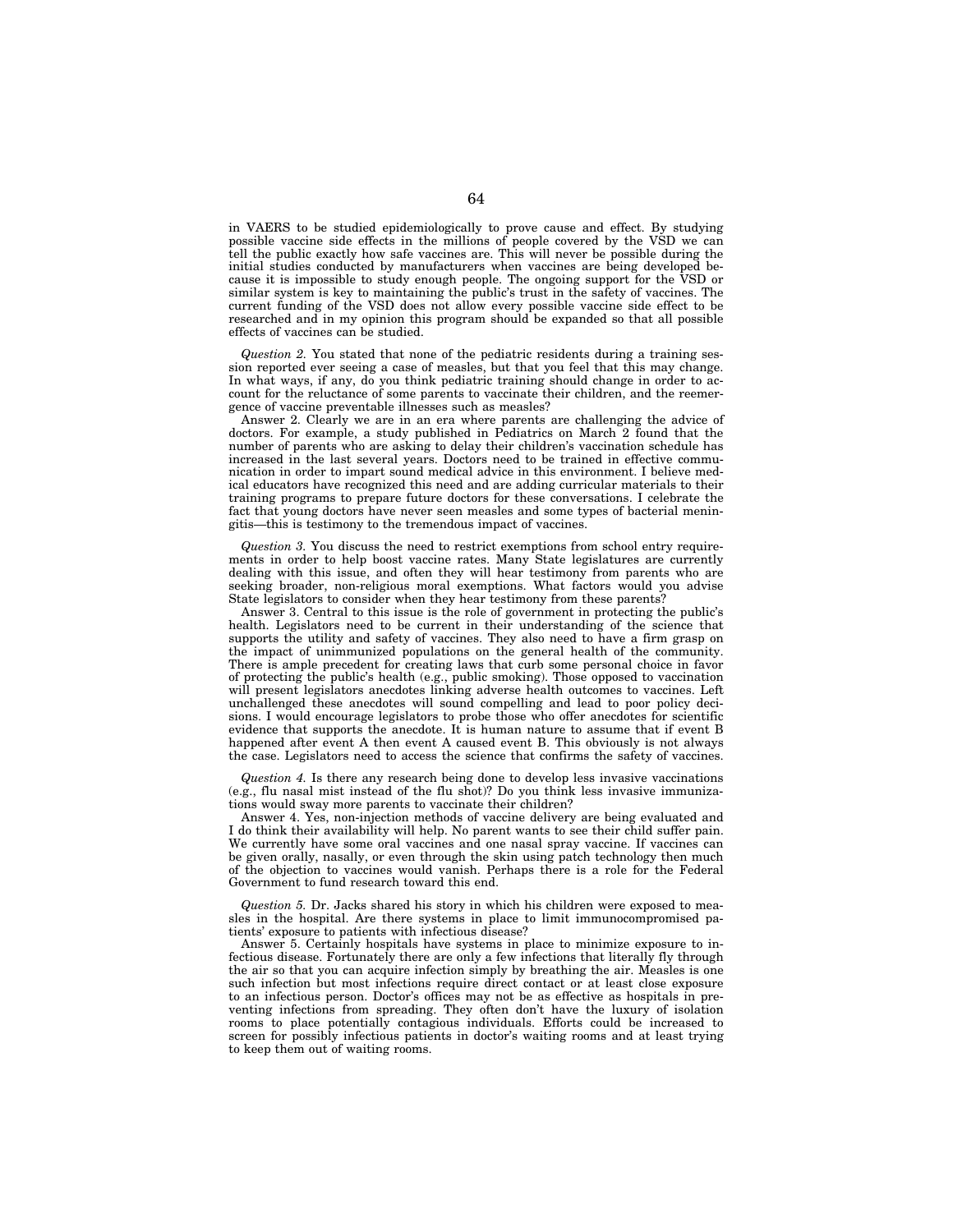in VAERS to be studied epidemiologically to prove cause and effect. By studying possible vaccine side effects in the millions of people covered by the VSD we can tell the public exactly how safe vaccines are. This will never be possible during the initial studies conducted by manufacturers when vaccines are being developed because it is impossible to study enough people. The ongoing support for the VSD or similar system is key to maintaining the public's trust in the safety of vaccines. The current funding of the VSD does not allow every possible vaccine side effect to be researched and in my opinion this program should be expanded so that all possible effects of vaccines can be studied.

*Question 2.* You stated that none of the pediatric residents during a training session reported ever seeing a case of measles, but that you feel that this may change. In what ways, if any, do you think pediatric training should change in order to account for the reluctance of some parents to vaccinate their children, and the reemergence of vaccine preventable illnesses such as measles?

Answer 2. Clearly we are in an era where parents are challenging the advice of doctors. For example, a study published in Pediatrics on March 2 found that the number of parents who are asking to delay their children's vaccination schedule has increased in the last several years. Doctors need to be trained in effective communication in order to impart sound medical advice in this environment. I believe medical educators have recognized this need and are adding curricular materials to their training programs to prepare future doctors for these conversations. I celebrate the fact that young doctors have never seen measles and some types of bacterial meningitis—this is testimony to the tremendous impact of vaccines.

*Question 3.* You discuss the need to restrict exemptions from school entry requirements in order to help boost vaccine rates. Many State legislatures are currently dealing with this issue, and often they will hear testimony from parents who are seeking broader, non-religious moral exemptions. What factors would you advise State legislators to consider when they hear testimony from these parents?

Answer 3. Central to this issue is the role of government in protecting the public's health. Legislators need to be current in their understanding of the science that supports the utility and safety of vaccines. They also need to have a firm grasp on the impact of unimmunized populations on the general health of the community. There is ample precedent for creating laws that curb some personal choice in favor of protecting the public's health (e.g., public smoking). Those opposed to vaccination will present legislators anecdotes linking adverse health outcomes to vaccines. Left unchallenged these anecdotes will sound compelling and lead to poor policy decisions. I would encourage legislators to probe those who offer anecdotes for scientific evidence that supports the anecdote. It is human nature to assume that if event B happened after event A then event A caused event B. This obviously is not always the case. Legislators need to access the science that confirms the safety of vaccines.

*Question 4.* Is there any research being done to develop less invasive vaccinations (e.g., flu nasal mist instead of the flu shot)? Do you think less invasive immunizations would sway more parents to vaccinate their children?

Answer 4. Yes, non-injection methods of vaccine delivery are being evaluated and I do think their availability will help. No parent wants to see their child suffer pain. We currently have some oral vaccines and one nasal spray vaccine. If vaccines can be given orally, nasally, or even through the skin using patch technology then much of the objection to vaccines would vanish. Perhaps there is a role for the Federal Government to fund research toward this end.

*Question 5.* Dr. Jacks shared his story in which his children were exposed to measles in the hospital. Are there systems in place to limit immunocompromised patients' exposure to patients with infectious disease?

Answer 5. Certainly hospitals have systems in place to minimize exposure to infectious disease. Fortunately there are only a few infections that literally fly through the air so that you can acquire infection simply by breathing the air. Measles is one such infection but most infections require direct contact or at least close exposure to an infectious person. Doctor's offices may not be as effective as hospitals in preventing infections from spreading. They often don't have the luxury of isolation rooms to place potentially contagious individuals. Efforts could be increased to screen for possibly infectious patients in doctor's waiting rooms and at least trying to keep them out of waiting rooms.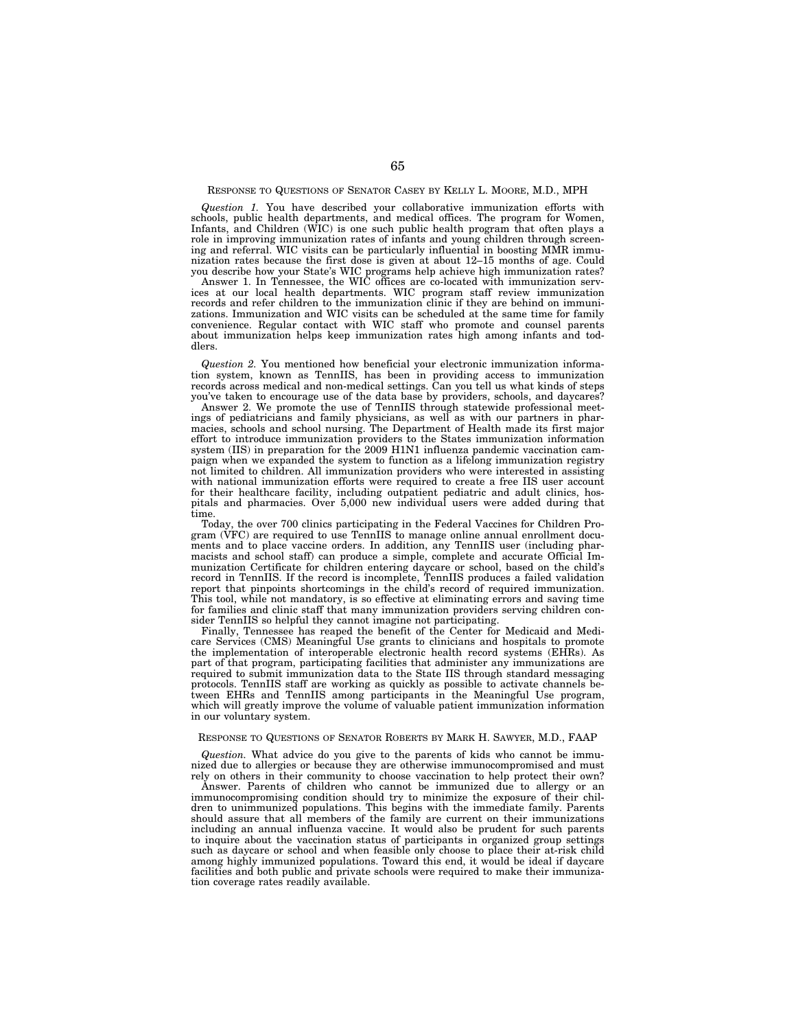RESPONSE TO QUESTIONS OF SENATOR CASEY BY KELLY L. MOORE, M.D., MPH

*Question 1.* You have described your collaborative immunization efforts with schools, public health departments, and medical offices. The program for Women, Infants, and Children (WIC) is one such public health program that often plays a role in improving immunization rates of infants and young children through screening and referral. WIC visits can be particularly influential in boosting MMR immunization rates because the first dose is given at about 12–15 months of age. Could you describe how your State's WIC programs help achieve high immunization rates?

Answer 1. In Tennessee, the WIC offices are co-located with immunization services at our local health departments. WIC program staff review immunization records and refer children to the immunization clinic if they are behind on immunizations. Immunization and WIC visits can be scheduled at the same time for family convenience. Regular contact with WIC staff who promote and counsel parents about immunization helps keep immunization rates high among infants and toddlers.

*Question 2.* You mentioned how beneficial your electronic immunization information system, known as TennIIS, has been in providing access to immunization records across medical and non-medical settings. Can you tell us what kinds of steps you've taken to encourage use of the data base by providers, schools, and daycares?

Answer 2. We promote the use of TennIIS through statewide professional meetings of pediatricians and family physicians, as well as with our partners in pharmacies, schools and school nursing. The Department of Health made its first major effort to introduce immunization providers to the States immunization information system (IIS) in preparation for the 2009 H1N1 influenza pandemic vaccination campaign when we expanded the system to function as a lifelong immunization registry not limited to children. All immunization providers who were interested in assisting with national immunization efforts were required to create a free IIS user account for their healthcare facility, including outpatient pediatric and adult clinics, hospitals and pharmacies. Over 5,000 new individual users were added during that time.

Today, the over 700 clinics participating in the Federal Vaccines for Children Program (VFC) are required to use TennIIS to manage online annual enrollment documents and to place vaccine orders. In addition, any TennIIS user (including pharmacists and school staff) can produce a simple, complete and accurate Official Immunization Certificate for children entering daycare or school, based on the child's record in TennIIS. If the record is incomplete, TennIIS produces a failed validation report that pinpoints shortcomings in the child's record of required immunization. This tool, while not mandatory, is so effective at eliminating errors and saving time for families and clinic staff that many immunization providers serving children consider TennIIS so helpful they cannot imagine not participating.

Finally, Tennessee has reaped the benefit of the Center for Medicaid and Medicare Services (CMS) Meaningful Use grants to clinicians and hospitals to promote the implementation of interoperable electronic health record systems (EHRs). As part of that program, participating facilities that administer any immunizations are required to submit immunization data to the State IIS through standard messaging protocols. TennIIS staff are working as quickly as possible to activate channels between EHRs and TennIIS among participants in the Meaningful Use program, which will greatly improve the volume of valuable patient immunization information in our voluntary system.

RESPONSE TO QUESTIONS OF SENATOR ROBERTS BY MARK H. SAWYER, M.D., FAAP

*Question.* What advice do you give to the parents of kids who cannot be immunized due to allergies or because they are otherwise immunocompromised and must rely on others in their community to choose vaccination to help protect their own?

Answer. Parents of children who cannot be immunized due to allergy or an immunocompromising condition should try to minimize the exposure of their children to unimmunized populations. This begins with the immediate family. Parents should assure that all members of the family are current on their immunizations including an annual influenza vaccine. It would also be prudent for such parents to inquire about the vaccination status of participants in organized group settings such as daycare or school and when feasible only choose to place their at-risk child among highly immunized populations. Toward this end, it would be ideal if daycare facilities and both public and private schools were required to make their immunization coverage rates readily available.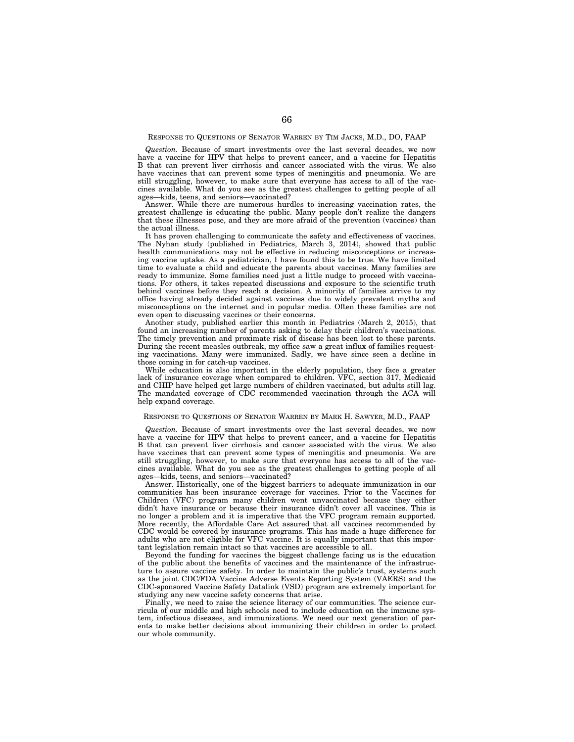RESPONSE TO QUESTIONS OF SENATOR WARREN BY TIM JACKS, M.D., DO, FAAP

*Question.* Because of smart investments over the last several decades, we now have a vaccine for HPV that helps to prevent cancer, and a vaccine for Hepatitis B that can prevent liver cirrhosis and cancer associated with the virus. We also have vaccines that can prevent some types of meningitis and pneumonia. We are still struggling, however, to make sure that everyone has access to all of the vaccines available. What do you see as the greatest challenges to getting people of all ages—kids, teens, and seniors—vaccinated?

Answer. While there are numerous hurdles to increasing vaccination rates, the greatest challenge is educating the public. Many people don't realize the dangers that these illnesses pose, and they are more afraid of the prevention (vaccines) than the actual illness.

It has proven challenging to communicate the safety and effectiveness of vaccines. The Nyhan study (published in Pediatrics, March 3, 2014), showed that public health communications may not be effective in reducing misconceptions or increasing vaccine uptake. As a pediatrician, I have found this to be true. We have limited time to evaluate a child and educate the parents about vaccines. Many families are ready to immunize. Some families need just a little nudge to proceed with vaccinations. For others, it takes repeated discussions and exposure to the scientific truth behind vaccines before they reach a decision. A minority of families arrive to my office having already decided against vaccines due to widely prevalent myths and misconceptions on the internet and in popular media. Often these families are not even open to discussing vaccines or their concerns.

Another study, published earlier this month in Pediatrics (March 2, 2015), that found an increasing number of parents asking to delay their children's vaccinations. The timely prevention and proximate risk of disease has been lost to these parents. During the recent measles outbreak, my office saw a great influx of families requesting vaccinations. Many were immunized. Sadly, we have since seen a decline in those coming in for catch-up vaccines.

While education is also important in the elderly population, they face a greater lack of insurance coverage when compared to children. VFC, section 317, Medicaid and CHIP have helped get large numbers of children vaccinated, but adults still lag. The mandated coverage of CDC recommended vaccination through the ACA will help expand coverage.

RESPONSE TO QUESTIONS OF SENATOR WARREN BY MARK H. SAWYER, M.D., FAAP

*Question.* Because of smart investments over the last several decades, we now have a vaccine for HPV that helps to prevent cancer, and a vaccine for Hepatitis B that can prevent liver cirrhosis and cancer associated with the virus. We also have vaccines that can prevent some types of meningitis and pneumonia. We are still struggling, however, to make sure that everyone has access to all of the vaccines available. What do you see as the greatest challenges to getting people of all ages—kids, teens, and seniors—vaccinated?

Answer. Historically, one of the biggest barriers to adequate immunization in our communities has been insurance coverage for vaccines. Prior to the Vaccines for Children (VFC) program many children went unvaccinated because they either didn't have insurance or because their insurance didn't cover all vaccines. This is no longer a problem and it is imperative that the VFC program remain supported. More recently, the Affordable Care Act assured that all vaccines recommended by CDC would be covered by insurance programs. This has made a huge difference for adults who are not eligible for VFC vaccine. It is equally important that this important legislation remain intact so that vaccines are accessible to all.

Beyond the funding for vaccines the biggest challenge facing us is the education of the public about the benefits of vaccines and the maintenance of the infrastructure to assure vaccine safety. In order to maintain the public's trust, systems such as the joint CDC/FDA Vaccine Adverse Events Reporting System (VAERS) and the CDC-sponsored Vaccine Safety Datalink (VSD) program are extremely important for studying any new vaccine safety concerns that arise.

Finally, we need to raise the science literacy of our communities. The science curricula of our middle and high schools need to include education on the immune system, infectious diseases, and immunizations. We need our next generation of parents to make better decisions about immunizing their children in order to protect our whole community.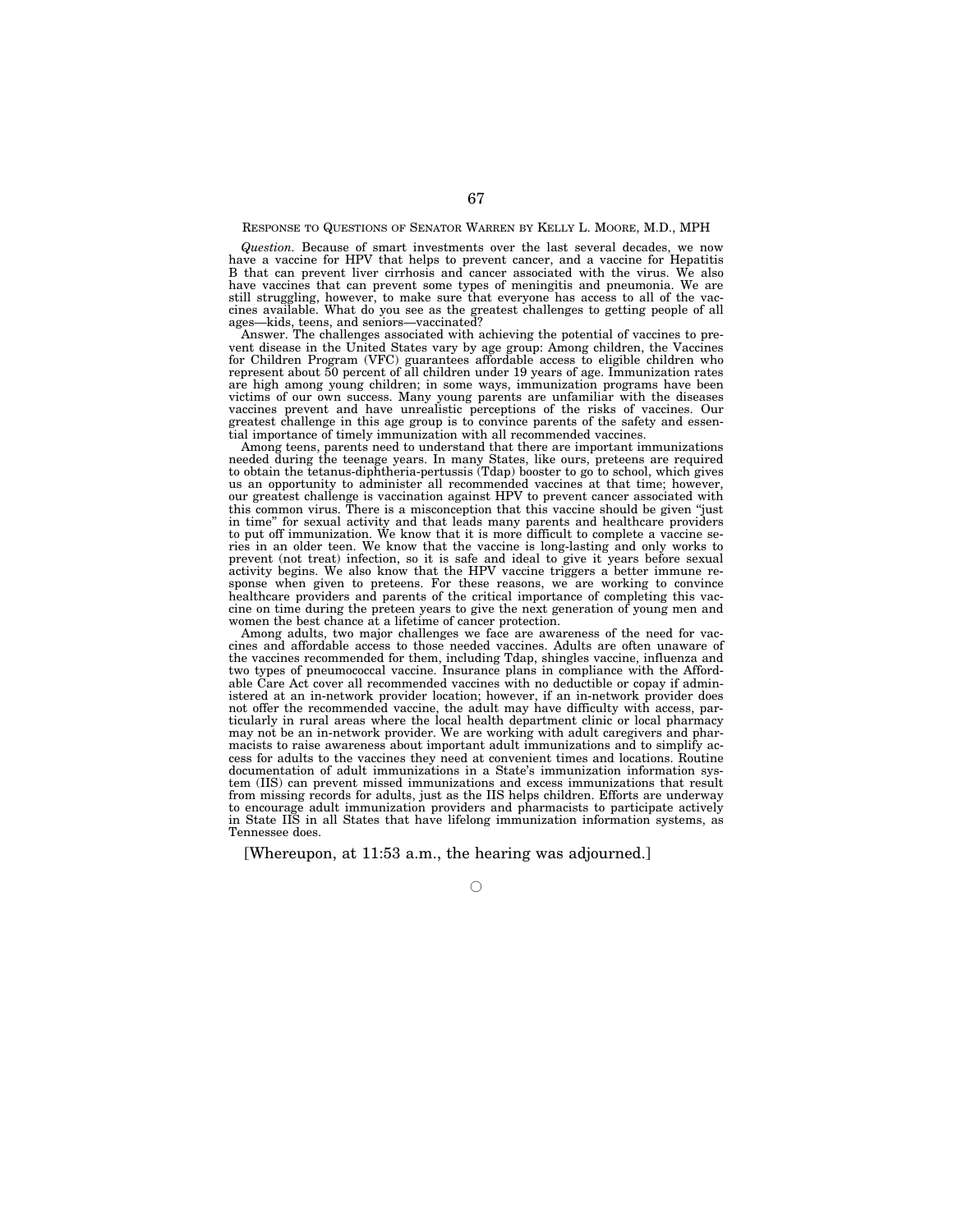RESPONSE TO QUESTIONS OF SENATOR WARREN BY KELLY L. MOORE, M.D., MPH

*Question.* Because of smart investments over the last several decades, we now have a vaccine for HPV that helps to prevent cancer, and a vaccine for Hepatitis B that can prevent liver cirrhosis and cancer associated with the virus. We also have vaccines that can prevent some types of meningitis and pneumonia. We are still struggling, however, to make sure that everyone has access to all of the vaccines available. What do you see as the greatest challenges to getting people of all ages—kids, teens, and seniors—vaccinated?

Answer. The challenges associated with achieving the potential of vaccines to prevent disease in the United States vary by age group: Among children, the Vaccines for Children Program (VFC) guarantees affordable access to eligible children who represent about 50 percent of all children under 19 years of age. Immunization rates are high among young children; in some ways, immunization programs have been victims of our own success. Many young parents are unfamiliar with the diseases vaccines prevent and have unrealistic perceptions of the risks of vaccines. Our greatest challenge in this age group is to convince parents of the safety and essential importance of timely immunization with all recommended vaccines.

Among teens, parents need to understand that there are important immunizations needed during the teenage years. In many States, like ours, preteens are required to obtain the tetanus-diphtheria-pertussis (Tdap) booster to go to school, which gives us an opportunity to administer all recommended vaccines at that time; however, our greatest challenge is vaccination against HPV to prevent cancer associated with this common virus. There is a misconception that this vaccine should be given "just in time" for sexual activity and that leads many parents and healthcare providers to put off immunization. We know that it is more difficult to complete a vaccine series in an older teen. We know that the vaccine is long-lasting and only works to prevent (not treat) infection, so it is safe and ideal to give it years before sexual activity begins. We also know that the HPV vaccine triggers a better immune response when given to preteens. For these reasons, we are working to convince healthcare providers and parents of the critical importance of completing this vaccine on time during the preteen years to give the next generation of young men and women the best chance at a lifetime of cancer protection.

Among adults, two major challenges we face are awareness of the need for vaccines and affordable access to those needed vaccines. Adults are often unaware of the vaccines recommended for them, including Tdap, shingles vaccine, influenza and two types of pneumococcal vaccine. Insurance plans in compliance with the Affordable Care Act cover all recommended vaccines with no deductible or copay if administered at an in-network provider location; however, if an in-network provider does not offer the recommended vaccine, the adult may have difficulty with access, particularly in rural areas where the local health department clinic or local pharmacy may not be an in-network provider. We are working with adult caregivers and pharmacists to raise awareness about important adult immunizations and to simplify access for adults to the vaccines they need at convenient times and locations. Routine documentation of adult immunizations in a State's immunization information system (IIS) can prevent missed immunizations and excess immunizations that result from missing records for adults, just as the IIS helps children. Efforts are underway to encourage adult immunization providers and pharmacists to participate actively in State IIS in all States that have lifelong immunization information systems, as Tennessee does.

[Whereupon, at 11:53 a.m., the hearing was adjourned.]

○